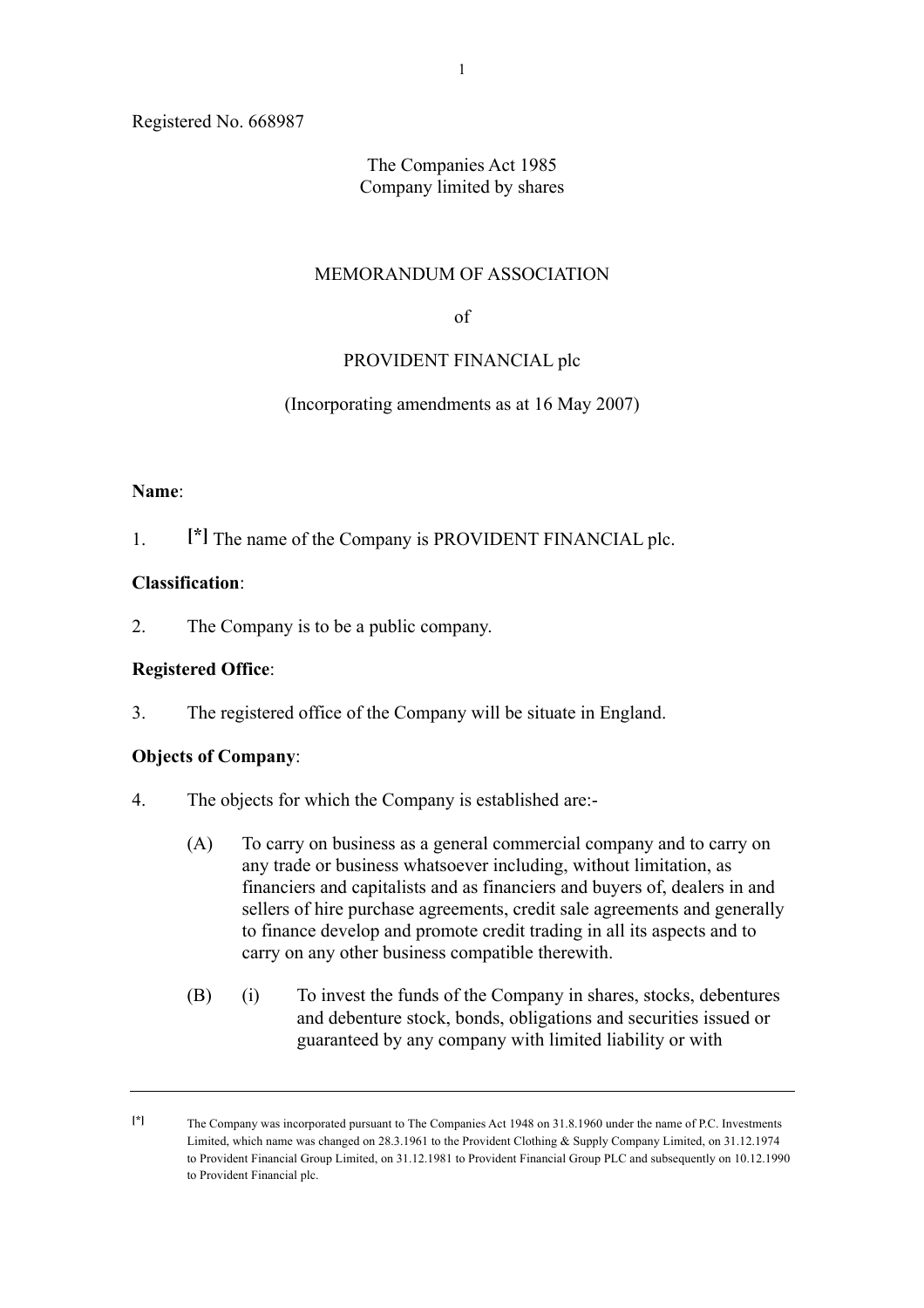Registered No. 668987

The Companies Act 1985
Company limited by shares

# MEMORANDUM OF ASSOCIATION

of

PROVIDENT FINANCIAL plc

(Incorporating amendments as at 16 May 2007)

**Name**:

1. [*] The name of the Company is PROVIDENT FINANCIAL plc.

**Classification**:

2. The Company is to be a public company.

**Registered Office**:

3. The registered office of the Company will be situate in England.

**Objects of Company**:

4. The objects for which the Company is established are:-

   (A) To carry on business as a general commercial company and to carry on any trade or business whatsoever including, without limitation, as financiers and capitalists and as financiers and buyers of, dealers in and sellers of hire purchase agreements, credit sale agreements and generally to finance develop and promote credit trading in all its aspects and to carry on any other business compatible therewith.

   (B) (i) To invest the funds of the Company in shares, stocks, debentures and debenture stock, bonds, obligations and securities issued or guaranteed by any company with limited liability or with

---

[*] The Company was incorporated pursuant to The Companies Act 1948 on 31.8.1960 under the name of P.C. Investments Limited, which name was changed on 28.3.1961 to the Provident Clothing & Supply Company Limited, on 31.12.1974 to Provident Financial Group Limited, on 31.12.1981 to Provident Financial Group PLC and subsequently on 10.12.1990 to Provident Financial plc.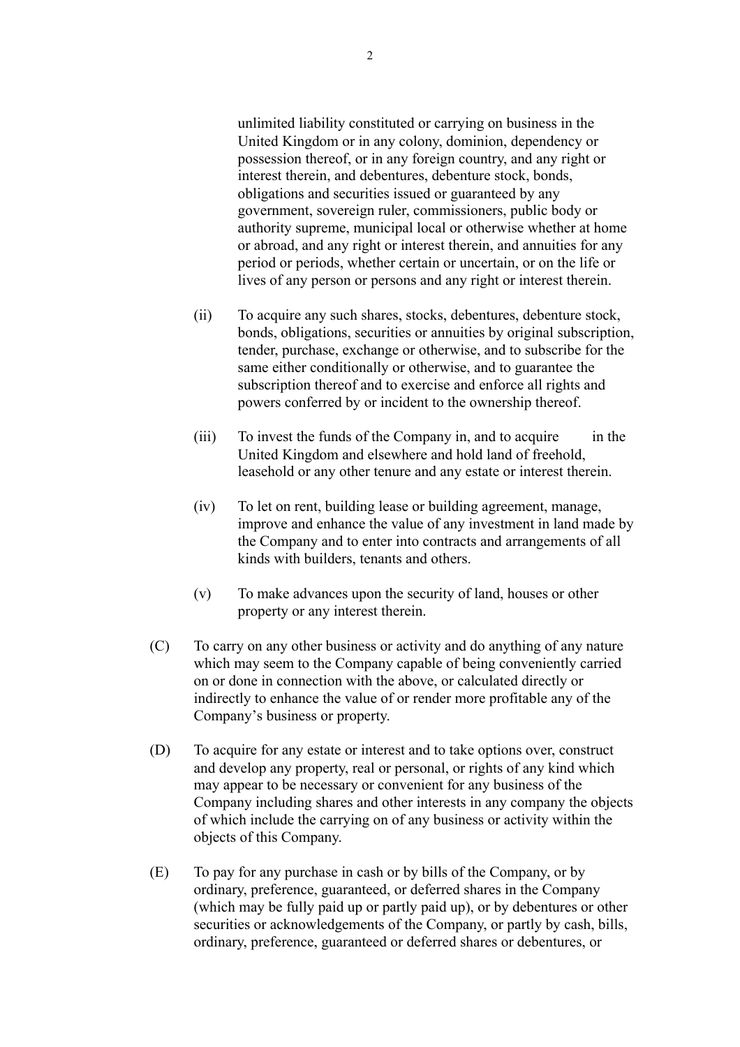unlimited liability constituted or carrying on business in the United Kingdom or in any colony, dominion, dependency or possession thereof, or in any foreign country, and any right or interest therein, and debentures, debenture stock, bonds, obligations and securities issued or guaranteed by any government, sovereign ruler, commissioners, public body or authority supreme, municipal local or otherwise whether at home or abroad, and any right or interest therein, and annuities for any period or periods, whether certain or uncertain, or on the life or lives of any person or persons and any right or interest therein.

(ii) To acquire any such shares, stocks, debentures, debenture stock, bonds, obligations, securities or annuities by original subscription, tender, purchase, exchange or otherwise, and to subscribe for the same either conditionally or otherwise, and to guarantee the subscription thereof and to exercise and enforce all rights and powers conferred by or incident to the ownership thereof.

(iii) To invest the funds of the Company in, and to acquire in the United Kingdom and elsewhere and hold land of freehold, leasehold or any other tenure and any estate or interest therein.

(iv) To let on rent, building lease or building agreement, manage, improve and enhance the value of any investment in land made by the Company and to enter into contracts and arrangements of all kinds with builders, tenants and others.

(v) To make advances upon the security of land, houses or other property or any interest therein.

(C) To carry on any other business or activity and do anything of any nature which may seem to the Company capable of being conveniently carried on or done in connection with the above, or calculated directly or indirectly to enhance the value of or render more profitable any of the Company's business or property.

(D) To acquire for any estate or interest and to take options over, construct and develop any property, real or personal, or rights of any kind which may appear to be necessary or convenient for any business of the Company including shares and other interests in any company the objects of which include the carrying on of any business or activity within the objects of this Company.

(E) To pay for any purchase in cash or by bills of the Company, or by ordinary, preference, guaranteed, or deferred shares in the Company (which may be fully paid up or partly paid up), or by debentures or other securities or acknowledgements of the Company, or partly by cash, bills, ordinary, preference, guaranteed or deferred shares or debentures, or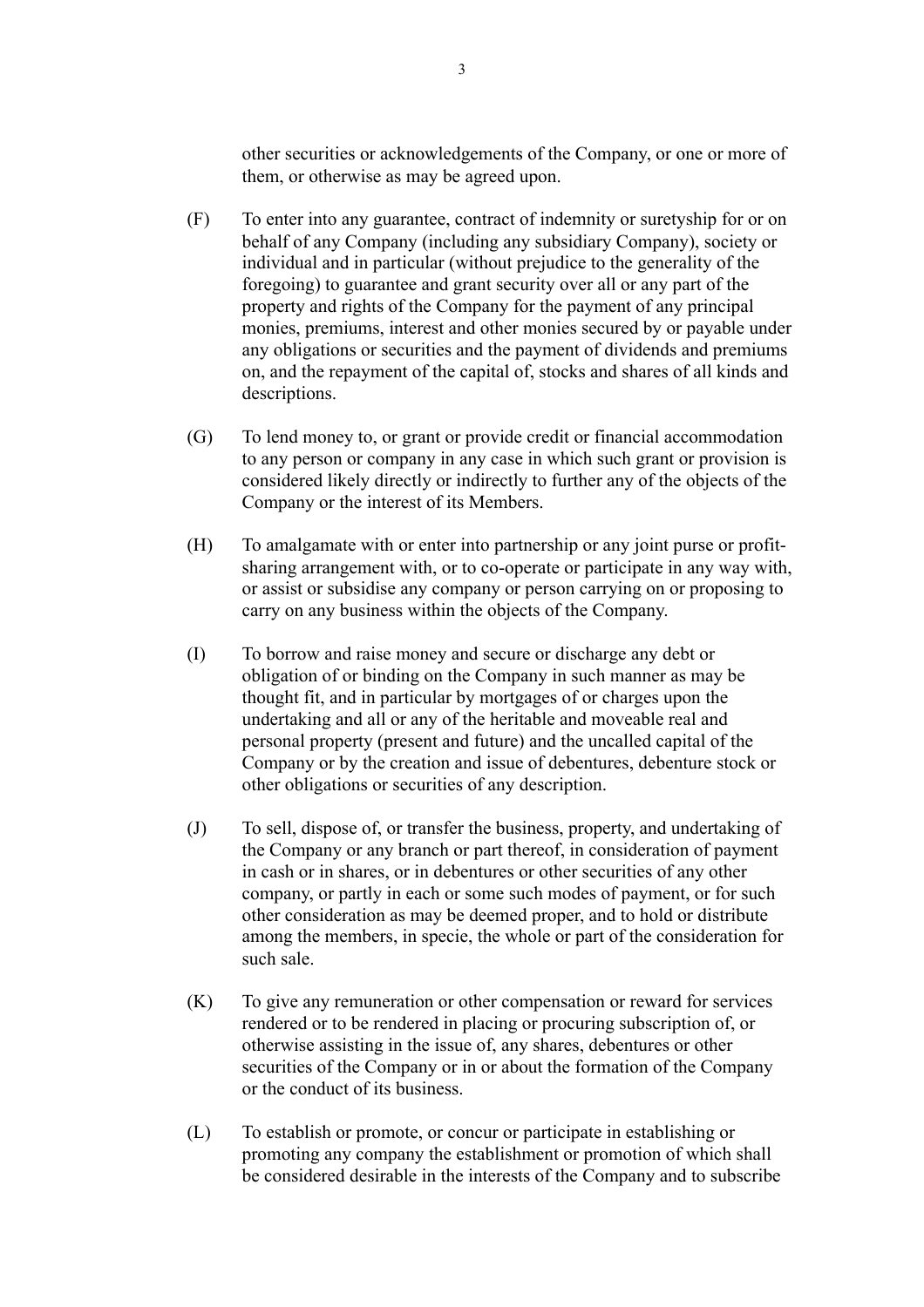other securities or acknowledgements of the Company, or one or more of them, or otherwise as may be agreed upon.

(F) To enter into any guarantee, contract of indemnity or suretyship for or on behalf of any Company (including any subsidiary Company), society or individual and in particular (without prejudice to the generality of the foregoing) to guarantee and grant security over all or any part of the property and rights of the Company for the payment of any principal monies, premiums, interest and other monies secured by or payable under any obligations or securities and the payment of dividends and premiums on, and the repayment of the capital of, stocks and shares of all kinds and descriptions.

(G) To lend money to, or grant or provide credit or financial accommodation to any person or company in any case in which such grant or provision is considered likely directly or indirectly to further any of the objects of the Company or the interest of its Members.

(H) To amalgamate with or enter into partnership or any joint purse or profit-sharing arrangement with, or to co-operate or participate in any way with, or assist or subsidise any company or person carrying on or proposing to carry on any business within the objects of the Company.

(I) To borrow and raise money and secure or discharge any debt or obligation of or binding on the Company in such manner as may be thought fit, and in particular by mortgages of or charges upon the undertaking and all or any of the heritable and moveable real and personal property (present and future) and the uncalled capital of the Company or by the creation and issue of debentures, debenture stock or other obligations or securities of any description.

(J) To sell, dispose of, or transfer the business, property, and undertaking of the Company or any branch or part thereof, in consideration of payment in cash or in shares, or in debentures or other securities of any other company, or partly in each or some such modes of payment, or for such other consideration as may be deemed proper, and to hold or distribute among the members, in specie, the whole or part of the consideration for such sale.

(K) To give any remuneration or other compensation or reward for services rendered or to be rendered in placing or procuring subscription of, or otherwise assisting in the issue of, any shares, debentures or other securities of the Company or in or about the formation of the Company or the conduct of its business.

(L) To establish or promote, or concur or participate in establishing or promoting any company the establishment or promotion of which shall be considered desirable in the interests of the Company and to subscribe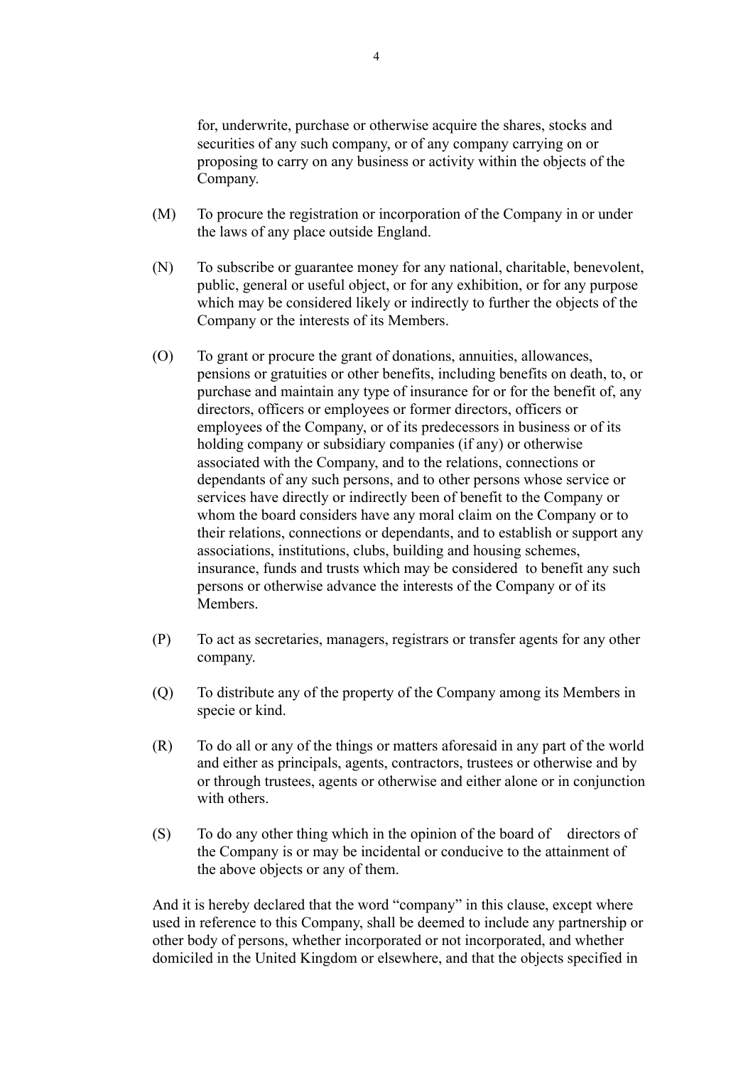for, underwrite, purchase or otherwise acquire the shares, stocks and securities of any such company, or of any company carrying on or proposing to carry on any business or activity within the objects of the Company.

(M) To procure the registration or incorporation of the Company in or under the laws of any place outside England.

(N) To subscribe or guarantee money for any national, charitable, benevolent, public, general or useful object, or for any exhibition, or for any purpose which may be considered likely or indirectly to further the objects of the Company or the interests of its Members.

(O) To grant or procure the grant of donations, annuities, allowances, pensions or gratuities or other benefits, including benefits on death, to, or purchase and maintain any type of insurance for or for the benefit of, any directors, officers or employees or former directors, officers or employees of the Company, or of its predecessors in business or of its holding company or subsidiary companies (if any) or otherwise associated with the Company, and to the relations, connections or dependants of any such persons, and to other persons whose service or services have directly or indirectly been of benefit to the Company or whom the board considers have any moral claim on the Company or to their relations, connections or dependants, and to establish or support any associations, institutions, clubs, building and housing schemes, insurance, funds and trusts which may be considered to benefit any such persons or otherwise advance the interests of the Company or of its Members.

(P) To act as secretaries, managers, registrars or transfer agents for any other company.

(Q) To distribute any of the property of the Company among its Members in specie or kind.

(R) To do all or any of the things or matters aforesaid in any part of the world and either as principals, agents, contractors, trustees or otherwise and by or through trustees, agents or otherwise and either alone or in conjunction with others.

(S) To do any other thing which in the opinion of the board of directors of the Company is or may be incidental or conducive to the attainment of the above objects or any of them.

And it is hereby declared that the word "company" in this clause, except where used in reference to this Company, shall be deemed to include any partnership or other body of persons, whether incorporated or not incorporated, and whether domiciled in the United Kingdom or elsewhere, and that the objects specified in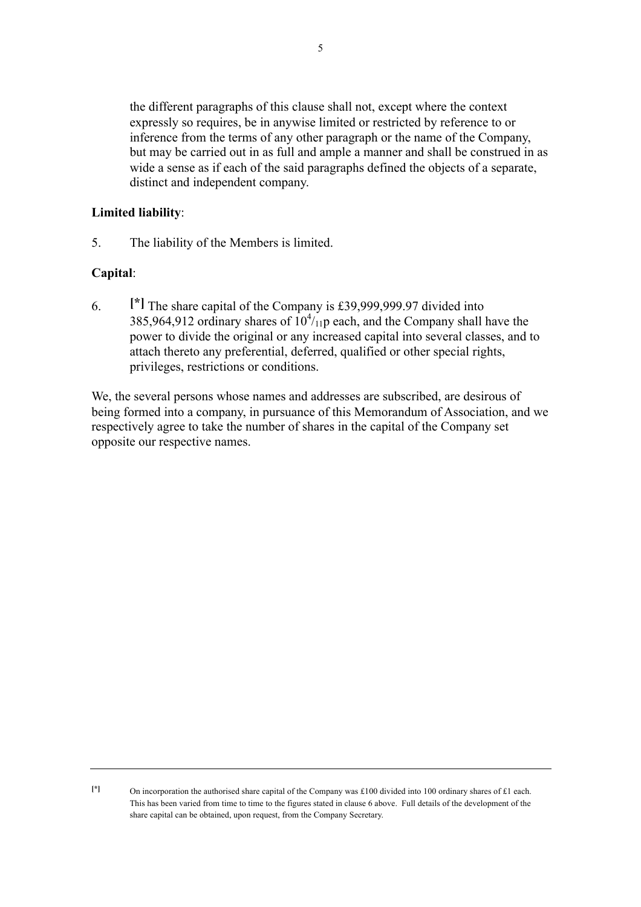the different paragraphs of this clause shall not, except where the context expressly so requires, be in anywise limited or restricted by reference to or inference from the terms of any other paragraph or the name of the Company, but may be carried out in as full and ample a manner and shall be construed in as wide a sense as if each of the said paragraphs defined the objects of a separate, distinct and independent company.

**Limited liability**:

5. The liability of the Members is limited.

**Capital**:

6. [*] The share capital of the Company is £39,999,999.97 divided into 385,964,912 ordinary shares of $10^{4}/_{11}$p each, and the Company shall have the power to divide the original or any increased capital into several classes, and to attach thereto any preferential, deferred, qualified or other special rights, privileges, restrictions or conditions.

We, the several persons whose names and addresses are subscribed, are desirous of being formed into a company, in pursuance of this Memorandum of Association, and we respectively agree to take the number of shares in the capital of the Company set opposite our respective names.

---

[*] On incorporation the authorised share capital of the Company was £100 divided into 100 ordinary shares of £1 each. This has been varied from time to time to the figures stated in clause 6 above. Full details of the development of the share capital can be obtained, upon request, from the Company Secretary.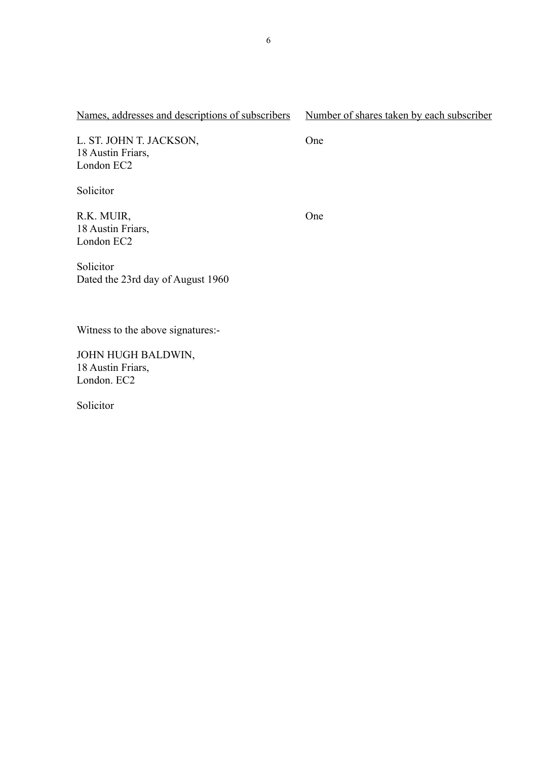| Names, addresses and descriptions of subscribers | Number of shares taken by each subscriber |
|---|---|
| L. ST. JOHN T. JACKSON,<br>18 Austin Friars,<br>London EC2<br><br>Solicitor | One |
| R.K. MUIR,<br>18 Austin Friars,<br>London EC2<br><br>Solicitor | One |

Dated the 23rd day of August 1960

Witness to the above signatures:-

JOHN HUGH BALDWIN,
18 Austin Friars,
London. EC2

Solicitor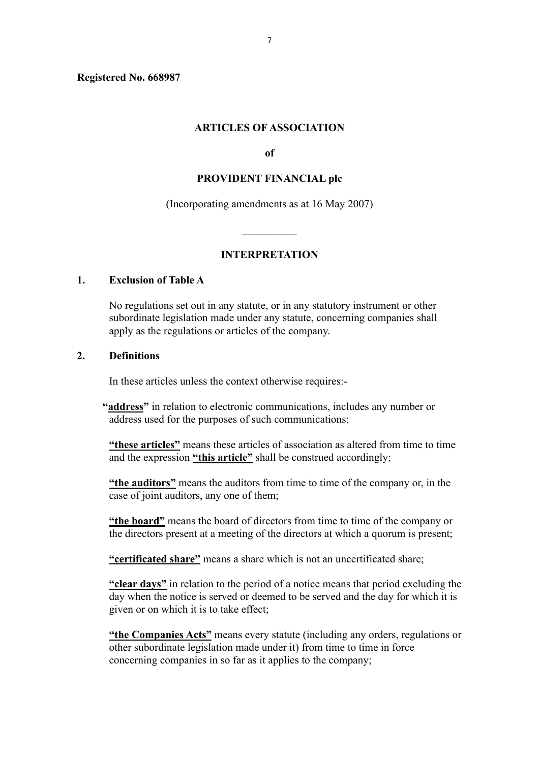**Registered No. 668987**

# ARTICLES OF ASSOCIATION

**of**

**PROVIDENT FINANCIAL plc**

(Incorporating amendments as at 16 May 2007)

__________

## INTERPRETATION

### 1. Exclusion of Table A

No regulations set out in any statute, or in any statutory instrument or other subordinate legislation made under any statute, concerning companies shall apply as the regulations or articles of the company.

### 2. Definitions

In these articles unless the context otherwise requires:-

**"address"** in relation to electronic communications, includes any number or address used for the purposes of such communications;

**"these articles"** means these articles of association as altered from time to time and the expression **"this article"** shall be construed accordingly;

**"the auditors"** means the auditors from time to time of the company or, in the case of joint auditors, any one of them;

**"the board"** means the board of directors from time to time of the company or the directors present at a meeting of the directors at which a quorum is present;

**"certificated share"** means a share which is not an uncertificated share;

**"clear days"** in relation to the period of a notice means that period excluding the day when the notice is served or deemed to be served and the day for which it is given or on which it is to take effect;

**"the Companies Acts"** means every statute (including any orders, regulations or other subordinate legislation made under it) from time to time in force concerning companies in so far as it applies to the company;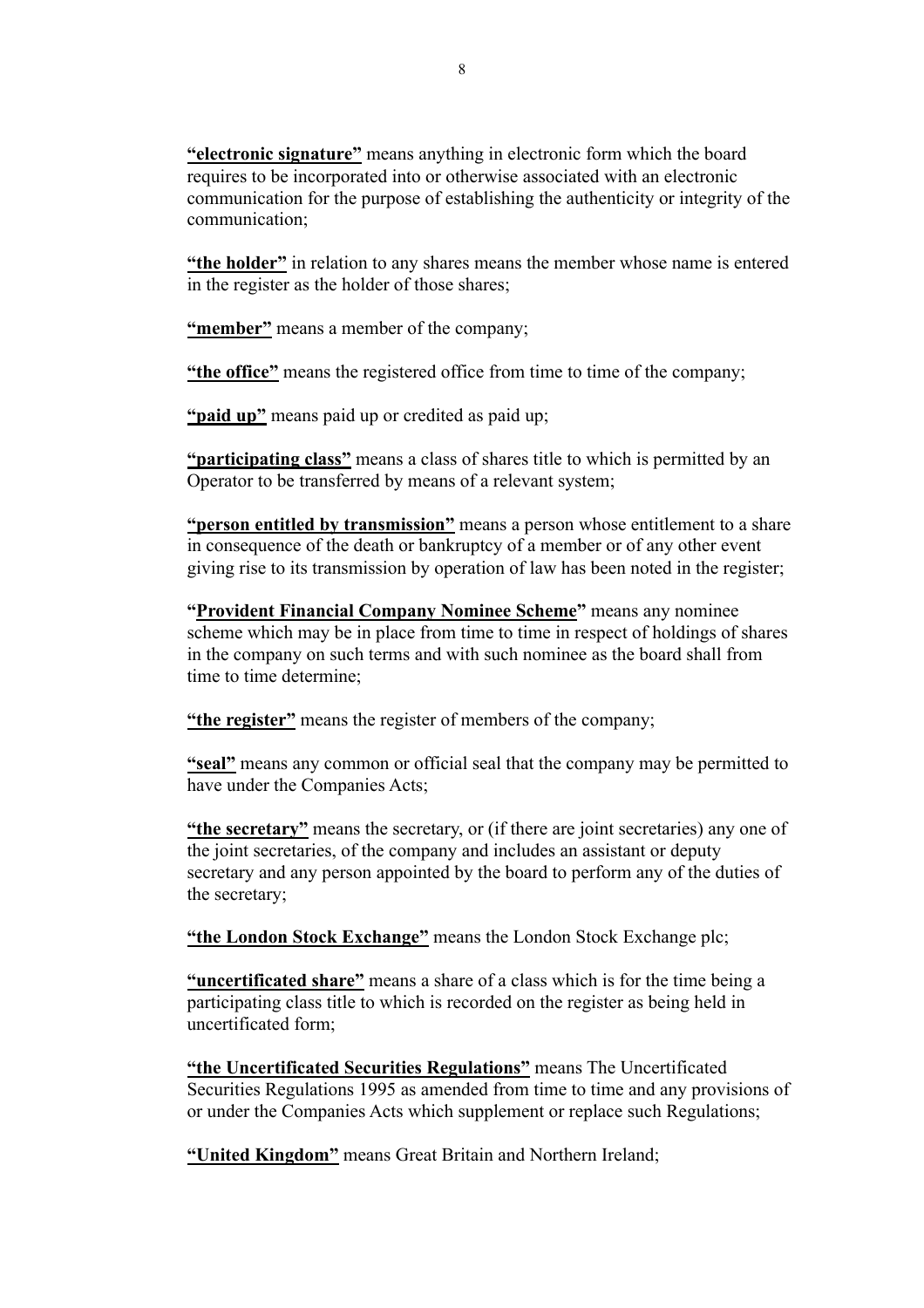**“electronic signature”** means anything in electronic form which the board requires to be incorporated into or otherwise associated with an electronic communication for the purpose of establishing the authenticity or integrity of the communication;

**“the holder”** in relation to any shares means the member whose name is entered in the register as the holder of those shares;

**“member”** means a member of the company;

**“the office”** means the registered office from time to time of the company;

**“paid up”** means paid up or credited as paid up;

**“participating class”** means a class of shares title to which is permitted by an Operator to be transferred by means of a relevant system;

**“person entitled by transmission”** means a person whose entitlement to a share in consequence of the death or bankruptcy of a member or of any other event giving rise to its transmission by operation of law has been noted in the register;

**“Provident Financial Company Nominee Scheme”** means any nominee scheme which may be in place from time to time in respect of holdings of shares in the company on such terms and with such nominee as the board shall from time to time determine;

**“the register”** means the register of members of the company;

**“seal”** means any common or official seal that the company may be permitted to have under the Companies Acts;

**“the secretary”** means the secretary, or (if there are joint secretaries) any one of the joint secretaries, of the company and includes an assistant or deputy secretary and any person appointed by the board to perform any of the duties of the secretary;

**“the London Stock Exchange”** means the London Stock Exchange plc;

**“uncertificated share”** means a share of a class which is for the time being a participating class title to which is recorded on the register as being held in uncertificated form;

**“the Uncertificated Securities Regulations”** means The Uncertificated Securities Regulations 1995 as amended from time to time and any provisions of or under the Companies Acts which supplement or replace such Regulations;

**“United Kingdom”** means Great Britain and Northern Ireland;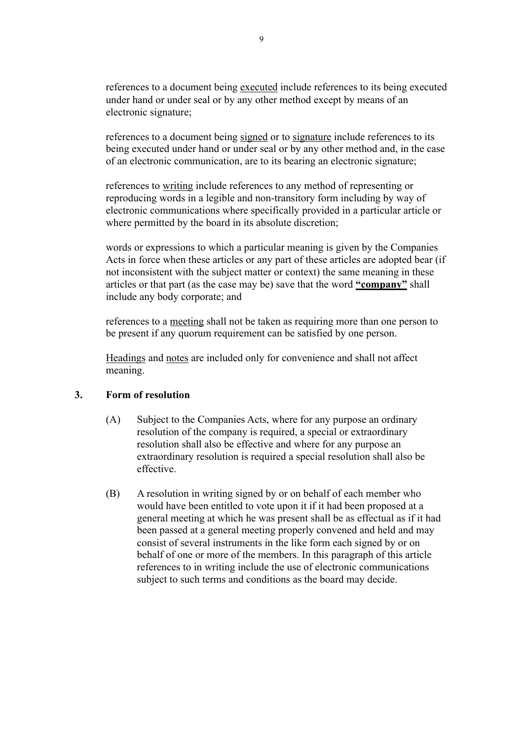references to a document being <u>executed</u> include references to its being executed under hand or under seal or by any other method except by means of an electronic signature;

references to a document being <u>signed</u> or to <u>signature</u> include references to its being executed under hand or under seal or by any other method and, in the case of an electronic communication, are to its bearing an electronic signature;

references to <u>writing</u> include references to any method of representing or reproducing words in a legible and non-transitory form including by way of electronic communications where specifically provided in a particular article or where permitted by the board in its absolute discretion;

words or expressions to which a particular meaning is given by the Companies Acts in force when these articles or any part of these articles are adopted bear (if not inconsistent with the subject matter or context) the same meaning in these articles or that part (as the case may be) save that the word **<u>"company"</u>** shall include any body corporate; and

references to a <u>meeting</u> shall not be taken as requiring more than one person to be present if any quorum requirement can be satisfied by one person.

<u>Headings</u> and <u>notes</u> are included only for convenience and shall not affect meaning.

## 3. Form of resolution

(A) Subject to the Companies Acts, where for any purpose an ordinary resolution of the company is required, a special or extraordinary resolution shall also be effective and where for any purpose an extraordinary resolution is required a special resolution shall also be effective.

(B) A resolution in writing signed by or on behalf of each member who would have been entitled to vote upon it if it had been proposed at a general meeting at which he was present shall be as effectual as if it had been passed at a general meeting properly convened and held and may consist of several instruments in the like form each signed by or on behalf of one or more of the members. In this paragraph of this article references to in writing include the use of electronic communications subject to such terms and conditions as the board may decide.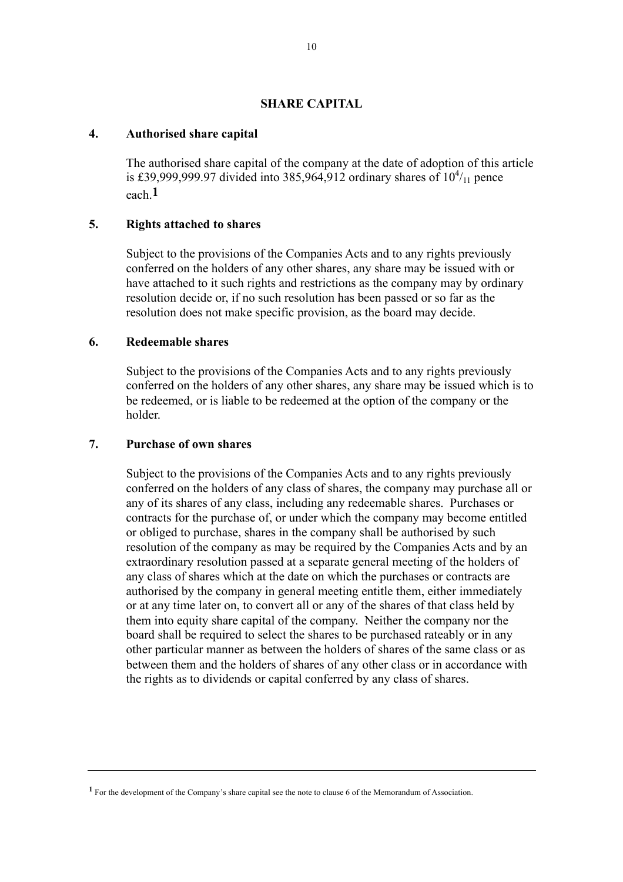# SHARE CAPITAL

## 4. Authorised share capital

The authorised share capital of the company at the date of adoption of this article is £39,999,999.97 divided into 385,964,912 ordinary shares of $10^{4}/_{11}$ pence each.[1]

## 5. Rights attached to shares

Subject to the provisions of the Companies Acts and to any rights previously conferred on the holders of any other shares, any share may be issued with or have attached to it such rights and restrictions as the company may by ordinary resolution decide or, if no such resolution has been passed or so far as the resolution does not make specific provision, as the board may decide.

## 6. Redeemable shares

Subject to the provisions of the Companies Acts and to any rights previously conferred on the holders of any other shares, any share may be issued which is to be redeemed, or is liable to be redeemed at the option of the company or the holder.

## 7. Purchase of own shares

Subject to the provisions of the Companies Acts and to any rights previously conferred on the holders of any class of shares, the company may purchase all or any of its shares of any class, including any redeemable shares. Purchases or contracts for the purchase of, or under which the company may become entitled or obliged to purchase, shares in the company shall be authorised by such resolution of the company as may be required by the Companies Acts and by an extraordinary resolution passed at a separate general meeting of the holders of any class of shares which at the date on which the purchases or contracts are authorised by the company in general meeting entitle them, either immediately or at any time later on, to convert all or any of the shares of that class held by them into equity share capital of the company. Neither the company nor the board shall be required to select the shares to be purchased rateably or in any other particular manner as between the holders of shares of the same class or as between them and the holders of shares of any other class or in accordance with the rights as to dividends or capital conferred by any class of shares.

---

[1] For the development of the Company's share capital see the note to clause 6 of the Memorandum of Association.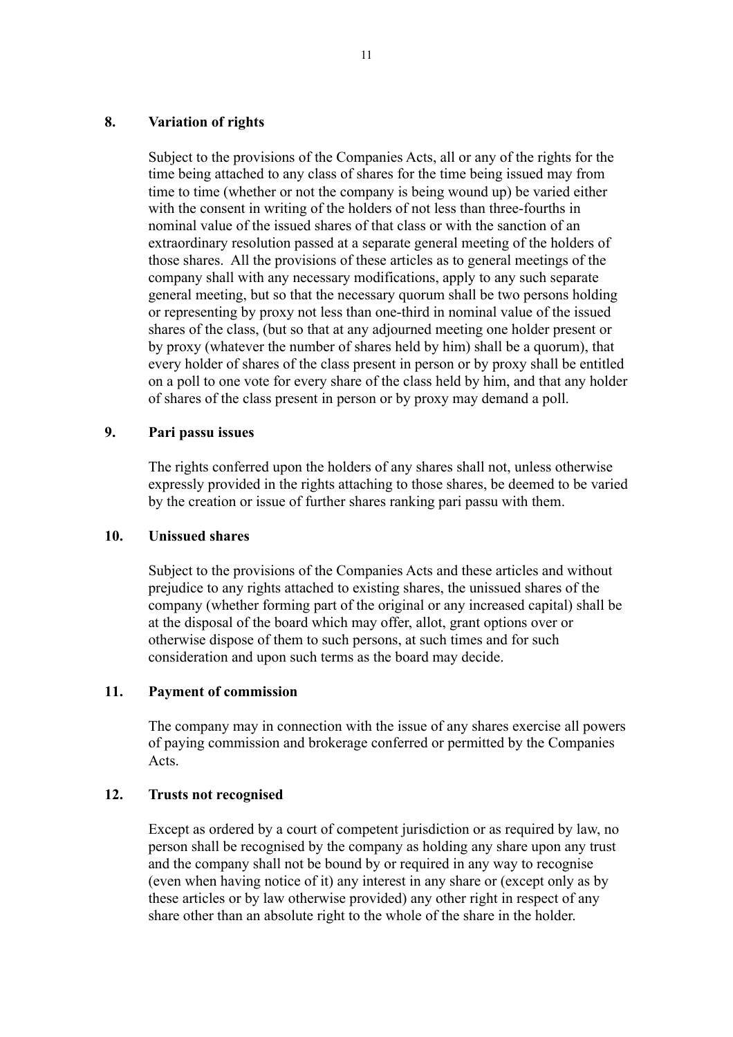## 8. Variation of rights

Subject to the provisions of the Companies Acts, all or any of the rights for the time being attached to any class of shares for the time being issued may from time to time (whether or not the company is being wound up) be varied either with the consent in writing of the holders of not less than three-fourths in nominal value of the issued shares of that class or with the sanction of an extraordinary resolution passed at a separate general meeting of the holders of those shares. All the provisions of these articles as to general meetings of the company shall with any necessary modifications, apply to any such separate general meeting, but so that the necessary quorum shall be two persons holding or representing by proxy not less than one-third in nominal value of the issued shares of the class, (but so that at any adjourned meeting one holder present or by proxy (whatever the number of shares held by him) shall be a quorum), that every holder of shares of the class present in person or by proxy shall be entitled on a poll to one vote for every share of the class held by him, and that any holder of shares of the class present in person or by proxy may demand a poll.

## 9. Pari passu issues

The rights conferred upon the holders of any shares shall not, unless otherwise expressly provided in the rights attaching to those shares, be deemed to be varied by the creation or issue of further shares ranking pari passu with them.

## 10. Unissued shares

Subject to the provisions of the Companies Acts and these articles and without prejudice to any rights attached to existing shares, the unissued shares of the company (whether forming part of the original or any increased capital) shall be at the disposal of the board which may offer, allot, grant options over or otherwise dispose of them to such persons, at such times and for such consideration and upon such terms as the board may decide.

## 11. Payment of commission

The company may in connection with the issue of any shares exercise all powers of paying commission and brokerage conferred or permitted by the Companies Acts.

## 12. Trusts not recognised

Except as ordered by a court of competent jurisdiction or as required by law, no person shall be recognised by the company as holding any share upon any trust and the company shall not be bound by or required in any way to recognise (even when having notice of it) any interest in any share or (except only as by these articles or by law otherwise provided) any other right in respect of any share other than an absolute right to the whole of the share in the holder.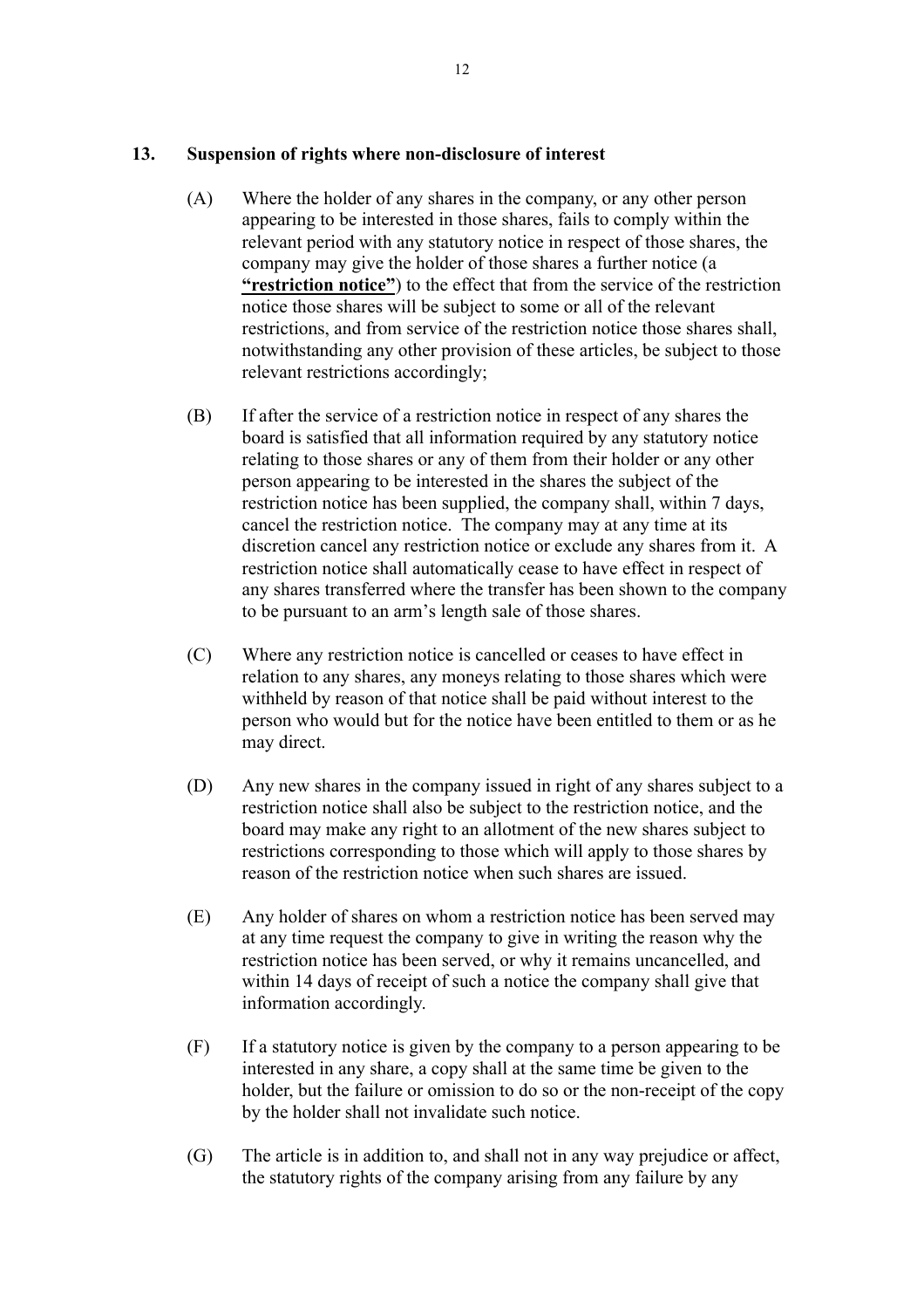## 13. Suspension of rights where non-disclosure of interest

(A) Where the holder of any shares in the company, or any other person appearing to be interested in those shares, fails to comply within the relevant period with any statutory notice in respect of those shares, the company may give the holder of those shares a further notice (a **"restriction notice"**) to the effect that from the service of the restriction notice those shares will be subject to some or all of the relevant restrictions, and from service of the restriction notice those shares shall, notwithstanding any other provision of these articles, be subject to those relevant restrictions accordingly;

(B) If after the service of a restriction notice in respect of any shares the board is satisfied that all information required by any statutory notice relating to those shares or any of them from their holder or any other person appearing to be interested in the shares the subject of the restriction notice has been supplied, the company shall, within 7 days, cancel the restriction notice. The company may at any time at its discretion cancel any restriction notice or exclude any shares from it. A restriction notice shall automatically cease to have effect in respect of any shares transferred where the transfer has been shown to the company to be pursuant to an arm's length sale of those shares.

(C) Where any restriction notice is cancelled or ceases to have effect in relation to any shares, any moneys relating to those shares which were withheld by reason of that notice shall be paid without interest to the person who would but for the notice have been entitled to them or as he may direct.

(D) Any new shares in the company issued in right of any shares subject to a restriction notice shall also be subject to the restriction notice, and the board may make any right to an allotment of the new shares subject to restrictions corresponding to those which will apply to those shares by reason of the restriction notice when such shares are issued.

(E) Any holder of shares on whom a restriction notice has been served may at any time request the company to give in writing the reason why the restriction notice has been served, or why it remains uncancelled, and within 14 days of receipt of such a notice the company shall give that information accordingly.

(F) If a statutory notice is given by the company to a person appearing to be interested in any share, a copy shall at the same time be given to the holder, but the failure or omission to do so or the non-receipt of the copy by the holder shall not invalidate such notice.

(G) The article is in addition to, and shall not in any way prejudice or affect, the statutory rights of the company arising from any failure by any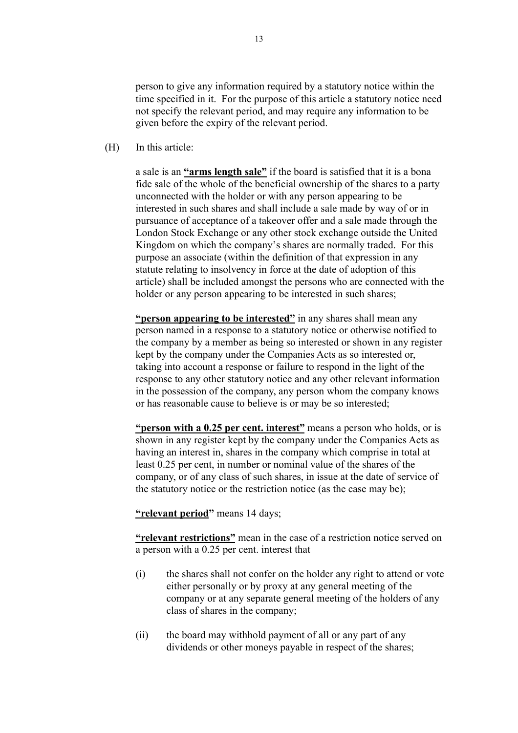person to give any information required by a statutory notice within the time specified in it. For the purpose of this article a statutory notice need not specify the relevant period, and may require any information to be given before the expiry of the relevant period.

(H) In this article:

a sale is an **"arms length sale"** if the board is satisfied that it is a bona fide sale of the whole of the beneficial ownership of the shares to a party unconnected with the holder or with any person appearing to be interested in such shares and shall include a sale made by way of or in pursuance of acceptance of a takeover offer and a sale made through the London Stock Exchange or any other stock exchange outside the United Kingdom on which the company's shares are normally traded. For this purpose an associate (within the definition of that expression in any statute relating to insolvency in force at the date of adoption of this article) shall be included amongst the persons who are connected with the holder or any person appearing to be interested in such shares;

**"person appearing to be interested"** in any shares shall mean any person named in a response to a statutory notice or otherwise notified to the company by a member as being so interested or shown in any register kept by the company under the Companies Acts as so interested or, taking into account a response or failure to respond in the light of the response to any other statutory notice and any other relevant information in the possession of the company, any person whom the company knows or has reasonable cause to believe is or may be so interested;

**"person with a 0.25 per cent. interest"** means a person who holds, or is shown in any register kept by the company under the Companies Acts as having an interest in, shares in the company which comprise in total at least 0.25 per cent, in number or nominal value of the shares of the company, or of any class of such shares, in issue at the date of service of the statutory notice or the restriction notice (as the case may be);

**"relevant period"** means 14 days;

**"relevant restrictions"** mean in the case of a restriction notice served on a person with a 0.25 per cent. interest that

(i) the shares shall not confer on the holder any right to attend or vote either personally or by proxy at any general meeting of the company or at any separate general meeting of the holders of any class of shares in the company;

(ii) the board may withhold payment of all or any part of any dividends or other moneys payable in respect of the shares;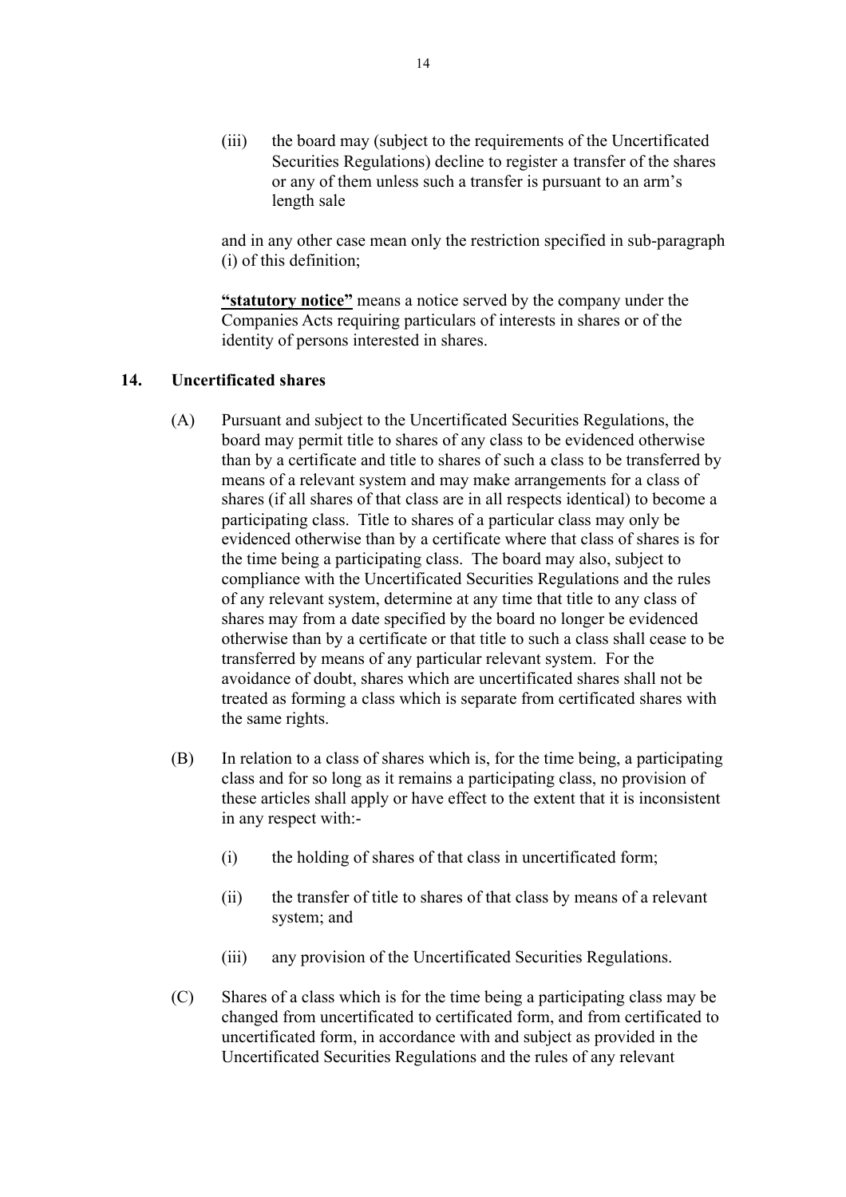(iii) the board may (subject to the requirements of the Uncertificated Securities Regulations) decline to register a transfer of the shares or any of them unless such a transfer is pursuant to an arm's length sale

and in any other case mean only the restriction specified in sub-paragraph (i) of this definition;

**"statutory notice"** means a notice served by the company under the Companies Acts requiring particulars of interests in shares or of the identity of persons interested in shares.

## 14. Uncertificated shares

(A) Pursuant and subject to the Uncertificated Securities Regulations, the board may permit title to shares of any class to be evidenced otherwise than by a certificate and title to shares of such a class to be transferred by means of a relevant system and may make arrangements for a class of shares (if all shares of that class are in all respects identical) to become a participating class. Title to shares of a particular class may only be evidenced otherwise than by a certificate where that class of shares is for the time being a participating class. The board may also, subject to compliance with the Uncertificated Securities Regulations and the rules of any relevant system, determine at any time that title to any class of shares may from a date specified by the board no longer be evidenced otherwise than by a certificate or that title to such a class shall cease to be transferred by means of any particular relevant system. For the avoidance of doubt, shares which are uncertificated shares shall not be treated as forming a class which is separate from certificated shares with the same rights.

(B) In relation to a class of shares which is, for the time being, a participating class and for so long as it remains a participating class, no provision of these articles shall apply or have effect to the extent that it is inconsistent in any respect with:-

(i) the holding of shares of that class in uncertificated form;

(ii) the transfer of title to shares of that class by means of a relevant system; and

(iii) any provision of the Uncertificated Securities Regulations.

(C) Shares of a class which is for the time being a participating class may be changed from uncertificated to certificated form, and from certificated to uncertificated form, in accordance with and subject as provided in the Uncertificated Securities Regulations and the rules of any relevant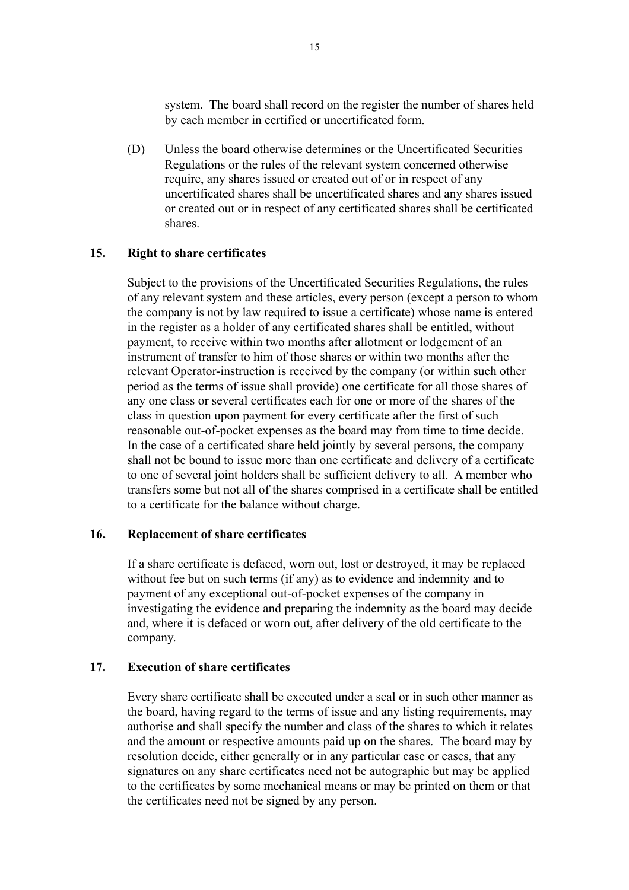system. The board shall record on the register the number of shares held by each member in certified or uncertificated form.

(D) Unless the board otherwise determines or the Uncertificated Securities Regulations or the rules of the relevant system concerned otherwise require, any shares issued or created out of or in respect of any uncertificated shares shall be uncertificated shares and any shares issued or created out or in respect of any certificated shares shall be certificated shares.

## 15. Right to share certificates

Subject to the provisions of the Uncertificated Securities Regulations, the rules of any relevant system and these articles, every person (except a person to whom the company is not by law required to issue a certificate) whose name is entered in the register as a holder of any certificated shares shall be entitled, without payment, to receive within two months after allotment or lodgement of an instrument of transfer to him of those shares or within two months after the relevant Operator-instruction is received by the company (or within such other period as the terms of issue shall provide) one certificate for all those shares of any one class or several certificates each for one or more of the shares of the class in question upon payment for every certificate after the first of such reasonable out-of-pocket expenses as the board may from time to time decide. In the case of a certificated share held jointly by several persons, the company shall not be bound to issue more than one certificate and delivery of a certificate to one of several joint holders shall be sufficient delivery to all. A member who transfers some but not all of the shares comprised in a certificate shall be entitled to a certificate for the balance without charge.

## 16. Replacement of share certificates

If a share certificate is defaced, worn out, lost or destroyed, it may be replaced without fee but on such terms (if any) as to evidence and indemnity and to payment of any exceptional out-of-pocket expenses of the company in investigating the evidence and preparing the indemnity as the board may decide and, where it is defaced or worn out, after delivery of the old certificate to the company.

## 17. Execution of share certificates

Every share certificate shall be executed under a seal or in such other manner as the board, having regard to the terms of issue and any listing requirements, may authorise and shall specify the number and class of the shares to which it relates and the amount or respective amounts paid up on the shares. The board may by resolution decide, either generally or in any particular case or cases, that any signatures on any share certificates need not be autographic but may be applied to the certificates by some mechanical means or may be printed on them or that the certificates need not be signed by any person.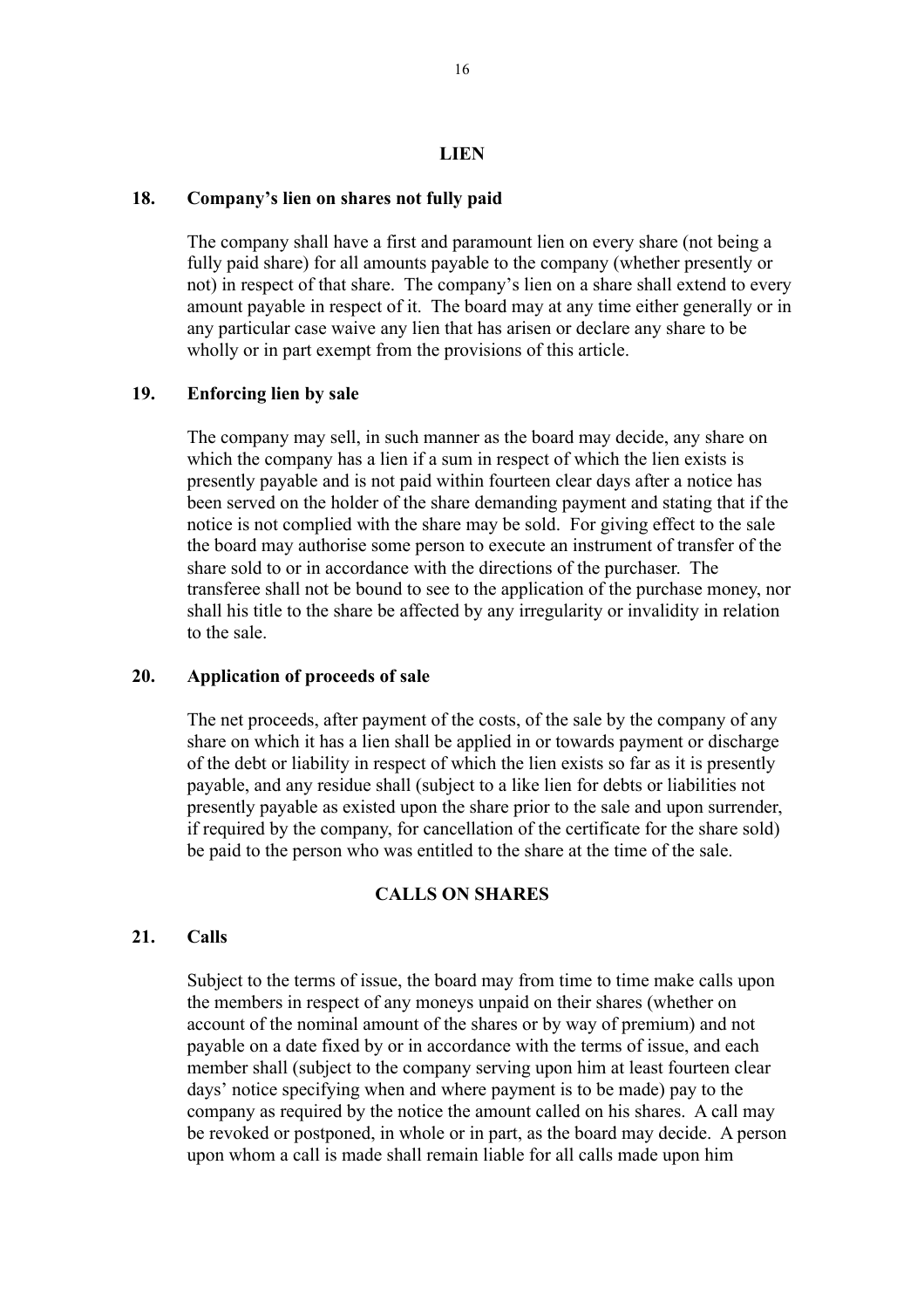## LIEN

### 18. Company's lien on shares not fully paid

The company shall have a first and paramount lien on every share (not being a fully paid share) for all amounts payable to the company (whether presently or not) in respect of that share. The company's lien on a share shall extend to every amount payable in respect of it. The board may at any time either generally or in any particular case waive any lien that has arisen or declare any share to be wholly or in part exempt from the provisions of this article.

### 19. Enforcing lien by sale

The company may sell, in such manner as the board may decide, any share on which the company has a lien if a sum in respect of which the lien exists is presently payable and is not paid within fourteen clear days after a notice has been served on the holder of the share demanding payment and stating that if the notice is not complied with the share may be sold. For giving effect to the sale the board may authorise some person to execute an instrument of transfer of the share sold to or in accordance with the directions of the purchaser. The transferee shall not be bound to see to the application of the purchase money, nor shall his title to the share be affected by any irregularity or invalidity in relation to the sale.

### 20. Application of proceeds of sale

The net proceeds, after payment of the costs, of the sale by the company of any share on which it has a lien shall be applied in or towards payment or discharge of the debt or liability in respect of which the lien exists so far as it is presently payable, and any residue shall (subject to a like lien for debts or liabilities not presently payable as existed upon the share prior to the sale and upon surrender, if required by the company, for cancellation of the certificate for the share sold) be paid to the person who was entitled to the share at the time of the sale.

## CALLS ON SHARES

### 21. Calls

Subject to the terms of issue, the board may from time to time make calls upon the members in respect of any moneys unpaid on their shares (whether on account of the nominal amount of the shares or by way of premium) and not payable on a date fixed by or in accordance with the terms of issue, and each member shall (subject to the company serving upon him at least fourteen clear days' notice specifying when and where payment is to be made) pay to the company as required by the notice the amount called on his shares. A call may be revoked or postponed, in whole or in part, as the board may decide. A person upon whom a call is made shall remain liable for all calls made upon him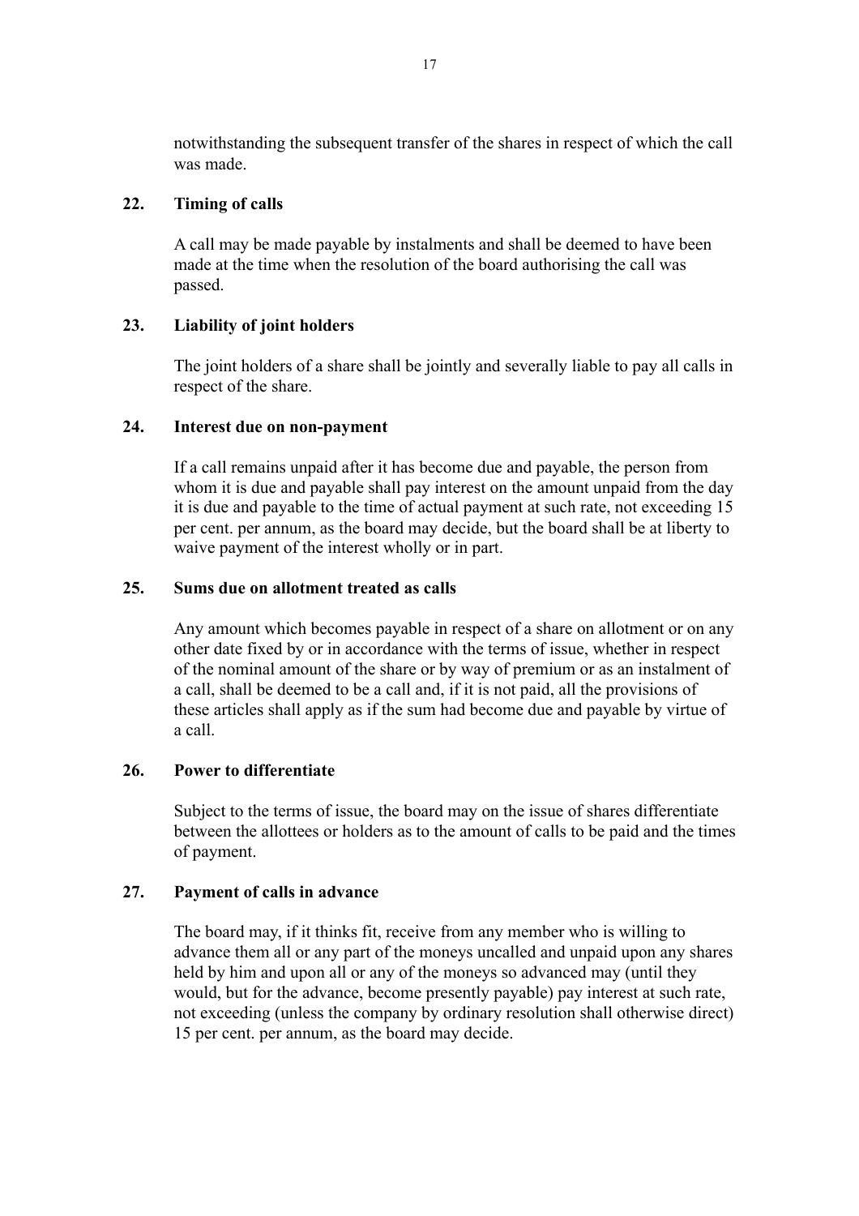notwithstanding the subsequent transfer of the shares in respect of which the call was made.

### 22. Timing of calls

A call may be made payable by instalments and shall be deemed to have been made at the time when the resolution of the board authorising the call was passed.

### 23. Liability of joint holders

The joint holders of a share shall be jointly and severally liable to pay all calls in respect of the share.

### 24. Interest due on non-payment

If a call remains unpaid after it has become due and payable, the person from whom it is due and payable shall pay interest on the amount unpaid from the day it is due and payable to the time of actual payment at such rate, not exceeding 15 per cent. per annum, as the board may decide, but the board shall be at liberty to waive payment of the interest wholly or in part.

### 25. Sums due on allotment treated as calls

Any amount which becomes payable in respect of a share on allotment or on any other date fixed by or in accordance with the terms of issue, whether in respect of the nominal amount of the share or by way of premium or as an instalment of a call, shall be deemed to be a call and, if it is not paid, all the provisions of these articles shall apply as if the sum had become due and payable by virtue of a call.

### 26. Power to differentiate

Subject to the terms of issue, the board may on the issue of shares differentiate between the allottees or holders as to the amount of calls to be paid and the times of payment.

### 27. Payment of calls in advance

The board may, if it thinks fit, receive from any member who is willing to advance them all or any part of the moneys uncalled and unpaid upon any shares held by him and upon all or any of the moneys so advanced may (until they would, but for the advance, become presently payable) pay interest at such rate, not exceeding (unless the company by ordinary resolution shall otherwise direct) 15 per cent. per annum, as the board may decide.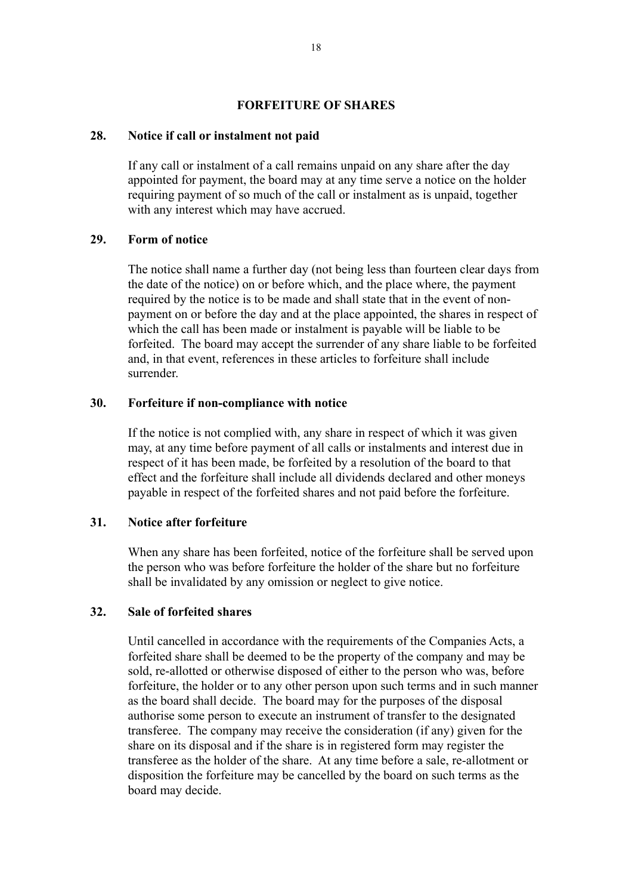## FORFEITURE OF SHARES

### 28. Notice if call or instalment not paid

If any call or instalment of a call remains unpaid on any share after the day appointed for payment, the board may at any time serve a notice on the holder requiring payment of so much of the call or instalment as is unpaid, together with any interest which may have accrued.

### 29. Form of notice

The notice shall name a further day (not being less than fourteen clear days from the date of the notice) on or before which, and the place where, the payment required by the notice is to be made and shall state that in the event of non-payment on or before the day and at the place appointed, the shares in respect of which the call has been made or instalment is payable will be liable to be forfeited. The board may accept the surrender of any share liable to be forfeited and, in that event, references in these articles to forfeiture shall include surrender.

### 30. Forfeiture if non-compliance with notice

If the notice is not complied with, any share in respect of which it was given may, at any time before payment of all calls or instalments and interest due in respect of it has been made, be forfeited by a resolution of the board to that effect and the forfeiture shall include all dividends declared and other moneys payable in respect of the forfeited shares and not paid before the forfeiture.

### 31. Notice after forfeiture

When any share has been forfeited, notice of the forfeiture shall be served upon the person who was before forfeiture the holder of the share but no forfeiture shall be invalidated by any omission or neglect to give notice.

### 32. Sale of forfeited shares

Until cancelled in accordance with the requirements of the Companies Acts, a forfeited share shall be deemed to be the property of the company and may be sold, re-allotted or otherwise disposed of either to the person who was, before forfeiture, the holder or to any other person upon such terms and in such manner as the board shall decide. The board may for the purposes of the disposal authorise some person to execute an instrument of transfer to the designated transferee. The company may receive the consideration (if any) given for the share on its disposal and if the share is in registered form may register the transferee as the holder of the share. At any time before a sale, re-allotment or disposition the forfeiture may be cancelled by the board on such terms as the board may decide.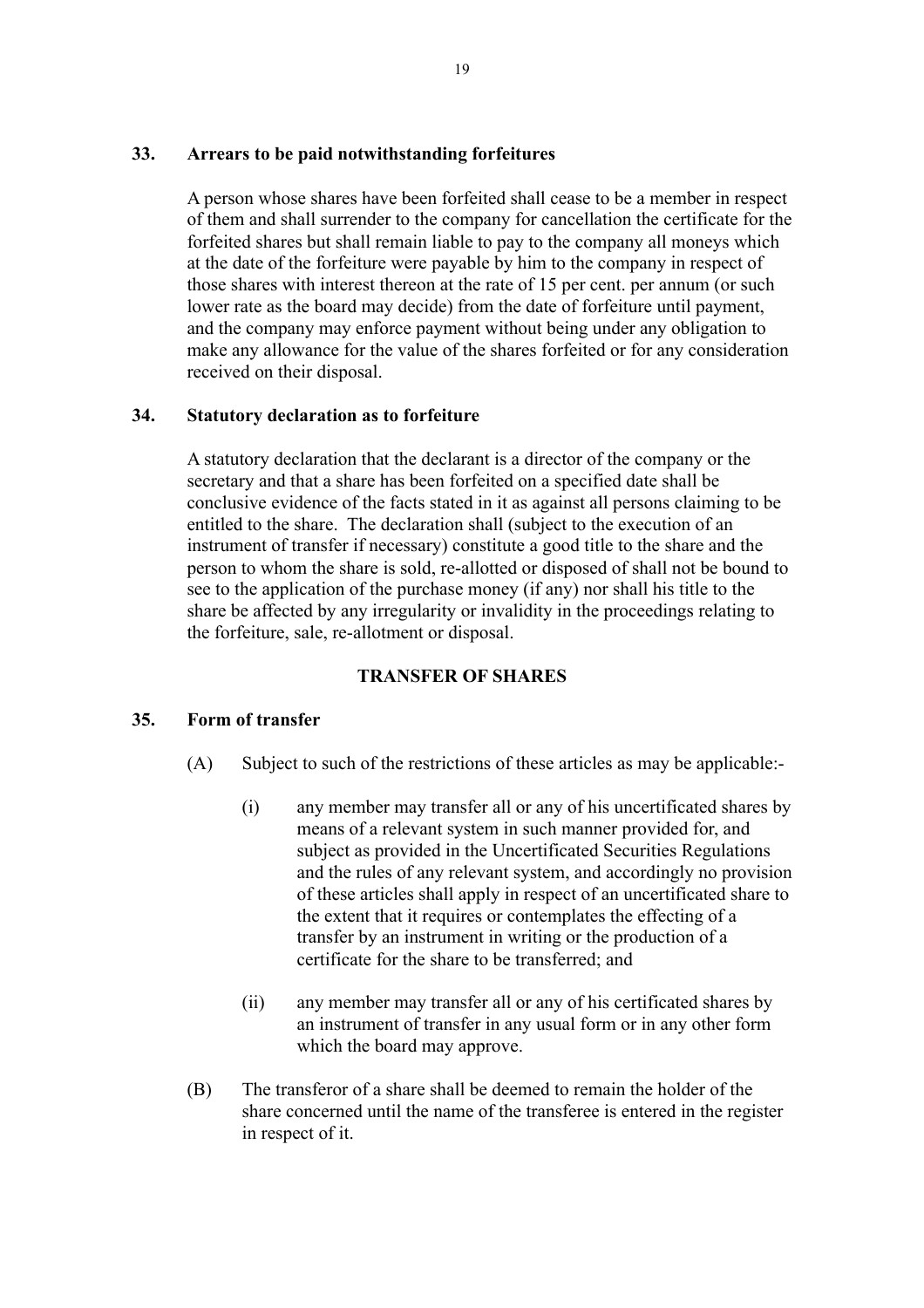### 33. Arrears to be paid notwithstanding forfeitures

A person whose shares have been forfeited shall cease to be a member in respect of them and shall surrender to the company for cancellation the certificate for the forfeited shares but shall remain liable to pay to the company all moneys which at the date of the forfeiture were payable by him to the company in respect of those shares with interest thereon at the rate of 15 per cent. per annum (or such lower rate as the board may decide) from the date of forfeiture until payment, and the company may enforce payment without being under any obligation to make any allowance for the value of the shares forfeited or for any consideration received on their disposal.

### 34. Statutory declaration as to forfeiture

A statutory declaration that the declarant is a director of the company or the secretary and that a share has been forfeited on a specified date shall be conclusive evidence of the facts stated in it as against all persons claiming to be entitled to the share. The declaration shall (subject to the execution of an instrument of transfer if necessary) constitute a good title to the share and the person to whom the share is sold, re-allotted or disposed of shall not be bound to see to the application of the purchase money (if any) nor shall his title to the share be affected by any irregularity or invalidity in the proceedings relating to the forfeiture, sale, re-allotment or disposal.

## TRANSFER OF SHARES

### 35. Form of transfer

(A) Subject to such of the restrictions of these articles as may be applicable:-

(i) any member may transfer all or any of his uncertificated shares by means of a relevant system in such manner provided for, and subject as provided in the Uncertificated Securities Regulations and the rules of any relevant system, and accordingly no provision of these articles shall apply in respect of an uncertificated share to the extent that it requires or contemplates the effecting of a transfer by an instrument in writing or the production of a certificate for the share to be transferred; and

(ii) any member may transfer all or any of his certificated shares by an instrument of transfer in any usual form or in any other form which the board may approve.

(B) The transferor of a share shall be deemed to remain the holder of the share concerned until the name of the transferee is entered in the register in respect of it.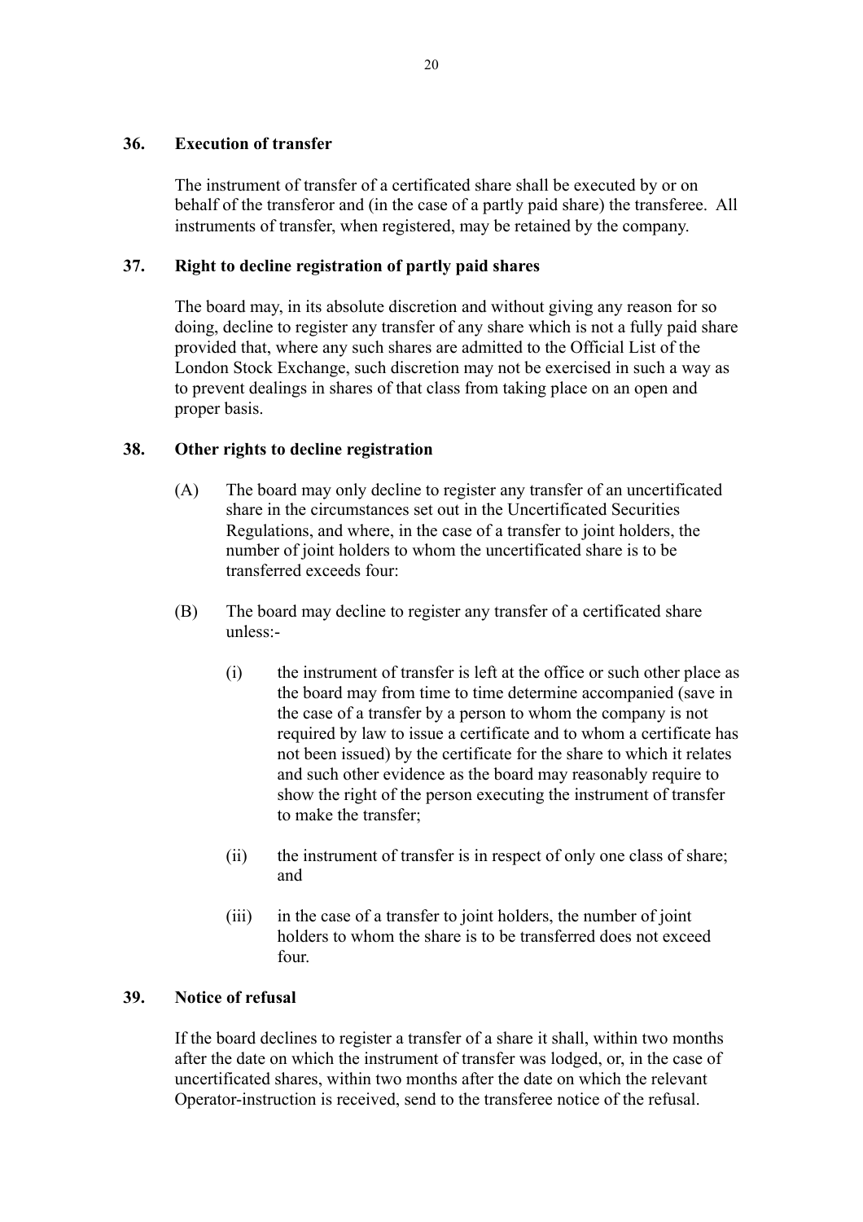### 36. Execution of transfer

The instrument of transfer of a certificated share shall be executed by or on behalf of the transferor and (in the case of a partly paid share) the transferee. All instruments of transfer, when registered, may be retained by the company.

### 37. Right to decline registration of partly paid shares

The board may, in its absolute discretion and without giving any reason for so doing, decline to register any transfer of any share which is not a fully paid share provided that, where any such shares are admitted to the Official List of the London Stock Exchange, such discretion may not be exercised in such a way as to prevent dealings in shares of that class from taking place on an open and proper basis.

### 38. Other rights to decline registration

(A) The board may only decline to register any transfer of an uncertificated share in the circumstances set out in the Uncertificated Securities Regulations, and where, in the case of a transfer to joint holders, the number of joint holders to whom the uncertificated share is to be transferred exceeds four:

(B) The board may decline to register any transfer of a certificated share unless:-

(i) the instrument of transfer is left at the office or such other place as the board may from time to time determine accompanied (save in the case of a transfer by a person to whom the company is not required by law to issue a certificate and to whom a certificate has not been issued) by the certificate for the share to which it relates and such other evidence as the board may reasonably require to show the right of the person executing the instrument of transfer to make the transfer;

(ii) the instrument of transfer is in respect of only one class of share; and

(iii) in the case of a transfer to joint holders, the number of joint holders to whom the share is to be transferred does not exceed four.

### 39. Notice of refusal

If the board declines to register a transfer of a share it shall, within two months after the date on which the instrument of transfer was lodged, or, in the case of uncertificated shares, within two months after the date on which the relevant Operator-instruction is received, send to the transferee notice of the refusal.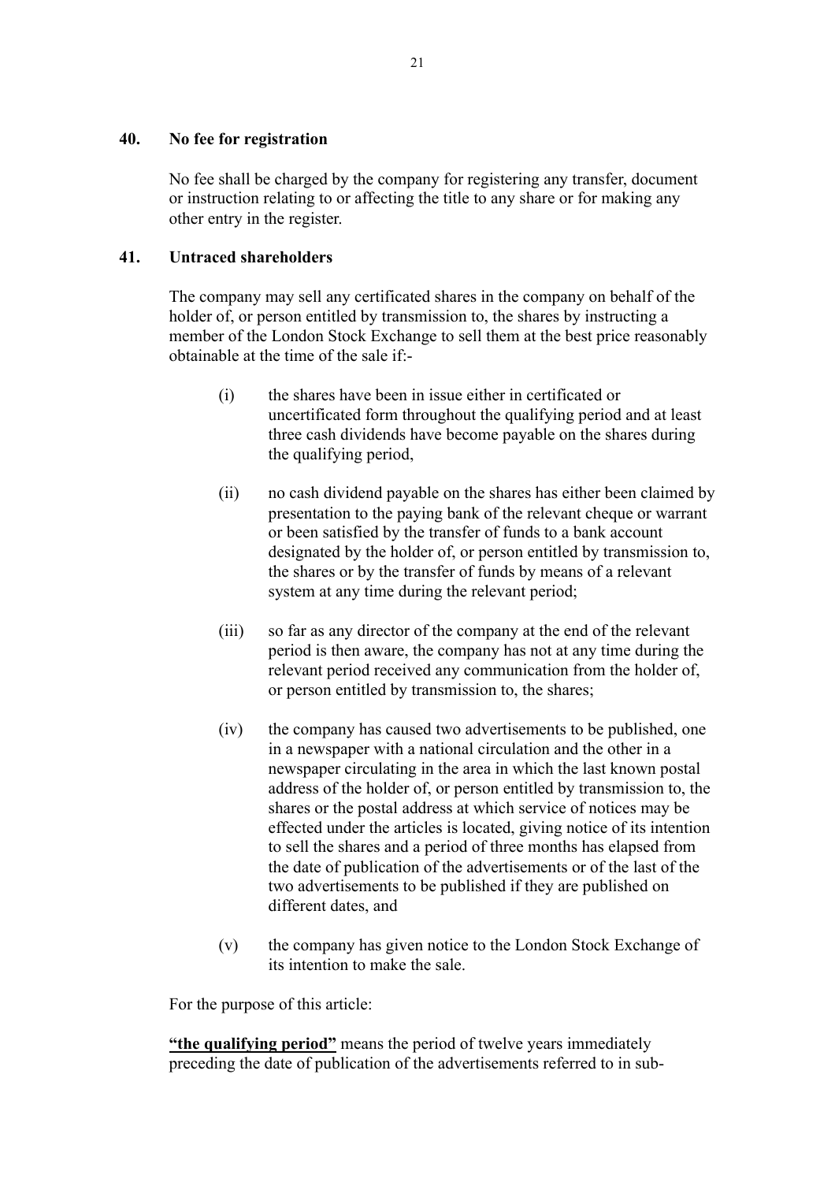## 40. No fee for registration

No fee shall be charged by the company for registering any transfer, document or instruction relating to or affecting the title to any share or for making any other entry in the register.

## 41. Untraced shareholders

The company may sell any certificated shares in the company on behalf of the holder of, or person entitled by transmission to, the shares by instructing a member of the London Stock Exchange to sell them at the best price reasonably obtainable at the time of the sale if:-

(i) the shares have been in issue either in certificated or uncertificated form throughout the qualifying period and at least three cash dividends have become payable on the shares during the qualifying period,

(ii) no cash dividend payable on the shares has either been claimed by presentation to the paying bank of the relevant cheque or warrant or been satisfied by the transfer of funds to a bank account designated by the holder of, or person entitled by transmission to, the shares or by the transfer of funds by means of a relevant system at any time during the relevant period;

(iii) so far as any director of the company at the end of the relevant period is then aware, the company has not at any time during the relevant period received any communication from the holder of, or person entitled by transmission to, the shares;

(iv) the company has caused two advertisements to be published, one in a newspaper with a national circulation and the other in a newspaper circulating in the area in which the last known postal address of the holder of, or person entitled by transmission to, the shares or the postal address at which service of notices may be effected under the articles is located, giving notice of its intention to sell the shares and a period of three months has elapsed from the date of publication of the advertisements or of the last of the two advertisements to be published if they are published on different dates, and

(v) the company has given notice to the London Stock Exchange of its intention to make the sale.

For the purpose of this article:

**"the qualifying period"** means the period of twelve years immediately preceding the date of publication of the advertisements referred to in sub-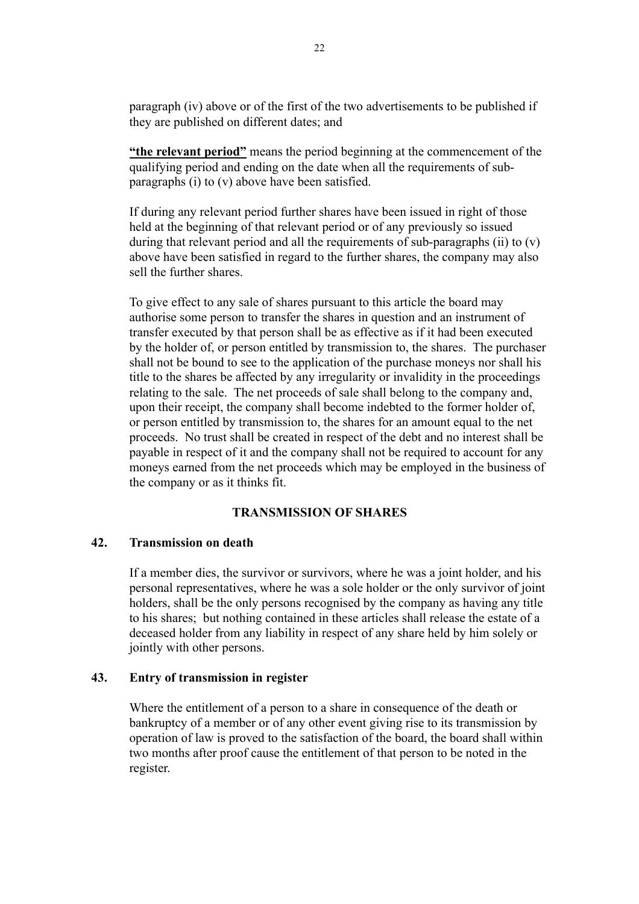paragraph (iv) above or of the first of the two advertisements to be published if they are published on different dates; and

**"the relevant period"** means the period beginning at the commencement of the qualifying period and ending on the date when all the requirements of sub-paragraphs (i) to (v) above have been satisfied.

If during any relevant period further shares have been issued in right of those held at the beginning of that relevant period or of any previously so issued during that relevant period and all the requirements of sub-paragraphs (ii) to (v) above have been satisfied in regard to the further shares, the company may also sell the further shares.

To give effect to any sale of shares pursuant to this article the board may authorise some person to transfer the shares in question and an instrument of transfer executed by that person shall be as effective as if it had been executed by the holder of, or person entitled by transmission to, the shares. The purchaser shall not be bound to see to the application of the purchase moneys nor shall his title to the shares be affected by any irregularity or invalidity in the proceedings relating to the sale. The net proceeds of sale shall belong to the company and, upon their receipt, the company shall become indebted to the former holder of, or person entitled by transmission to, the shares for an amount equal to the net proceeds. No trust shall be created in respect of the debt and no interest shall be payable in respect of it and the company shall not be required to account for any moneys earned from the net proceeds which may be employed in the business of the company or as it thinks fit.

## TRANSMISSION OF SHARES

### 42. Transmission on death

If a member dies, the survivor or survivors, where he was a joint holder, and his personal representatives, where he was a sole holder or the only survivor of joint holders, shall be the only persons recognised by the company as having any title to his shares; but nothing contained in these articles shall release the estate of a deceased holder from any liability in respect of any share held by him solely or jointly with other persons.

### 43. Entry of transmission in register

Where the entitlement of a person to a share in consequence of the death or bankruptcy of a member or of any other event giving rise to its transmission by operation of law is proved to the satisfaction of the board, the board shall within two months after proof cause the entitlement of that person to be noted in the register.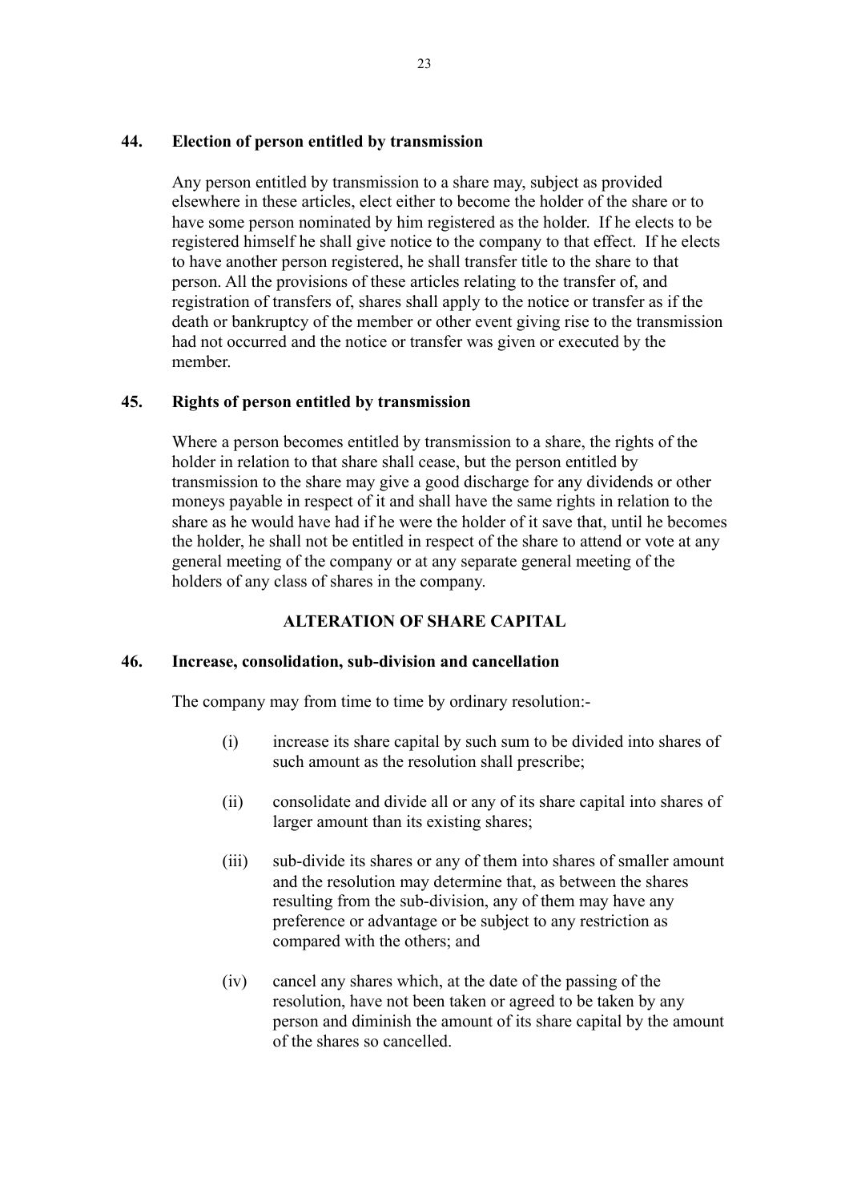**44. Election of person entitled by transmission**

Any person entitled by transmission to a share may, subject as provided elsewhere in these articles, elect either to become the holder of the share or to have some person nominated by him registered as the holder. If he elects to be registered himself he shall give notice to the company to that effect. If he elects to have another person registered, he shall transfer title to the share to that person. All the provisions of these articles relating to the transfer of, and registration of transfers of, shares shall apply to the notice or transfer as if the death or bankruptcy of the member or other event giving rise to the transmission had not occurred and the notice or transfer was given or executed by the member.

**45. Rights of person entitled by transmission**

Where a person becomes entitled by transmission to a share, the rights of the holder in relation to that share shall cease, but the person entitled by transmission to the share may give a good discharge for any dividends or other moneys payable in respect of it and shall have the same rights in relation to the share as he would have had if he were the holder of it save that, until he becomes the holder, he shall not be entitled in respect of the share to attend or vote at any general meeting of the company or at any separate general meeting of the holders of any class of shares in the company.

## ALTERATION OF SHARE CAPITAL

**46. Increase, consolidation, sub-division and cancellation**

The company may from time to time by ordinary resolution:-

(i) increase its share capital by such sum to be divided into shares of such amount as the resolution shall prescribe;

(ii) consolidate and divide all or any of its share capital into shares of larger amount than its existing shares;

(iii) sub-divide its shares or any of them into shares of smaller amount and the resolution may determine that, as between the shares resulting from the sub-division, any of them may have any preference or advantage or be subject to any restriction as compared with the others; and

(iv) cancel any shares which, at the date of the passing of the resolution, have not been taken or agreed to be taken by any person and diminish the amount of its share capital by the amount of the shares so cancelled.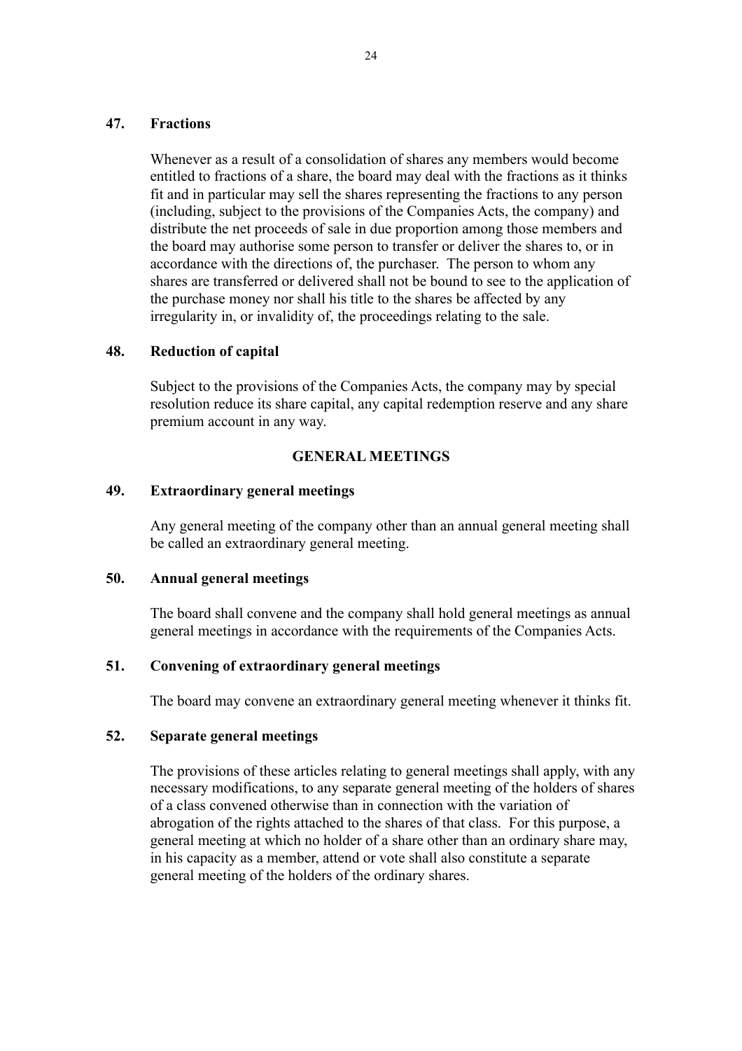### 47. Fractions

Whenever as a result of a consolidation of shares any members would become entitled to fractions of a share, the board may deal with the fractions as it thinks fit and in particular may sell the shares representing the fractions to any person (including, subject to the provisions of the Companies Acts, the company) and distribute the net proceeds of sale in due proportion among those members and the board may authorise some person to transfer or deliver the shares to, or in accordance with the directions of, the purchaser. The person to whom any shares are transferred or delivered shall not be bound to see to the application of the purchase money nor shall his title to the shares be affected by any irregularity in, or invalidity of, the proceedings relating to the sale.

### 48. Reduction of capital

Subject to the provisions of the Companies Acts, the company may by special resolution reduce its share capital, any capital redemption reserve and any share premium account in any way.

## GENERAL MEETINGS

### 49. Extraordinary general meetings

Any general meeting of the company other than an annual general meeting shall be called an extraordinary general meeting.

### 50. Annual general meetings

The board shall convene and the company shall hold general meetings as annual general meetings in accordance with the requirements of the Companies Acts.

### 51. Convening of extraordinary general meetings

The board may convene an extraordinary general meeting whenever it thinks fit.

### 52. Separate general meetings

The provisions of these articles relating to general meetings shall apply, with any necessary modifications, to any separate general meeting of the holders of shares of a class convened otherwise than in connection with the variation of abrogation of the rights attached to the shares of that class. For this purpose, a general meeting at which no holder of a share other than an ordinary share may, in his capacity as a member, attend or vote shall also constitute a separate general meeting of the holders of the ordinary shares.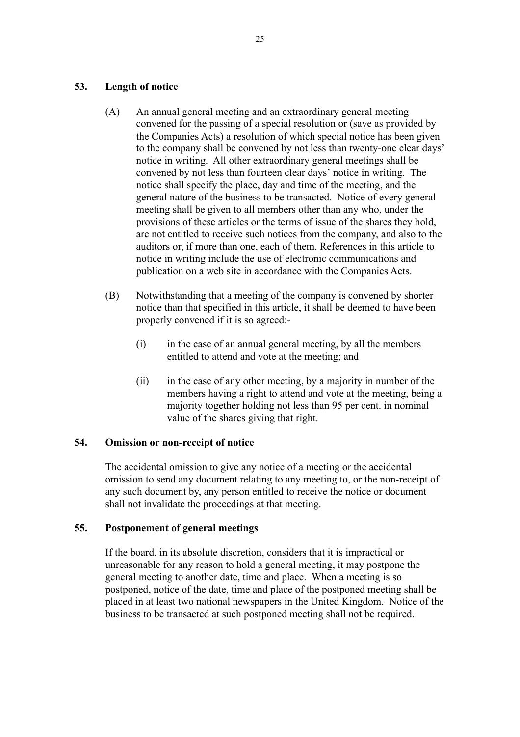### 53. Length of notice

(A) An annual general meeting and an extraordinary general meeting convened for the passing of a special resolution or (save as provided by the Companies Acts) a resolution of which special notice has been given to the company shall be convened by not less than twenty-one clear days' notice in writing. All other extraordinary general meetings shall be convened by not less than fourteen clear days' notice in writing. The notice shall specify the place, day and time of the meeting, and the general nature of the business to be transacted. Notice of every general meeting shall be given to all members other than any who, under the provisions of these articles or the terms of issue of the shares they hold, are not entitled to receive such notices from the company, and also to the auditors or, if more than one, each of them. References in this article to notice in writing include the use of electronic communications and publication on a web site in accordance with the Companies Acts.

(B) Notwithstanding that a meeting of the company is convened by shorter notice than that specified in this article, it shall be deemed to have been properly convened if it is so agreed:-

(i) in the case of an annual general meeting, by all the members entitled to attend and vote at the meeting; and

(ii) in the case of any other meeting, by a majority in number of the members having a right to attend and vote at the meeting, being a majority together holding not less than 95 per cent. in nominal value of the shares giving that right.

### 54. Omission or non-receipt of notice

The accidental omission to give any notice of a meeting or the accidental omission to send any document relating to any meeting to, or the non-receipt of any such document by, any person entitled to receive the notice or document shall not invalidate the proceedings at that meeting.

### 55. Postponement of general meetings

If the board, in its absolute discretion, considers that it is impractical or unreasonable for any reason to hold a general meeting, it may postpone the general meeting to another date, time and place. When a meeting is so postponed, notice of the date, time and place of the postponed meeting shall be placed in at least two national newspapers in the United Kingdom. Notice of the business to be transacted at such postponed meeting shall not be required.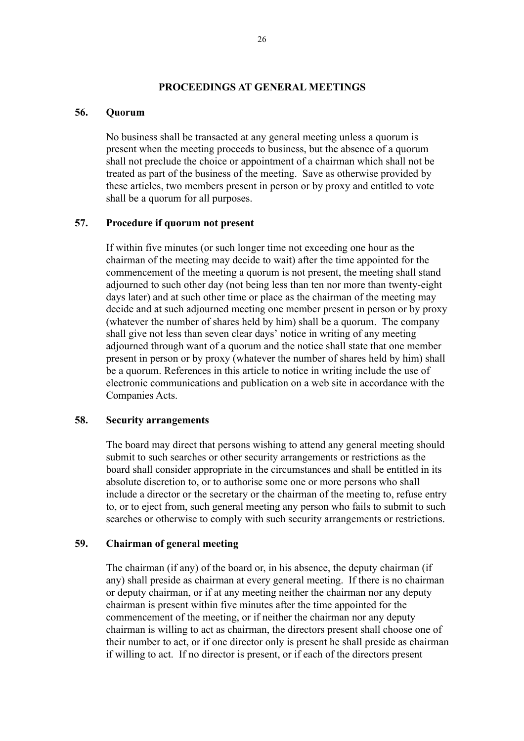## PROCEEDINGS AT GENERAL MEETINGS

### 56. Quorum

No business shall be transacted at any general meeting unless a quorum is present when the meeting proceeds to business, but the absence of a quorum shall not preclude the choice or appointment of a chairman which shall not be treated as part of the business of the meeting. Save as otherwise provided by these articles, two members present in person or by proxy and entitled to vote shall be a quorum for all purposes.

### 57. Procedure if quorum not present

If within five minutes (or such longer time not exceeding one hour as the chairman of the meeting may decide to wait) after the time appointed for the commencement of the meeting a quorum is not present, the meeting shall stand adjourned to such other day (not being less than ten nor more than twenty-eight days later) and at such other time or place as the chairman of the meeting may decide and at such adjourned meeting one member present in person or by proxy (whatever the number of shares held by him) shall be a quorum. The company shall give not less than seven clear days' notice in writing of any meeting adjourned through want of a quorum and the notice shall state that one member present in person or by proxy (whatever the number of shares held by him) shall be a quorum. References in this article to notice in writing include the use of electronic communications and publication on a web site in accordance with the Companies Acts.

### 58. Security arrangements

The board may direct that persons wishing to attend any general meeting should submit to such searches or other security arrangements or restrictions as the board shall consider appropriate in the circumstances and shall be entitled in its absolute discretion to, or to authorise some one or more persons who shall include a director or the secretary or the chairman of the meeting to, refuse entry to, or to eject from, such general meeting any person who fails to submit to such searches or otherwise to comply with such security arrangements or restrictions.

### 59. Chairman of general meeting

The chairman (if any) of the board or, in his absence, the deputy chairman (if any) shall preside as chairman at every general meeting. If there is no chairman or deputy chairman, or if at any meeting neither the chairman nor any deputy chairman is present within five minutes after the time appointed for the commencement of the meeting, or if neither the chairman nor any deputy chairman is willing to act as chairman, the directors present shall choose one of their number to act, or if one director only is present he shall preside as chairman if willing to act. If no director is present, or if each of the directors present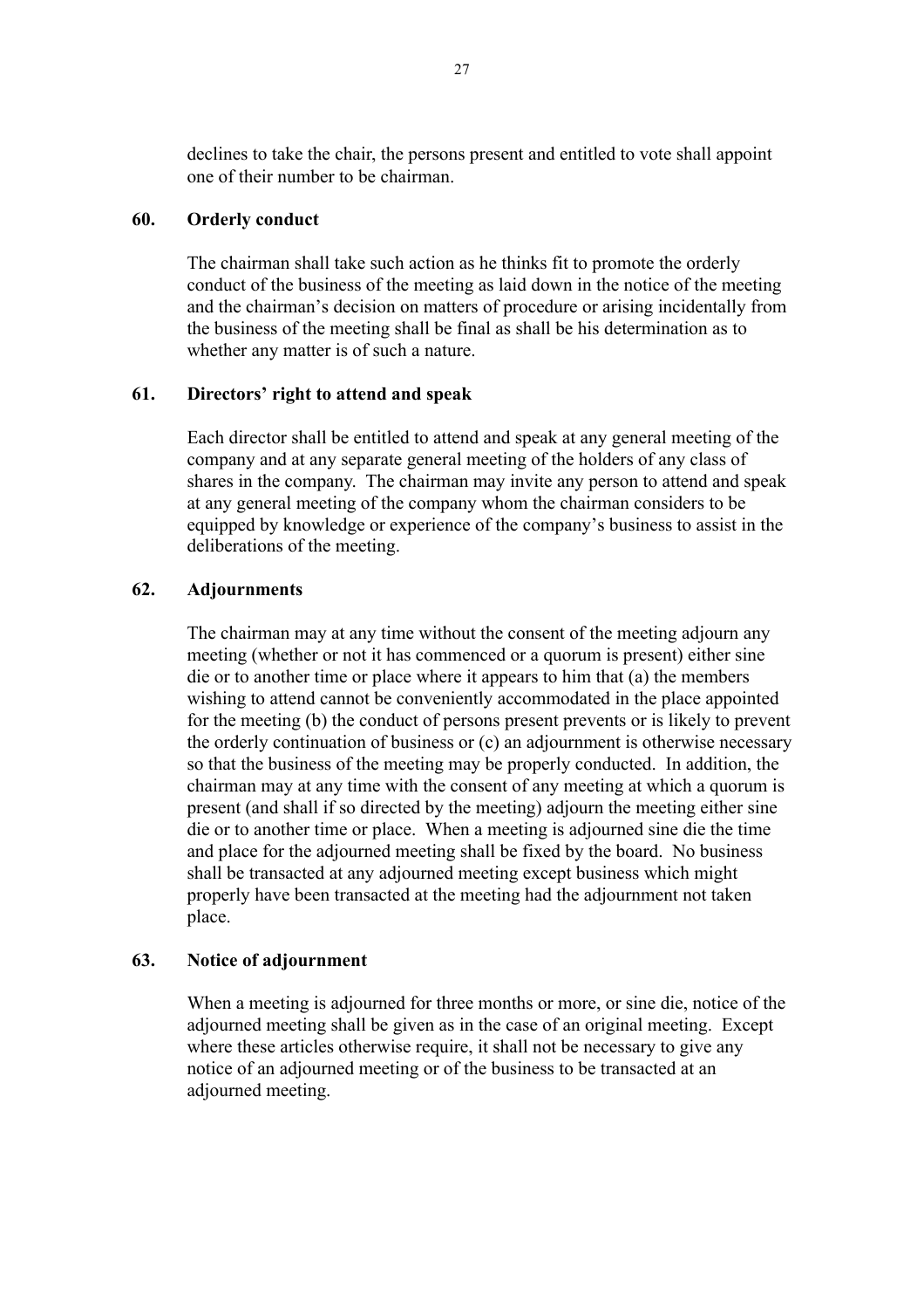declines to take the chair, the persons present and entitled to vote shall appoint one of their number to be chairman.

## 60. Orderly conduct

The chairman shall take such action as he thinks fit to promote the orderly conduct of the business of the meeting as laid down in the notice of the meeting and the chairman's decision on matters of procedure or arising incidentally from the business of the meeting shall be final as shall be his determination as to whether any matter is of such a nature.

## 61. Directors' right to attend and speak

Each director shall be entitled to attend and speak at any general meeting of the company and at any separate general meeting of the holders of any class of shares in the company. The chairman may invite any person to attend and speak at any general meeting of the company whom the chairman considers to be equipped by knowledge or experience of the company's business to assist in the deliberations of the meeting.

## 62. Adjournments

The chairman may at any time without the consent of the meeting adjourn any meeting (whether or not it has commenced or a quorum is present) either sine die or to another time or place where it appears to him that (a) the members wishing to attend cannot be conveniently accommodated in the place appointed for the meeting (b) the conduct of persons present prevents or is likely to prevent the orderly continuation of business or (c) an adjournment is otherwise necessary so that the business of the meeting may be properly conducted. In addition, the chairman may at any time with the consent of any meeting at which a quorum is present (and shall if so directed by the meeting) adjourn the meeting either sine die or to another time or place. When a meeting is adjourned sine die the time and place for the adjourned meeting shall be fixed by the board. No business shall be transacted at any adjourned meeting except business which might properly have been transacted at the meeting had the adjournment not taken place.

## 63. Notice of adjournment

When a meeting is adjourned for three months or more, or sine die, notice of the adjourned meeting shall be given as in the case of an original meeting. Except where these articles otherwise require, it shall not be necessary to give any notice of an adjourned meeting or of the business to be transacted at an adjourned meeting.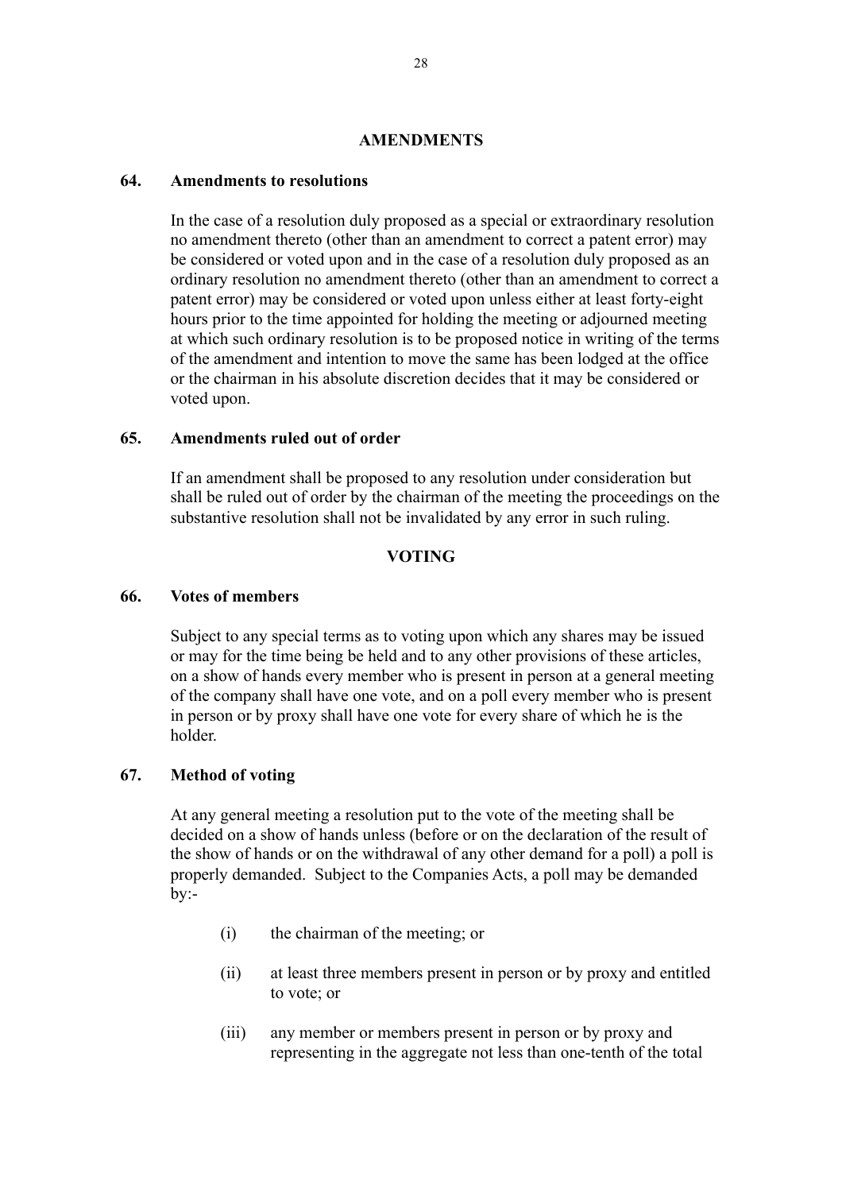## AMENDMENTS

### 64. Amendments to resolutions

In the case of a resolution duly proposed as a special or extraordinary resolution no amendment thereto (other than an amendment to correct a patent error) may be considered or voted upon and in the case of a resolution duly proposed as an ordinary resolution no amendment thereto (other than an amendment to correct a patent error) may be considered or voted upon unless either at least forty-eight hours prior to the time appointed for holding the meeting or adjourned meeting at which such ordinary resolution is to be proposed notice in writing of the terms of the amendment and intention to move the same has been lodged at the office or the chairman in his absolute discretion decides that it may be considered or voted upon.

### 65. Amendments ruled out of order

If an amendment shall be proposed to any resolution under consideration but shall be ruled out of order by the chairman of the meeting the proceedings on the substantive resolution shall not be invalidated by any error in such ruling.

## VOTING

### 66. Votes of members

Subject to any special terms as to voting upon which any shares may be issued or may for the time being be held and to any other provisions of these articles, on a show of hands every member who is present in person at a general meeting of the company shall have one vote, and on a poll every member who is present in person or by proxy shall have one vote for every share of which he is the holder.

### 67. Method of voting

At any general meeting a resolution put to the vote of the meeting shall be decided on a show of hands unless (before or on the declaration of the result of the show of hands or on the withdrawal of any other demand for a poll) a poll is properly demanded. Subject to the Companies Acts, a poll may be demanded by:-

(i) the chairman of the meeting; or

(ii) at least three members present in person or by proxy and entitled to vote; or

(iii) any member or members present in person or by proxy and representing in the aggregate not less than one-tenth of the total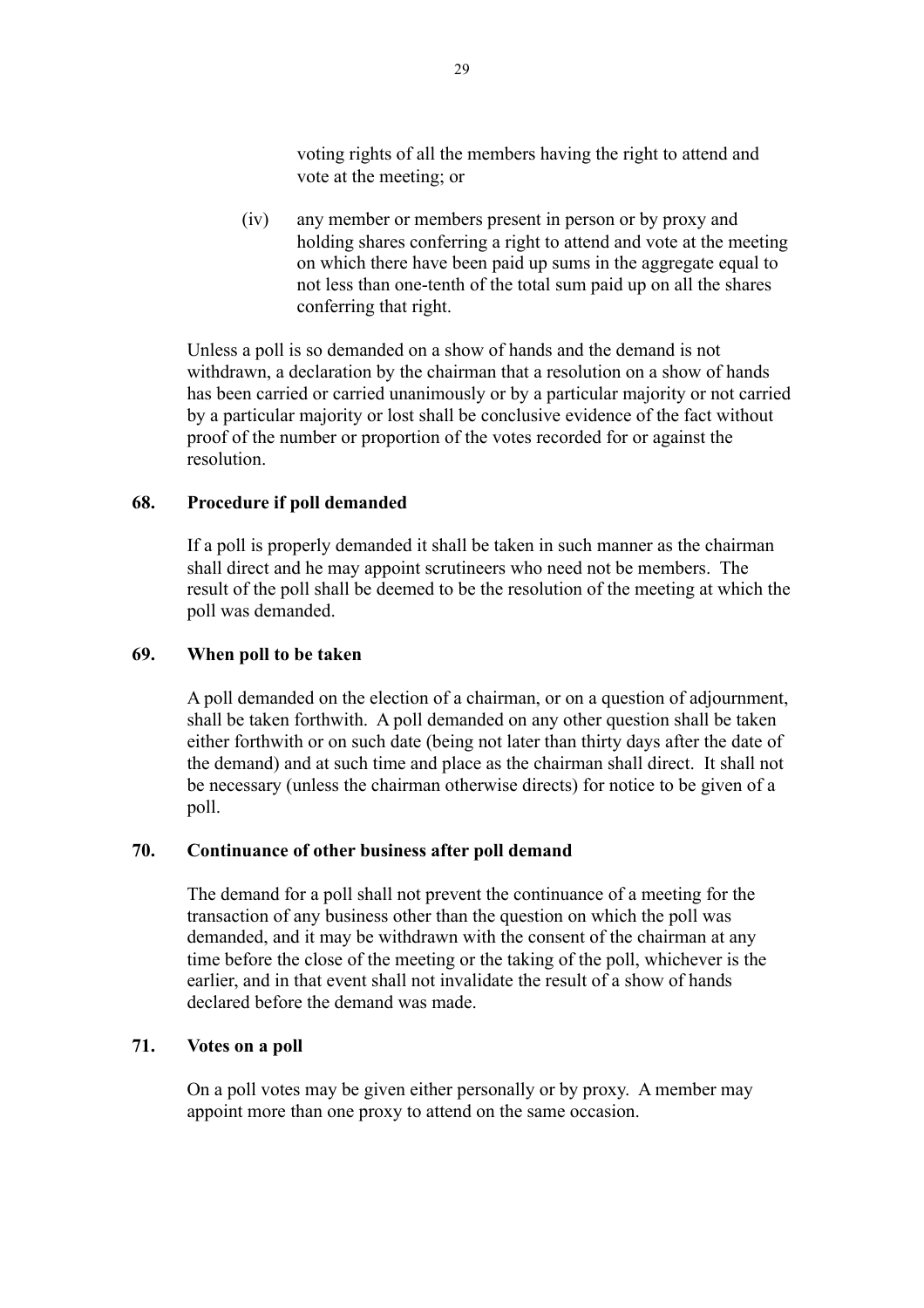voting rights of all the members having the right to attend and vote at the meeting; or

(iv) any member or members present in person or by proxy and holding shares conferring a right to attend and vote at the meeting on which there have been paid up sums in the aggregate equal to not less than one-tenth of the total sum paid up on all the shares conferring that right.

Unless a poll is so demanded on a show of hands and the demand is not withdrawn, a declaration by the chairman that a resolution on a show of hands has been carried or carried unanimously or by a particular majority or not carried by a particular majority or lost shall be conclusive evidence of the fact without proof of the number or proportion of the votes recorded for or against the resolution.

## 68. Procedure if poll demanded

If a poll is properly demanded it shall be taken in such manner as the chairman shall direct and he may appoint scrutineers who need not be members. The result of the poll shall be deemed to be the resolution of the meeting at which the poll was demanded.

## 69. When poll to be taken

A poll demanded on the election of a chairman, or on a question of adjournment, shall be taken forthwith. A poll demanded on any other question shall be taken either forthwith or on such date (being not later than thirty days after the date of the demand) and at such time and place as the chairman shall direct. It shall not be necessary (unless the chairman otherwise directs) for notice to be given of a poll.

## 70. Continuance of other business after poll demand

The demand for a poll shall not prevent the continuance of a meeting for the transaction of any business other than the question on which the poll was demanded, and it may be withdrawn with the consent of the chairman at any time before the close of the meeting or the taking of the poll, whichever is the earlier, and in that event shall not invalidate the result of a show of hands declared before the demand was made.

## 71. Votes on a poll

On a poll votes may be given either personally or by proxy. A member may appoint more than one proxy to attend on the same occasion.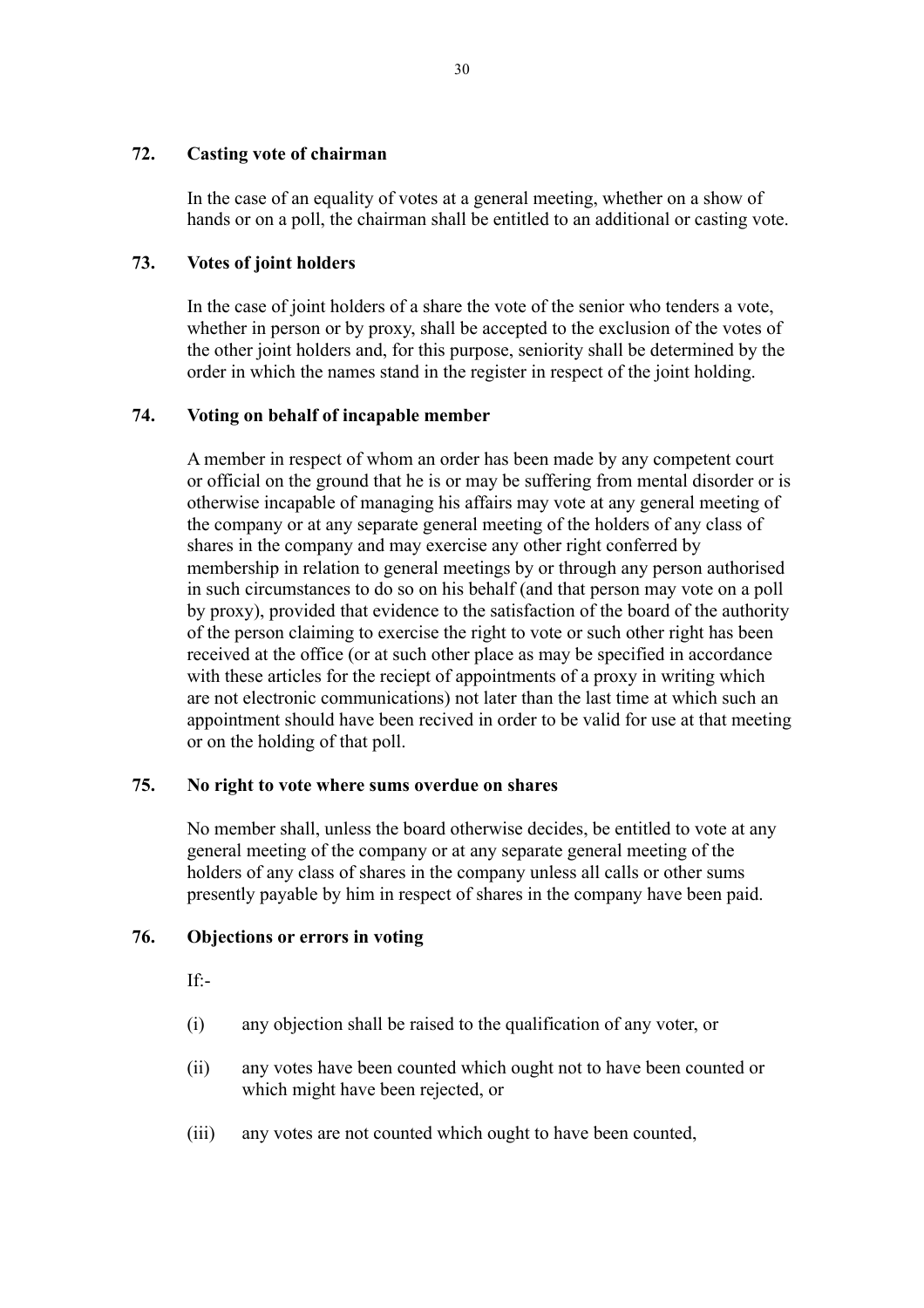### 72. Casting vote of chairman

In the case of an equality of votes at a general meeting, whether on a show of hands or on a poll, the chairman shall be entitled to an additional or casting vote.

### 73. Votes of joint holders

In the case of joint holders of a share the vote of the senior who tenders a vote, whether in person or by proxy, shall be accepted to the exclusion of the votes of the other joint holders and, for this purpose, seniority shall be determined by the order in which the names stand in the register in respect of the joint holding.

### 74. Voting on behalf of incapable member

A member in respect of whom an order has been made by any competent court or official on the ground that he is or may be suffering from mental disorder or is otherwise incapable of managing his affairs may vote at any general meeting of the company or at any separate general meeting of the holders of any class of shares in the company and may exercise any other right conferred by membership in relation to general meetings by or through any person authorised in such circumstances to do so on his behalf (and that person may vote on a poll by proxy), provided that evidence to the satisfaction of the board of the authority of the person claiming to exercise the right to vote or such other right has been received at the office (or at such other place as may be specified in accordance with these articles for the reciept of appointments of a proxy in writing which are not electronic communications) not later than the last time at which such an appointment should have been recived in order to be valid for use at that meeting or on the holding of that poll.

### 75. No right to vote where sums overdue on shares

No member shall, unless the board otherwise decides, be entitled to vote at any general meeting of the company or at any separate general meeting of the holders of any class of shares in the company unless all calls or other sums presently payable by him in respect of shares in the company have been paid.

### 76. Objections or errors in voting

If:-

(i) any objection shall be raised to the qualification of any voter, or

(ii) any votes have been counted which ought not to have been counted or which might have been rejected, or

(iii) any votes are not counted which ought to have been counted,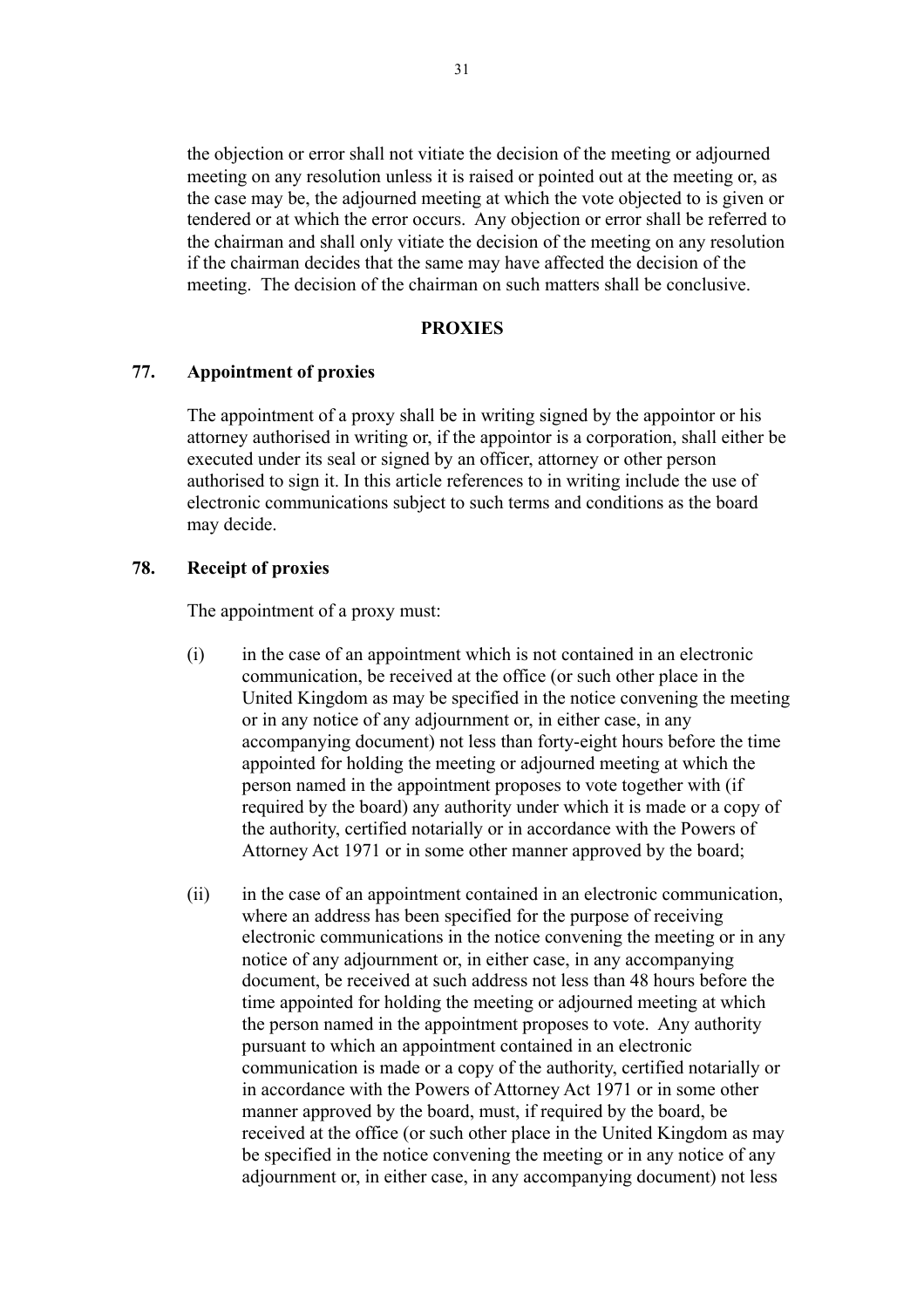the objection or error shall not vitiate the decision of the meeting or adjourned meeting on any resolution unless it is raised or pointed out at the meeting or, as the case may be, the adjourned meeting at which the vote objected to is given or tendered or at which the error occurs. Any objection or error shall be referred to the chairman and shall only vitiate the decision of the meeting on any resolution if the chairman decides that the same may have affected the decision of the meeting. The decision of the chairman on such matters shall be conclusive.

## PROXIES

### 77. Appointment of proxies

The appointment of a proxy shall be in writing signed by the appointor or his attorney authorised in writing or, if the appointor is a corporation, shall either be executed under its seal or signed by an officer, attorney or other person authorised to sign it. In this article references to in writing include the use of electronic communications subject to such terms and conditions as the board may decide.

### 78. Receipt of proxies

The appointment of a proxy must:

(i) in the case of an appointment which is not contained in an electronic communication, be received at the office (or such other place in the United Kingdom as may be specified in the notice convening the meeting or in any notice of any adjournment or, in either case, in any accompanying document) not less than forty-eight hours before the time appointed for holding the meeting or adjourned meeting at which the person named in the appointment proposes to vote together with (if required by the board) any authority under which it is made or a copy of the authority, certified notarially or in accordance with the Powers of Attorney Act 1971 or in some other manner approved by the board;

(ii) in the case of an appointment contained in an electronic communication, where an address has been specified for the purpose of receiving electronic communications in the notice convening the meeting or in any notice of any adjournment or, in either case, in any accompanying document, be received at such address not less than 48 hours before the time appointed for holding the meeting or adjourned meeting at which the person named in the appointment proposes to vote. Any authority pursuant to which an appointment contained in an electronic communication is made or a copy of the authority, certified notarially or in accordance with the Powers of Attorney Act 1971 or in some other manner approved by the board, must, if required by the board, be received at the office (or such other place in the United Kingdom as may be specified in the notice convening the meeting or in any notice of any adjournment or, in either case, in any accompanying document) not less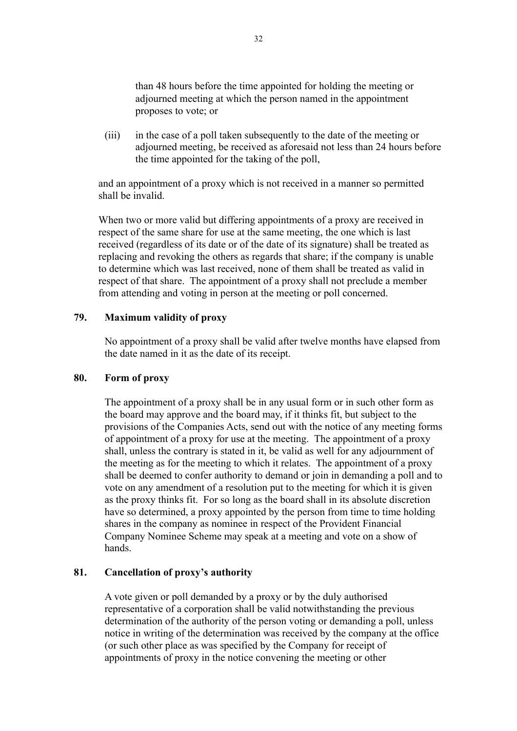than 48 hours before the time appointed for holding the meeting or adjourned meeting at which the person named in the appointment proposes to vote; or

(iii) in the case of a poll taken subsequently to the date of the meeting or adjourned meeting, be received as aforesaid not less than 24 hours before the time appointed for the taking of the poll,

and an appointment of a proxy which is not received in a manner so permitted shall be invalid.

When two or more valid but differing appointments of a proxy are received in respect of the same share for use at the same meeting, the one which is last received (regardless of its date or of the date of its signature) shall be treated as replacing and revoking the others as regards that share; if the company is unable to determine which was last received, none of them shall be treated as valid in respect of that share. The appointment of a proxy shall not preclude a member from attending and voting in person at the meeting or poll concerned.

**79. Maximum validity of proxy**

No appointment of a proxy shall be valid after twelve months have elapsed from the date named in it as the date of its receipt.

**80. Form of proxy**

The appointment of a proxy shall be in any usual form or in such other form as the board may approve and the board may, if it thinks fit, but subject to the provisions of the Companies Acts, send out with the notice of any meeting forms of appointment of a proxy for use at the meeting. The appointment of a proxy shall, unless the contrary is stated in it, be valid as well for any adjournment of the meeting as for the meeting to which it relates. The appointment of a proxy shall be deemed to confer authority to demand or join in demanding a poll and to vote on any amendment of a resolution put to the meeting for which it is given as the proxy thinks fit. For so long as the board shall in its absolute discretion have so determined, a proxy appointed by the person from time to time holding shares in the company as nominee in respect of the Provident Financial Company Nominee Scheme may speak at a meeting and vote on a show of hands.

**81. Cancellation of proxy's authority**

A vote given or poll demanded by a proxy or by the duly authorised representative of a corporation shall be valid notwithstanding the previous determination of the authority of the person voting or demanding a poll, unless notice in writing of the determination was received by the company at the office (or such other place as was specified by the Company for receipt of appointments of proxy in the notice convening the meeting or other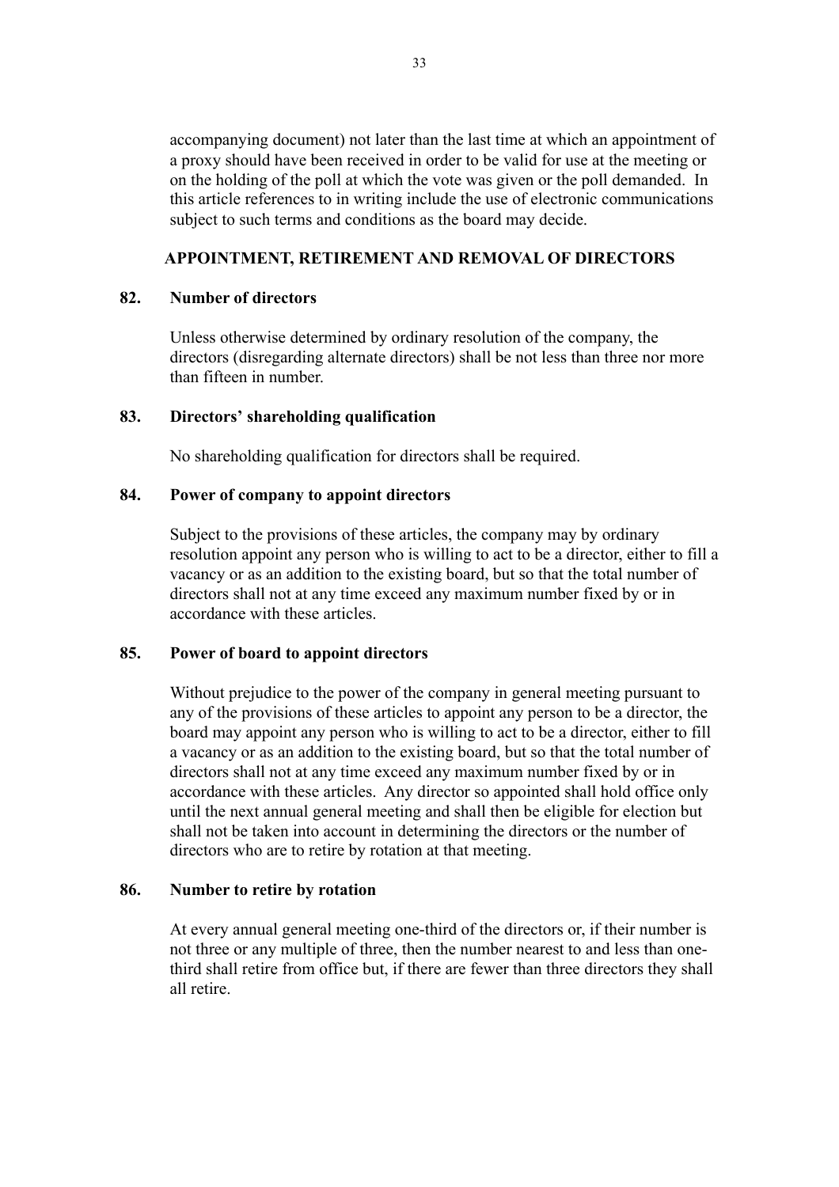accompanying document) not later than the last time at which an appointment of a proxy should have been received in order to be valid for use at the meeting or on the holding of the poll at which the vote was given or the poll demanded. In this article references to in writing include the use of electronic communications subject to such terms and conditions as the board may decide.

## APPOINTMENT, RETIREMENT AND REMOVAL OF DIRECTORS

### 82. Number of directors

Unless otherwise determined by ordinary resolution of the company, the directors (disregarding alternate directors) shall be not less than three nor more than fifteen in number.

### 83. Directors' shareholding qualification

No shareholding qualification for directors shall be required.

### 84. Power of company to appoint directors

Subject to the provisions of these articles, the company may by ordinary resolution appoint any person who is willing to act to be a director, either to fill a vacancy or as an addition to the existing board, but so that the total number of directors shall not at any time exceed any maximum number fixed by or in accordance with these articles.

### 85. Power of board to appoint directors

Without prejudice to the power of the company in general meeting pursuant to any of the provisions of these articles to appoint any person to be a director, the board may appoint any person who is willing to act to be a director, either to fill a vacancy or as an addition to the existing board, but so that the total number of directors shall not at any time exceed any maximum number fixed by or in accordance with these articles. Any director so appointed shall hold office only until the next annual general meeting and shall then be eligible for election but shall not be taken into account in determining the directors or the number of directors who are to retire by rotation at that meeting.

### 86. Number to retire by rotation

At every annual general meeting one-third of the directors or, if their number is not three or any multiple of three, then the number nearest to and less than one-third shall retire from office but, if there are fewer than three directors they shall all retire.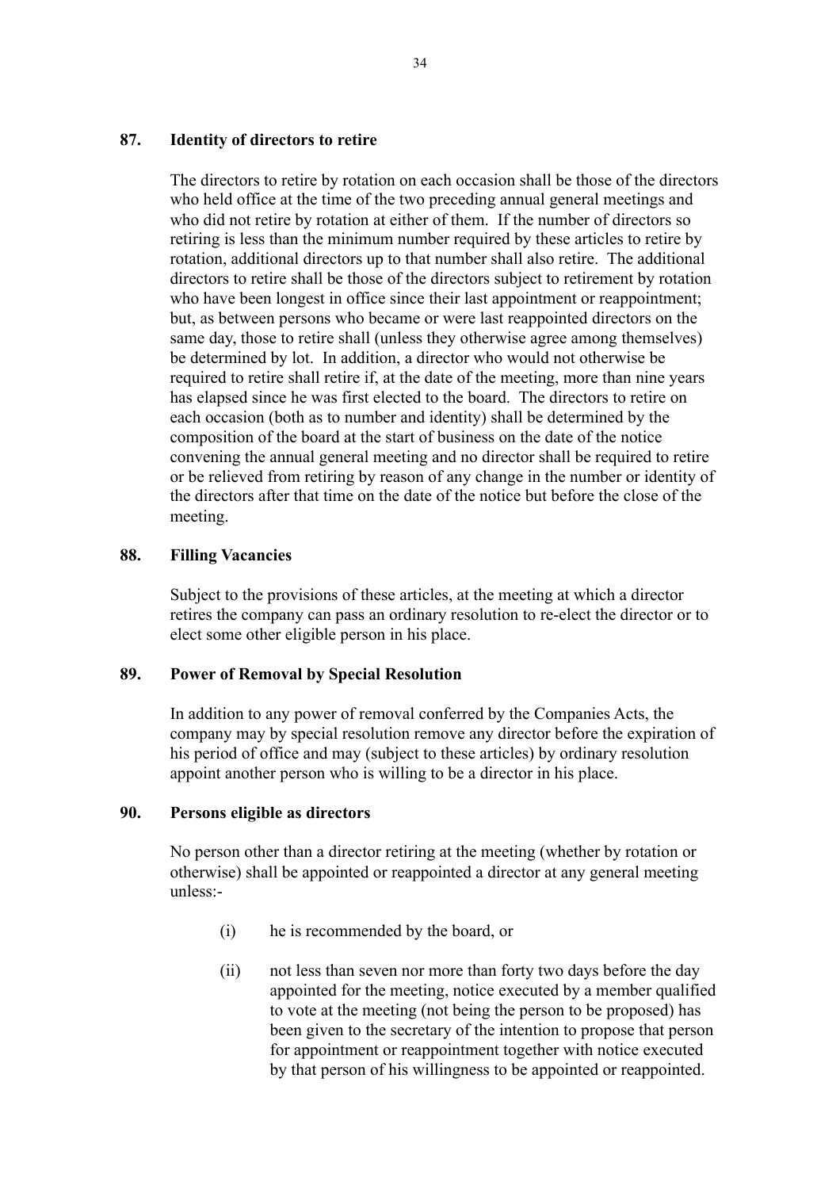## 87. Identity of directors to retire

The directors to retire by rotation on each occasion shall be those of the directors who held office at the time of the two preceding annual general meetings and who did not retire by rotation at either of them. If the number of directors so retiring is less than the minimum number required by these articles to retire by rotation, additional directors up to that number shall also retire. The additional directors to retire shall be those of the directors subject to retirement by rotation who have been longest in office since their last appointment or reappointment; but, as between persons who became or were last reappointed directors on the same day, those to retire shall (unless they otherwise agree among themselves) be determined by lot. In addition, a director who would not otherwise be required to retire shall retire if, at the date of the meeting, more than nine years has elapsed since he was first elected to the board. The directors to retire on each occasion (both as to number and identity) shall be determined by the composition of the board at the start of business on the date of the notice convening the annual general meeting and no director shall be required to retire or be relieved from retiring by reason of any change in the number or identity of the directors after that time on the date of the notice but before the close of the meeting.

## 88. Filling Vacancies

Subject to the provisions of these articles, at the meeting at which a director retires the company can pass an ordinary resolution to re-elect the director or to elect some other eligible person in his place.

## 89. Power of Removal by Special Resolution

In addition to any power of removal conferred by the Companies Acts, the company may by special resolution remove any director before the expiration of his period of office and may (subject to these articles) by ordinary resolution appoint another person who is willing to be a director in his place.

## 90. Persons eligible as directors

No person other than a director retiring at the meeting (whether by rotation or otherwise) shall be appointed or reappointed a director at any general meeting unless:-

(i) he is recommended by the board, or

(ii) not less than seven nor more than forty two days before the day appointed for the meeting, notice executed by a member qualified to vote at the meeting (not being the person to be proposed) has been given to the secretary of the intention to propose that person for appointment or reappointment together with notice executed by that person of his willingness to be appointed or reappointed.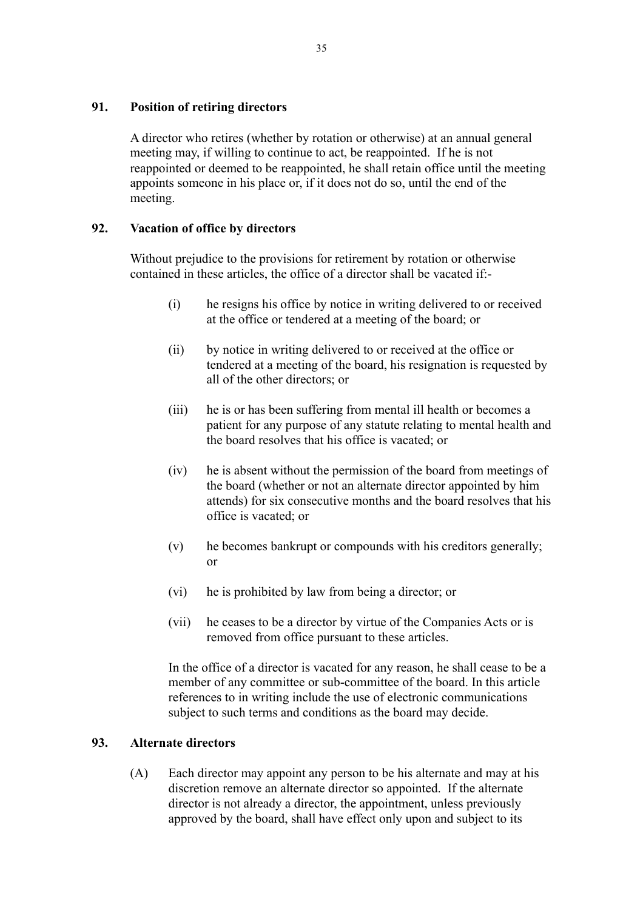## 91. Position of retiring directors

A director who retires (whether by rotation or otherwise) at an annual general meeting may, if willing to continue to act, be reappointed. If he is not reappointed or deemed to be reappointed, he shall retain office until the meeting appoints someone in his place or, if it does not do so, until the end of the meeting.

## 92. Vacation of office by directors

Without prejudice to the provisions for retirement by rotation or otherwise contained in these articles, the office of a director shall be vacated if:-

(i) he resigns his office by notice in writing delivered to or received at the office or tendered at a meeting of the board; or

(ii) by notice in writing delivered to or received at the office or tendered at a meeting of the board, his resignation is requested by all of the other directors; or

(iii) he is or has been suffering from mental ill health or becomes a patient for any purpose of any statute relating to mental health and the board resolves that his office is vacated; or

(iv) he is absent without the permission of the board from meetings of the board (whether or not an alternate director appointed by him attends) for six consecutive months and the board resolves that his office is vacated; or

(v) he becomes bankrupt or compounds with his creditors generally; or

(vi) he is prohibited by law from being a director; or

(vii) he ceases to be a director by virtue of the Companies Acts or is removed from office pursuant to these articles.

In the office of a director is vacated for any reason, he shall cease to be a member of any committee or sub-committee of the board. In this article references to in writing include the use of electronic communications subject to such terms and conditions as the board may decide.

## 93. Alternate directors

(A) Each director may appoint any person to be his alternate and may at his discretion remove an alternate director so appointed. If the alternate director is not already a director, the appointment, unless previously approved by the board, shall have effect only upon and subject to its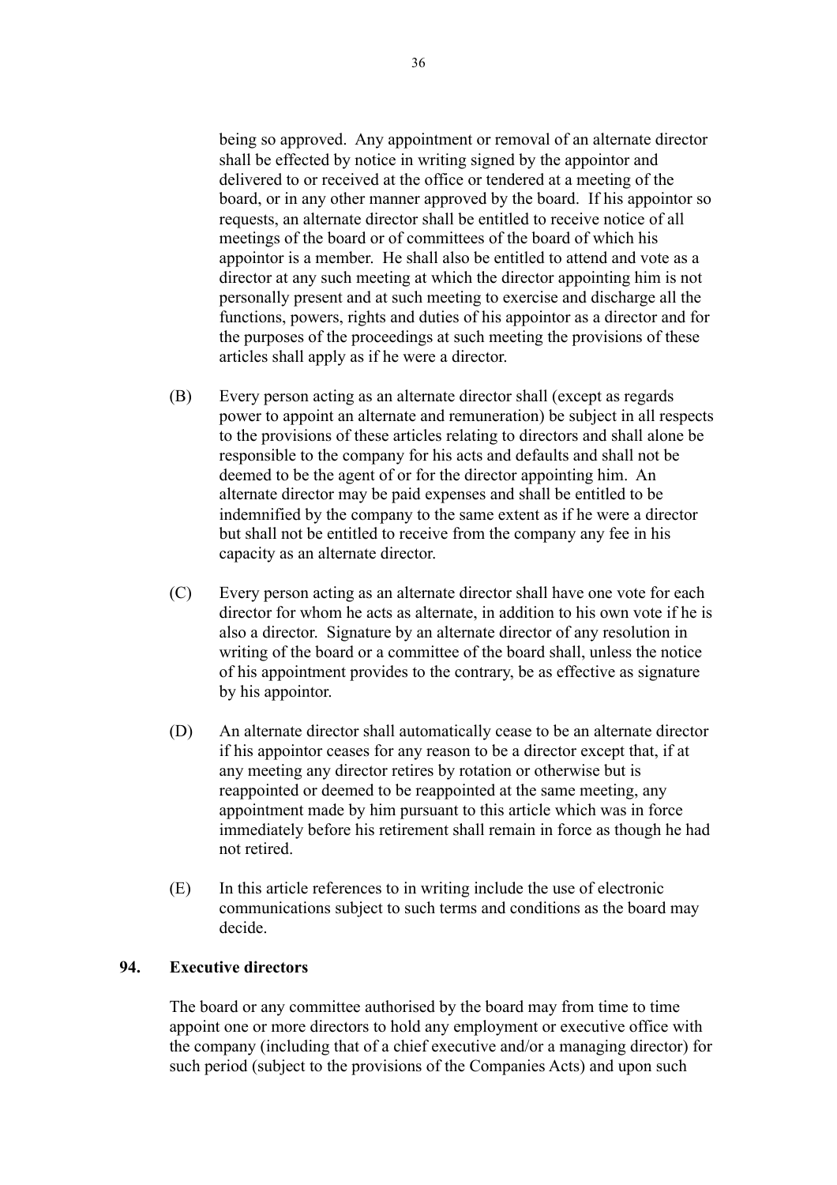being so approved. Any appointment or removal of an alternate director shall be effected by notice in writing signed by the appointor and delivered to or received at the office or tendered at a meeting of the board, or in any other manner approved by the board. If his appointor so requests, an alternate director shall be entitled to receive notice of all meetings of the board or of committees of the board of which his appointor is a member. He shall also be entitled to attend and vote as a director at any such meeting at which the director appointing him is not personally present and at such meeting to exercise and discharge all the functions, powers, rights and duties of his appointor as a director and for the purposes of the proceedings at such meeting the provisions of these articles shall apply as if he were a director.

(B) Every person acting as an alternate director shall (except as regards power to appoint an alternate and remuneration) be subject in all respects to the provisions of these articles relating to directors and shall alone be responsible to the company for his acts and defaults and shall not be deemed to be the agent of or for the director appointing him. An alternate director may be paid expenses and shall be entitled to be indemnified by the company to the same extent as if he were a director but shall not be entitled to receive from the company any fee in his capacity as an alternate director.

(C) Every person acting as an alternate director shall have one vote for each director for whom he acts as alternate, in addition to his own vote if he is also a director. Signature by an alternate director of any resolution in writing of the board or a committee of the board shall, unless the notice of his appointment provides to the contrary, be as effective as signature by his appointor.

(D) An alternate director shall automatically cease to be an alternate director if his appointor ceases for any reason to be a director except that, if at any meeting any director retires by rotation or otherwise but is reappointed or deemed to be reappointed at the same meeting, any appointment made by him pursuant to this article which was in force immediately before his retirement shall remain in force as though he had not retired.

(E) In this article references to in writing include the use of electronic communications subject to such terms and conditions as the board may decide.

## 94. Executive directors

The board or any committee authorised by the board may from time to time appoint one or more directors to hold any employment or executive office with the company (including that of a chief executive and/or a managing director) for such period (subject to the provisions of the Companies Acts) and upon such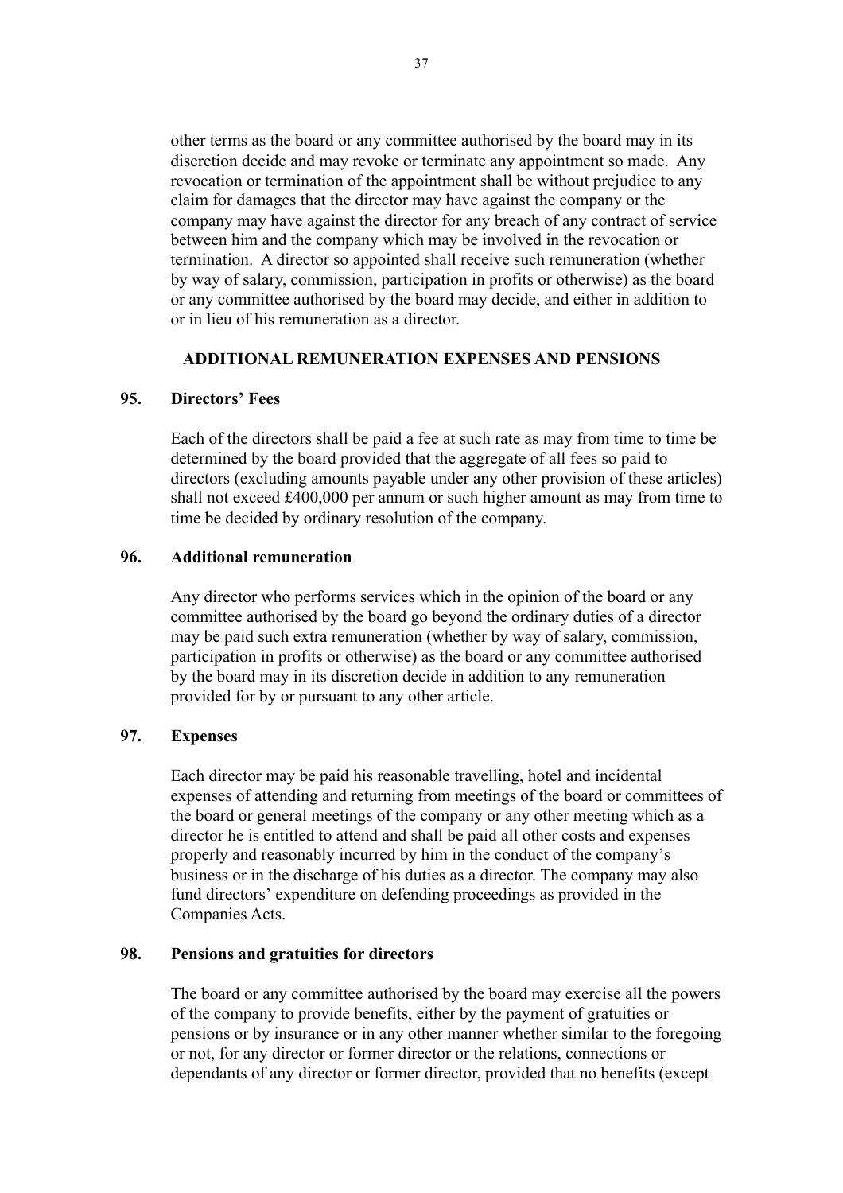other terms as the board or any committee authorised by the board may in its discretion decide and may revoke or terminate any appointment so made. Any revocation or termination of the appointment shall be without prejudice to any claim for damages that the director may have against the company or the company may have against the director for any breach of any contract of service between him and the company which may be involved in the revocation or termination. A director so appointed shall receive such remuneration (whether by way of salary, commission, participation in profits or otherwise) as the board or any committee authorised by the board may decide, and either in addition to or in lieu of his remuneration as a director.

## ADDITIONAL REMUNERATION EXPENSES AND PENSIONS

### 95. Directors' Fees

Each of the directors shall be paid a fee at such rate as may from time to time be determined by the board provided that the aggregate of all fees so paid to directors (excluding amounts payable under any other provision of these articles) shall not exceed £400,000 per annum or such higher amount as may from time to time be decided by ordinary resolution of the company.

### 96. Additional remuneration

Any director who performs services which in the opinion of the board or any committee authorised by the board go beyond the ordinary duties of a director may be paid such extra remuneration (whether by way of salary, commission, participation in profits or otherwise) as the board or any committee authorised by the board may in its discretion decide in addition to any remuneration provided for by or pursuant to any other article.

### 97. Expenses

Each director may be paid his reasonable travelling, hotel and incidental expenses of attending and returning from meetings of the board or committees of the board or general meetings of the company or any other meeting which as a director he is entitled to attend and shall be paid all other costs and expenses properly and reasonably incurred by him in the conduct of the company's business or in the discharge of his duties as a director. The company may also fund directors' expenditure on defending proceedings as provided in the Companies Acts.

### 98. Pensions and gratuities for directors

The board or any committee authorised by the board may exercise all the powers of the company to provide benefits, either by the payment of gratuities or pensions or by insurance or in any other manner whether similar to the foregoing or not, for any director or former director or the relations, connections or dependants of any director or former director, provided that no benefits (except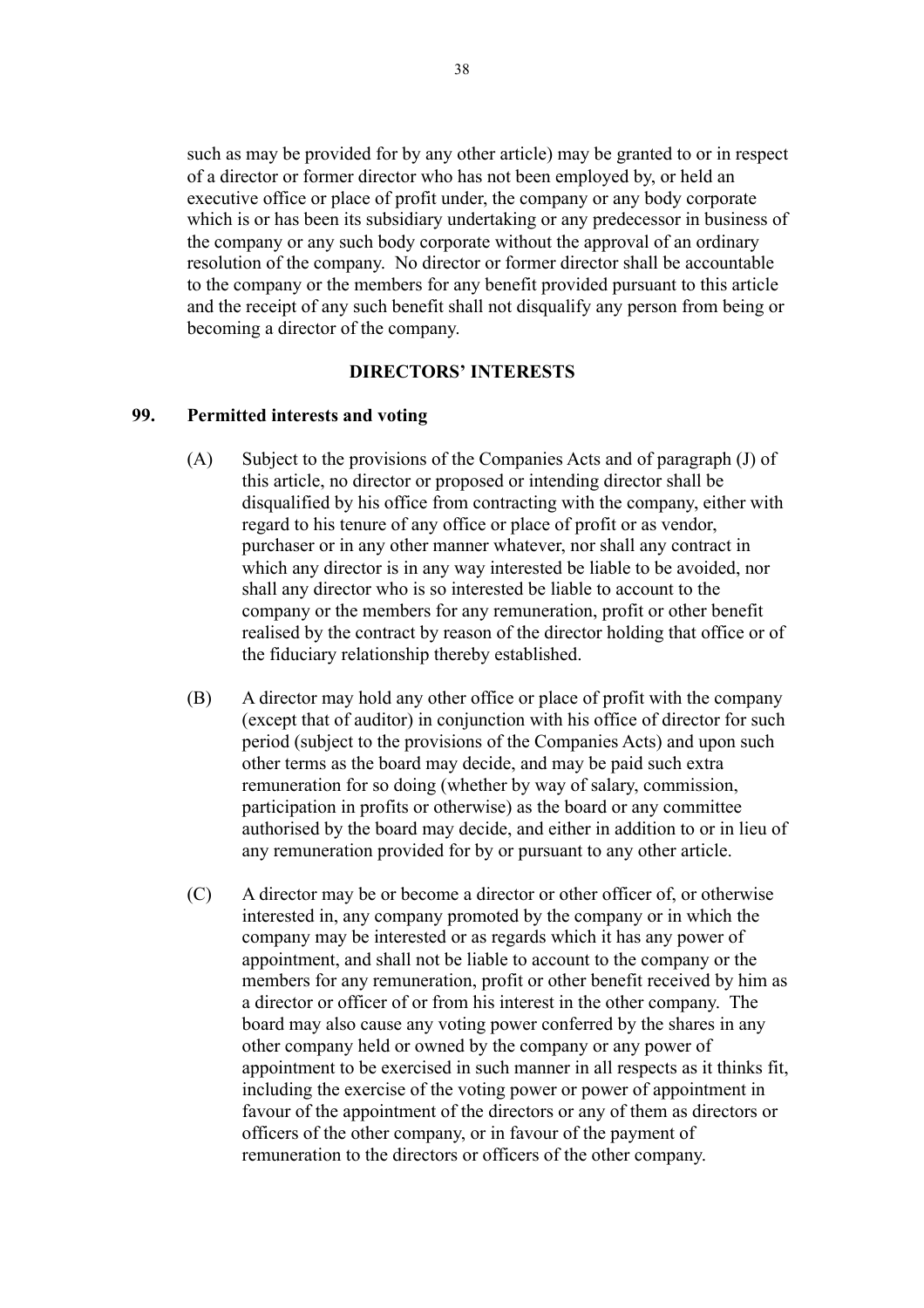such as may be provided for by any other article) may be granted to or in respect of a director or former director who has not been employed by, or held an executive office or place of profit under, the company or any body corporate which is or has been its subsidiary undertaking or any predecessor in business of the company or any such body corporate without the approval of an ordinary resolution of the company. No director or former director shall be accountable to the company or the members for any benefit provided pursuant to this article and the receipt of any such benefit shall not disqualify any person from being or becoming a director of the company.

## DIRECTORS' INTERESTS

### 99. Permitted interests and voting

(A) Subject to the provisions of the Companies Acts and of paragraph (J) of this article, no director or proposed or intending director shall be disqualified by his office from contracting with the company, either with regard to his tenure of any office or place of profit or as vendor, purchaser or in any other manner whatever, nor shall any contract in which any director is in any way interested be liable to be avoided, nor shall any director who is so interested be liable to account to the company or the members for any remuneration, profit or other benefit realised by the contract by reason of the director holding that office or of the fiduciary relationship thereby established.

(B) A director may hold any other office or place of profit with the company (except that of auditor) in conjunction with his office of director for such period (subject to the provisions of the Companies Acts) and upon such other terms as the board may decide, and may be paid such extra remuneration for so doing (whether by way of salary, commission, participation in profits or otherwise) as the board or any committee authorised by the board may decide, and either in addition to or in lieu of any remuneration provided for by or pursuant to any other article.

(C) A director may be or become a director or other officer of, or otherwise interested in, any company promoted by the company or in which the company may be interested or as regards which it has any power of appointment, and shall not be liable to account to the company or the members for any remuneration, profit or other benefit received by him as a director or officer of or from his interest in the other company. The board may also cause any voting power conferred by the shares in any other company held or owned by the company or any power of appointment to be exercised in such manner in all respects as it thinks fit, including the exercise of the voting power or power of appointment in favour of the appointment of the directors or any of them as directors or officers of the other company, or in favour of the payment of remuneration to the directors or officers of the other company.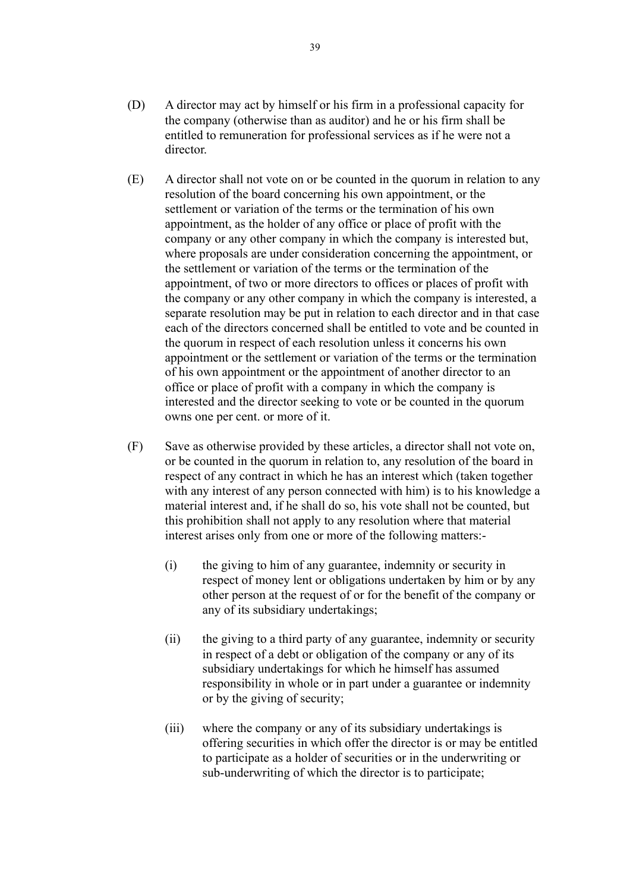(D) A director may act by himself or his firm in a professional capacity for the company (otherwise than as auditor) and he or his firm shall be entitled to remuneration for professional services as if he were not a director.

(E) A director shall not vote on or be counted in the quorum in relation to any resolution of the board concerning his own appointment, or the settlement or variation of the terms or the termination of his own appointment, as the holder of any office or place of profit with the company or any other company in which the company is interested but, where proposals are under consideration concerning the appointment, or the settlement or variation of the terms or the termination of the appointment, of two or more directors to offices or places of profit with the company or any other company in which the company is interested, a separate resolution may be put in relation to each director and in that case each of the directors concerned shall be entitled to vote and be counted in the quorum in respect of each resolution unless it concerns his own appointment or the settlement or variation of the terms or the termination of his own appointment or the appointment of another director to an office or place of profit with a company in which the company is interested and the director seeking to vote or be counted in the quorum owns one per cent. or more of it.

(F) Save as otherwise provided by these articles, a director shall not vote on, or be counted in the quorum in relation to, any resolution of the board in respect of any contract in which he has an interest which (taken together with any interest of any person connected with him) is to his knowledge a material interest and, if he shall do so, his vote shall not be counted, but this prohibition shall not apply to any resolution where that material interest arises only from one or more of the following matters:-

  (i) the giving to him of any guarantee, indemnity or security in respect of money lent or obligations undertaken by him or by any other person at the request of or for the benefit of the company or any of its subsidiary undertakings;

  (ii) the giving to a third party of any guarantee, indemnity or security in respect of a debt or obligation of the company or any of its subsidiary undertakings for which he himself has assumed responsibility in whole or in part under a guarantee or indemnity or by the giving of security;

  (iii) where the company or any of its subsidiary undertakings is offering securities in which offer the director is or may be entitled to participate as a holder of securities or in the underwriting or sub-underwriting of which the director is to participate;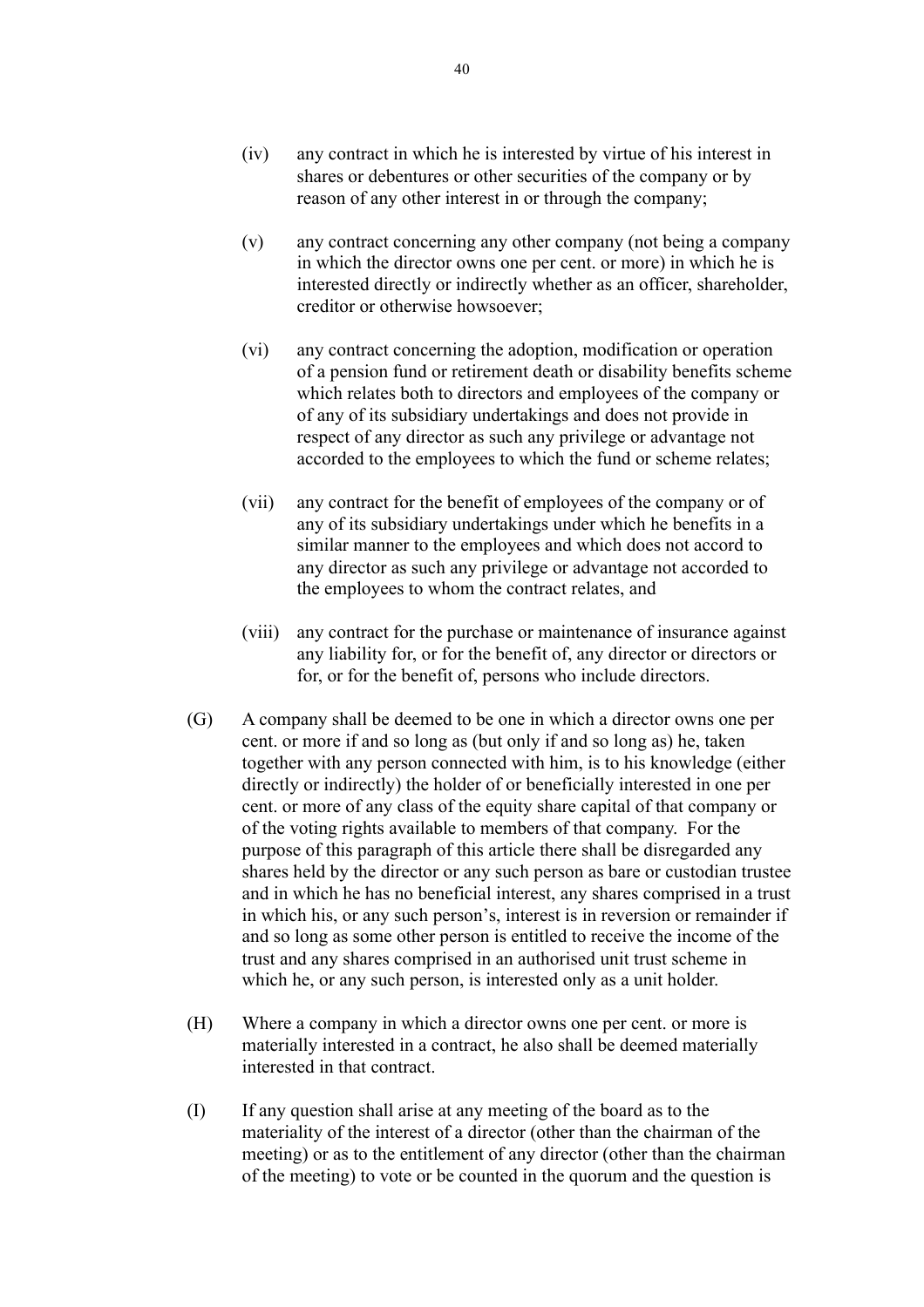(iv) any contract in which he is interested by virtue of his interest in shares or debentures or other securities of the company or by reason of any other interest in or through the company;

(v) any contract concerning any other company (not being a company in which the director owns one per cent. or more) in which he is interested directly or indirectly whether as an officer, shareholder, creditor or otherwise howsoever;

(vi) any contract concerning the adoption, modification or operation of a pension fund or retirement death or disability benefits scheme which relates both to directors and employees of the company or of any of its subsidiary undertakings and does not provide in respect of any director as such any privilege or advantage not accorded to the employees to which the fund or scheme relates;

(vii) any contract for the benefit of employees of the company or of any of its subsidiary undertakings under which he benefits in a similar manner to the employees and which does not accord to any director as such any privilege or advantage not accorded to the employees to whom the contract relates, and

(viii) any contract for the purchase or maintenance of insurance against any liability for, or for the benefit of, any director or directors or for, or for the benefit of, persons who include directors.

(G) A company shall be deemed to be one in which a director owns one per cent. or more if and so long as (but only if and so long as) he, taken together with any person connected with him, is to his knowledge (either directly or indirectly) the holder of or beneficially interested in one per cent. or more of any class of the equity share capital of that company or of the voting rights available to members of that company. For the purpose of this paragraph of this article there shall be disregarded any shares held by the director or any such person as bare or custodian trustee and in which he has no beneficial interest, any shares comprised in a trust in which his, or any such person's, interest is in reversion or remainder if and so long as some other person is entitled to receive the income of the trust and any shares comprised in an authorised unit trust scheme in which he, or any such person, is interested only as a unit holder.

(H) Where a company in which a director owns one per cent. or more is materially interested in a contract, he also shall be deemed materially interested in that contract.

(I) If any question shall arise at any meeting of the board as to the materiality of the interest of a director (other than the chairman of the meeting) or as to the entitlement of any director (other than the chairman of the meeting) to vote or be counted in the quorum and the question is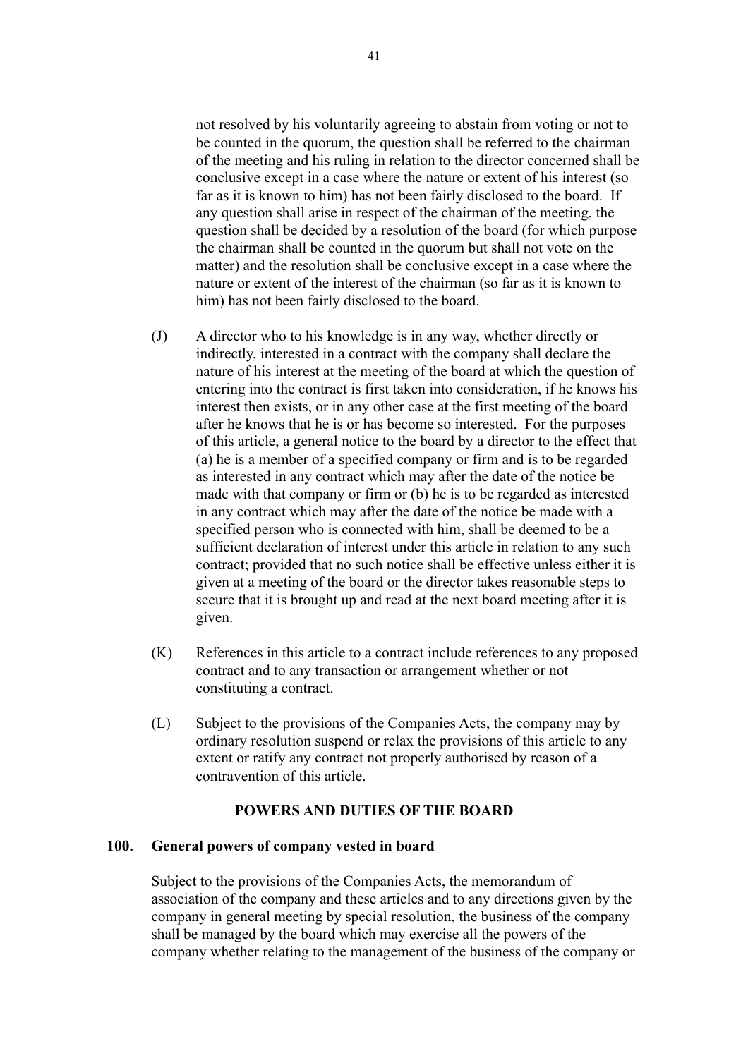not resolved by his voluntarily agreeing to abstain from voting or not to be counted in the quorum, the question shall be referred to the chairman of the meeting and his ruling in relation to the director concerned shall be conclusive except in a case where the nature or extent of his interest (so far as it is known to him) has not been fairly disclosed to the board. If any question shall arise in respect of the chairman of the meeting, the question shall be decided by a resolution of the board (for which purpose the chairman shall be counted in the quorum but shall not vote on the matter) and the resolution shall be conclusive except in a case where the nature or extent of the interest of the chairman (so far as it is known to him) has not been fairly disclosed to the board.

(J) A director who to his knowledge is in any way, whether directly or indirectly, interested in a contract with the company shall declare the nature of his interest at the meeting of the board at which the question of entering into the contract is first taken into consideration, if he knows his interest then exists, or in any other case at the first meeting of the board after he knows that he is or has become so interested. For the purposes of this article, a general notice to the board by a director to the effect that (a) he is a member of a specified company or firm and is to be regarded as interested in any contract which may after the date of the notice be made with that company or firm or (b) he is to be regarded as interested in any contract which may after the date of the notice be made with a specified person who is connected with him, shall be deemed to be a sufficient declaration of interest under this article in relation to any such contract; provided that no such notice shall be effective unless either it is given at a meeting of the board or the director takes reasonable steps to secure that it is brought up and read at the next board meeting after it is given.

(K) References in this article to a contract include references to any proposed contract and to any transaction or arrangement whether or not constituting a contract.

(L) Subject to the provisions of the Companies Acts, the company may by ordinary resolution suspend or relax the provisions of this article to any extent or ratify any contract not properly authorised by reason of a contravention of this article.

## POWERS AND DUTIES OF THE BOARD

### 100. General powers of company vested in board

Subject to the provisions of the Companies Acts, the memorandum of association of the company and these articles and to any directions given by the company in general meeting by special resolution, the business of the company shall be managed by the board which may exercise all the powers of the company whether relating to the management of the business of the company or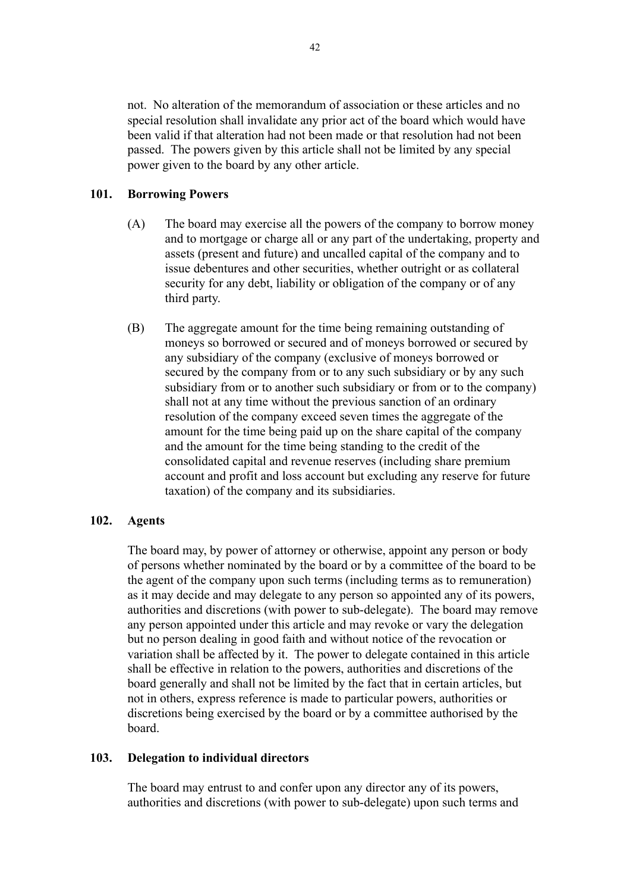not. No alteration of the memorandum of association or these articles and no special resolution shall invalidate any prior act of the board which would have been valid if that alteration had not been made or that resolution had not been passed. The powers given by this article shall not be limited by any special power given to the board by any other article.

## 101. Borrowing Powers

(A) The board may exercise all the powers of the company to borrow money and to mortgage or charge all or any part of the undertaking, property and assets (present and future) and uncalled capital of the company and to issue debentures and other securities, whether outright or as collateral security for any debt, liability or obligation of the company or of any third party.

(B) The aggregate amount for the time being remaining outstanding of moneys so borrowed or secured and of moneys borrowed or secured by any subsidiary of the company (exclusive of moneys borrowed or secured by the company from or to any such subsidiary or by any such subsidiary from or to another such subsidiary or from or to the company) shall not at any time without the previous sanction of an ordinary resolution of the company exceed seven times the aggregate of the amount for the time being paid up on the share capital of the company and the amount for the time being standing to the credit of the consolidated capital and revenue reserves (including share premium account and profit and loss account but excluding any reserve for future taxation) of the company and its subsidiaries.

## 102. Agents

The board may, by power of attorney or otherwise, appoint any person or body of persons whether nominated by the board or by a committee of the board to be the agent of the company upon such terms (including terms as to remuneration) as it may decide and may delegate to any person so appointed any of its powers, authorities and discretions (with power to sub-delegate). The board may remove any person appointed under this article and may revoke or vary the delegation but no person dealing in good faith and without notice of the revocation or variation shall be affected by it. The power to delegate contained in this article shall be effective in relation to the powers, authorities and discretions of the board generally and shall not be limited by the fact that in certain articles, but not in others, express reference is made to particular powers, authorities or discretions being exercised by the board or by a committee authorised by the board.

## 103. Delegation to individual directors

The board may entrust to and confer upon any director any of its powers, authorities and discretions (with power to sub-delegate) upon such terms and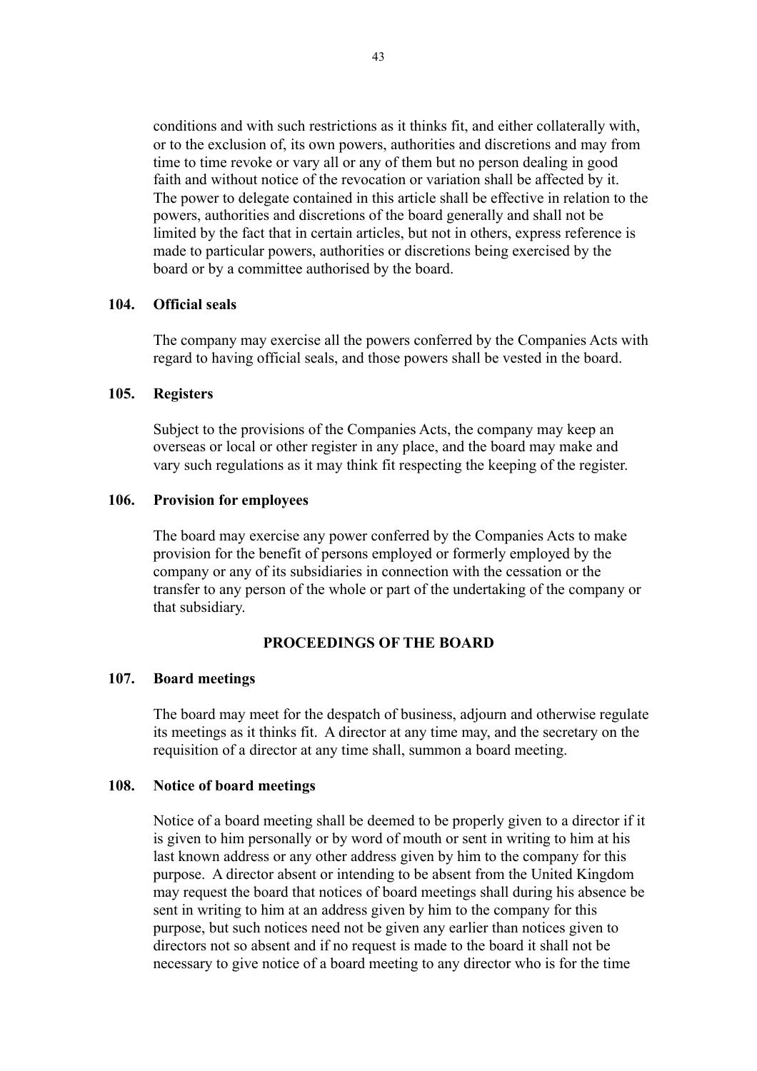conditions and with such restrictions as it thinks fit, and either collaterally with, or to the exclusion of, its own powers, authorities and discretions and may from time to time revoke or vary all or any of them but no person dealing in good faith and without notice of the revocation or variation shall be affected by it. The power to delegate contained in this article shall be effective in relation to the powers, authorities and discretions of the board generally and shall not be limited by the fact that in certain articles, but not in others, express reference is made to particular powers, authorities or discretions being exercised by the board or by a committee authorised by the board.

**104. Official seals**

The company may exercise all the powers conferred by the Companies Acts with regard to having official seals, and those powers shall be vested in the board.

**105. Registers**

Subject to the provisions of the Companies Acts, the company may keep an overseas or local or other register in any place, and the board may make and vary such regulations as it may think fit respecting the keeping of the register.

**106. Provision for employees**

The board may exercise any power conferred by the Companies Acts to make provision for the benefit of persons employed or formerly employed by the company or any of its subsidiaries in connection with the cessation or the transfer to any person of the whole or part of the undertaking of the company or that subsidiary.

## PROCEEDINGS OF THE BOARD

**107. Board meetings**

The board may meet for the despatch of business, adjourn and otherwise regulate its meetings as it thinks fit. A director at any time may, and the secretary on the requisition of a director at any time shall, summon a board meeting.

**108. Notice of board meetings**

Notice of a board meeting shall be deemed to be properly given to a director if it is given to him personally or by word of mouth or sent in writing to him at his last known address or any other address given by him to the company for this purpose. A director absent or intending to be absent from the United Kingdom may request the board that notices of board meetings shall during his absence be sent in writing to him at an address given by him to the company for this purpose, but such notices need not be given any earlier than notices given to directors not so absent and if no request is made to the board it shall not be necessary to give notice of a board meeting to any director who is for the time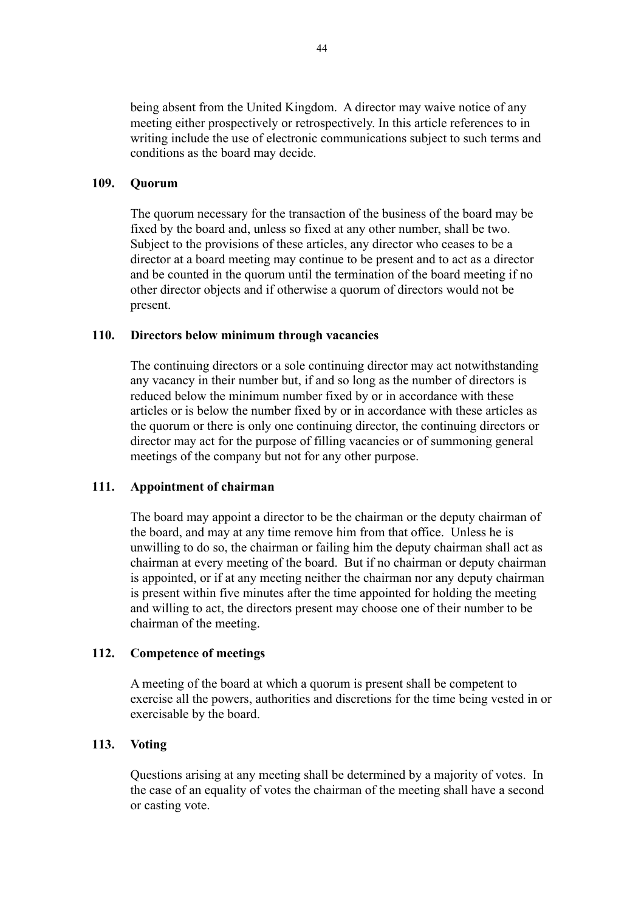being absent from the United Kingdom. A director may waive notice of any meeting either prospectively or retrospectively. In this article references to in writing include the use of electronic communications subject to such terms and conditions as the board may decide.

### 109. Quorum

The quorum necessary for the transaction of the business of the board may be fixed by the board and, unless so fixed at any other number, shall be two. Subject to the provisions of these articles, any director who ceases to be a director at a board meeting may continue to be present and to act as a director and be counted in the quorum until the termination of the board meeting if no other director objects and if otherwise a quorum of directors would not be present.

### 110. Directors below minimum through vacancies

The continuing directors or a sole continuing director may act notwithstanding any vacancy in their number but, if and so long as the number of directors is reduced below the minimum number fixed by or in accordance with these articles or is below the number fixed by or in accordance with these articles as the quorum or there is only one continuing director, the continuing directors or director may act for the purpose of filling vacancies or of summoning general meetings of the company but not for any other purpose.

### 111. Appointment of chairman

The board may appoint a director to be the chairman or the deputy chairman of the board, and may at any time remove him from that office. Unless he is unwilling to do so, the chairman or failing him the deputy chairman shall act as chairman at every meeting of the board. But if no chairman or deputy chairman is appointed, or if at any meeting neither the chairman nor any deputy chairman is present within five minutes after the time appointed for holding the meeting and willing to act, the directors present may choose one of their number to be chairman of the meeting.

### 112. Competence of meetings

A meeting of the board at which a quorum is present shall be competent to exercise all the powers, authorities and discretions for the time being vested in or exercisable by the board.

### 113. Voting

Questions arising at any meeting shall be determined by a majority of votes. In the case of an equality of votes the chairman of the meeting shall have a second or casting vote.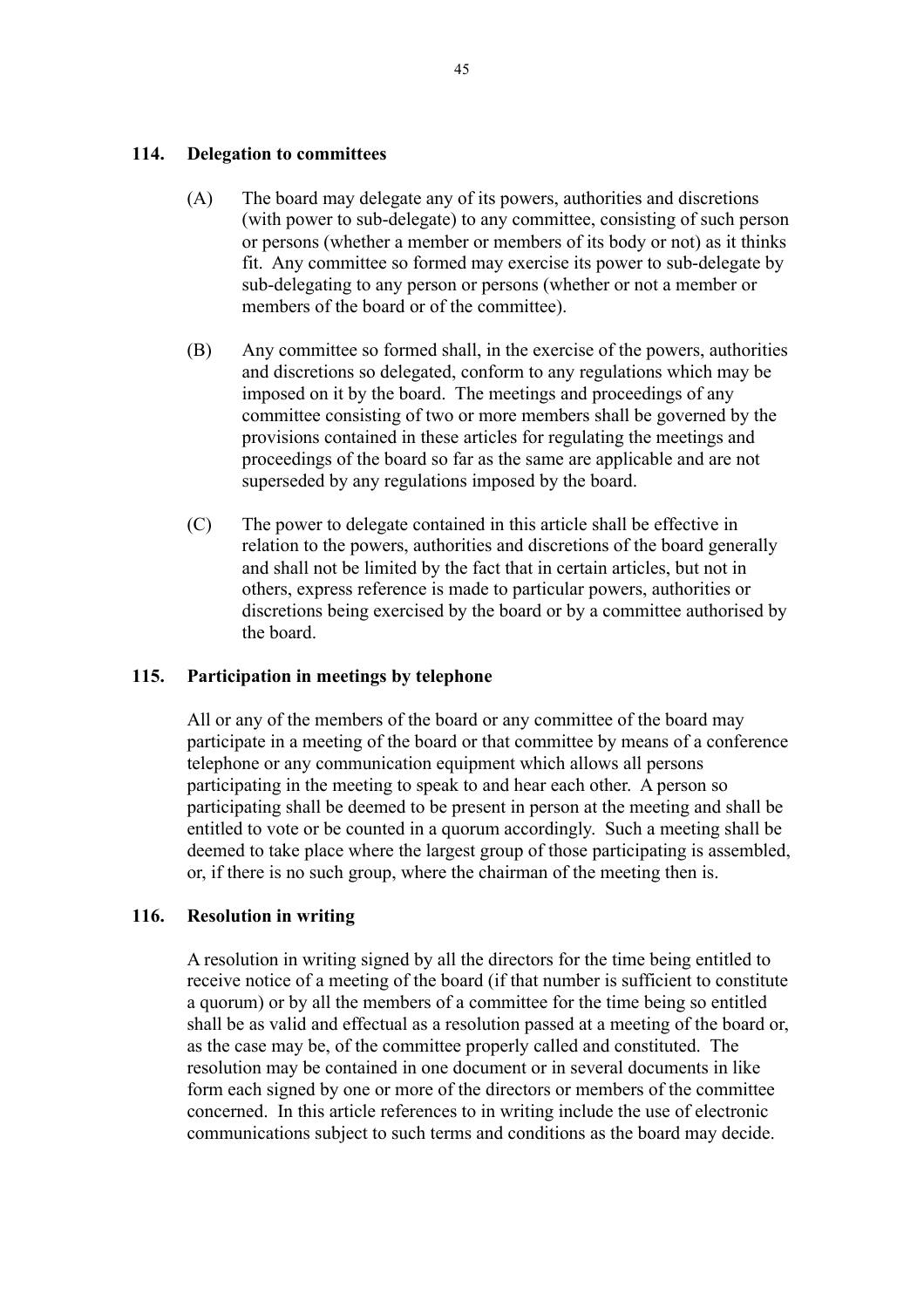### 114. Delegation to committees

(A) The board may delegate any of its powers, authorities and discretions (with power to sub-delegate) to any committee, consisting of such person or persons (whether a member or members of its body or not) as it thinks fit. Any committee so formed may exercise its power to sub-delegate by sub-delegating to any person or persons (whether or not a member or members of the board or of the committee).

(B) Any committee so formed shall, in the exercise of the powers, authorities and discretions so delegated, conform to any regulations which may be imposed on it by the board. The meetings and proceedings of any committee consisting of two or more members shall be governed by the provisions contained in these articles for regulating the meetings and proceedings of the board so far as the same are applicable and are not superseded by any regulations imposed by the board.

(C) The power to delegate contained in this article shall be effective in relation to the powers, authorities and discretions of the board generally and shall not be limited by the fact that in certain articles, but not in others, express reference is made to particular powers, authorities or discretions being exercised by the board or by a committee authorised by the board.

### 115. Participation in meetings by telephone

All or any of the members of the board or any committee of the board may participate in a meeting of the board or that committee by means of a conference telephone or any communication equipment which allows all persons participating in the meeting to speak to and hear each other. A person so participating shall be deemed to be present in person at the meeting and shall be entitled to vote or be counted in a quorum accordingly. Such a meeting shall be deemed to take place where the largest group of those participating is assembled, or, if there is no such group, where the chairman of the meeting then is.

### 116. Resolution in writing

A resolution in writing signed by all the directors for the time being entitled to receive notice of a meeting of the board (if that number is sufficient to constitute a quorum) or by all the members of a committee for the time being so entitled shall be as valid and effectual as a resolution passed at a meeting of the board or, as the case may be, of the committee properly called and constituted. The resolution may be contained in one document or in several documents in like form each signed by one or more of the directors or members of the committee concerned. In this article references to in writing include the use of electronic communications subject to such terms and conditions as the board may decide.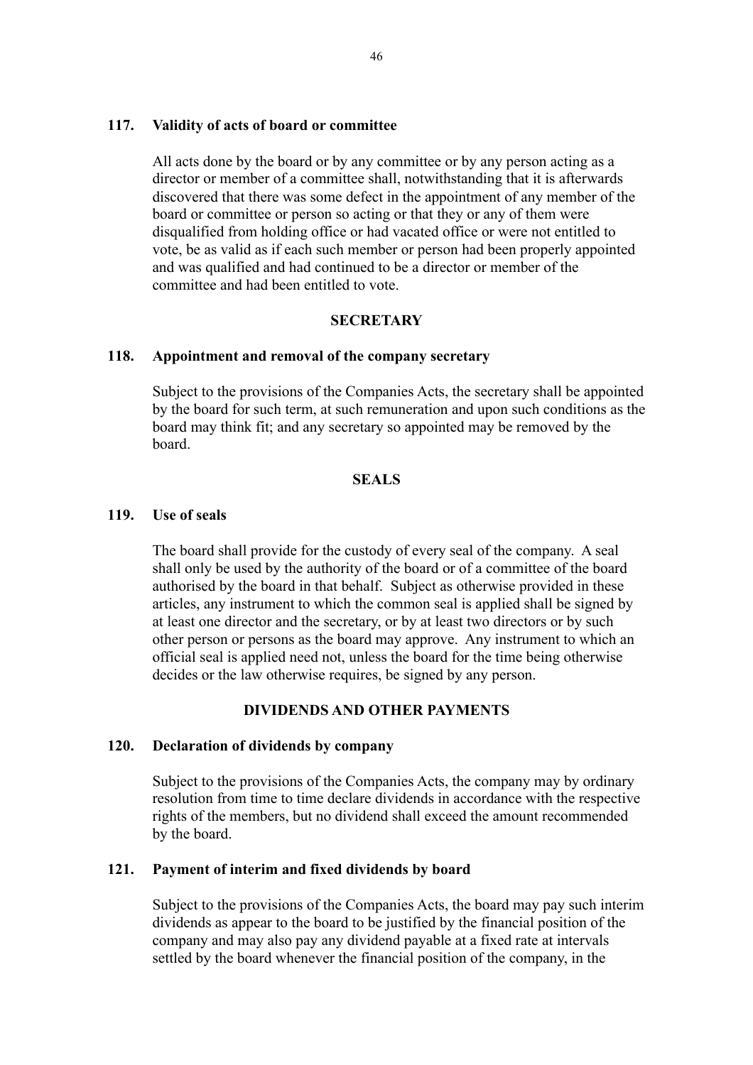### 117. Validity of acts of board or committee

All acts done by the board or by any committee or by any person acting as a director or member of a committee shall, notwithstanding that it is afterwards discovered that there was some defect in the appointment of any member of the board or committee or person so acting or that they or any of them were disqualified from holding office or had vacated office or were not entitled to vote, be as valid as if each such member or person had been properly appointed and was qualified and had continued to be a director or member of the committee and had been entitled to vote.

## SECRETARY

### 118. Appointment and removal of the company secretary

Subject to the provisions of the Companies Acts, the secretary shall be appointed by the board for such term, at such remuneration and upon such conditions as the board may think fit; and any secretary so appointed may be removed by the board.

## SEALS

### 119. Use of seals

The board shall provide for the custody of every seal of the company. A seal shall only be used by the authority of the board or of a committee of the board authorised by the board in that behalf. Subject as otherwise provided in these articles, any instrument to which the common seal is applied shall be signed by at least one director and the secretary, or by at least two directors or by such other person or persons as the board may approve. Any instrument to which an official seal is applied need not, unless the board for the time being otherwise decides or the law otherwise requires, be signed by any person.

## DIVIDENDS AND OTHER PAYMENTS

### 120. Declaration of dividends by company

Subject to the provisions of the Companies Acts, the company may by ordinary resolution from time to time declare dividends in accordance with the respective rights of the members, but no dividend shall exceed the amount recommended by the board.

### 121. Payment of interim and fixed dividends by board

Subject to the provisions of the Companies Acts, the board may pay such interim dividends as appear to the board to be justified by the financial position of the company and may also pay any dividend payable at a fixed rate at intervals settled by the board whenever the financial position of the company, in the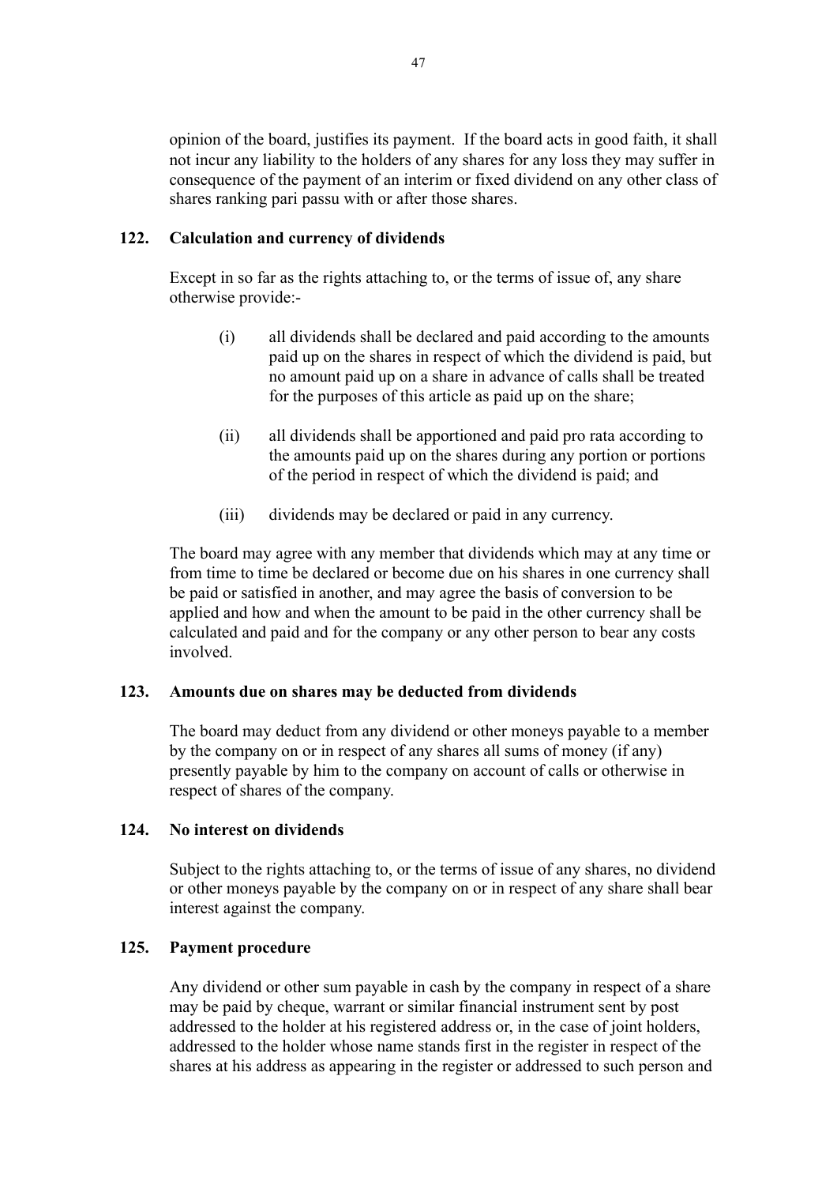opinion of the board, justifies its payment. If the board acts in good faith, it shall not incur any liability to the holders of any shares for any loss they may suffer in consequence of the payment of an interim or fixed dividend on any other class of shares ranking pari passu with or after those shares.

### 122. Calculation and currency of dividends

Except in so far as the rights attaching to, or the terms of issue of, any share otherwise provide:-

(i) all dividends shall be declared and paid according to the amounts paid up on the shares in respect of which the dividend is paid, but no amount paid up on a share in advance of calls shall be treated for the purposes of this article as paid up on the share;

(ii) all dividends shall be apportioned and paid pro rata according to the amounts paid up on the shares during any portion or portions of the period in respect of which the dividend is paid; and

(iii) dividends may be declared or paid in any currency.

The board may agree with any member that dividends which may at any time or from time to time be declared or become due on his shares in one currency shall be paid or satisfied in another, and may agree the basis of conversion to be applied and how and when the amount to be paid in the other currency shall be calculated and paid and for the company or any other person to bear any costs involved.

### 123. Amounts due on shares may be deducted from dividends

The board may deduct from any dividend or other moneys payable to a member by the company on or in respect of any shares all sums of money (if any) presently payable by him to the company on account of calls or otherwise in respect of shares of the company.

### 124. No interest on dividends

Subject to the rights attaching to, or the terms of issue of any shares, no dividend or other moneys payable by the company on or in respect of any share shall bear interest against the company.

### 125. Payment procedure

Any dividend or other sum payable in cash by the company in respect of a share may be paid by cheque, warrant or similar financial instrument sent by post addressed to the holder at his registered address or, in the case of joint holders, addressed to the holder whose name stands first in the register in respect of the shares at his address as appearing in the register or addressed to such person and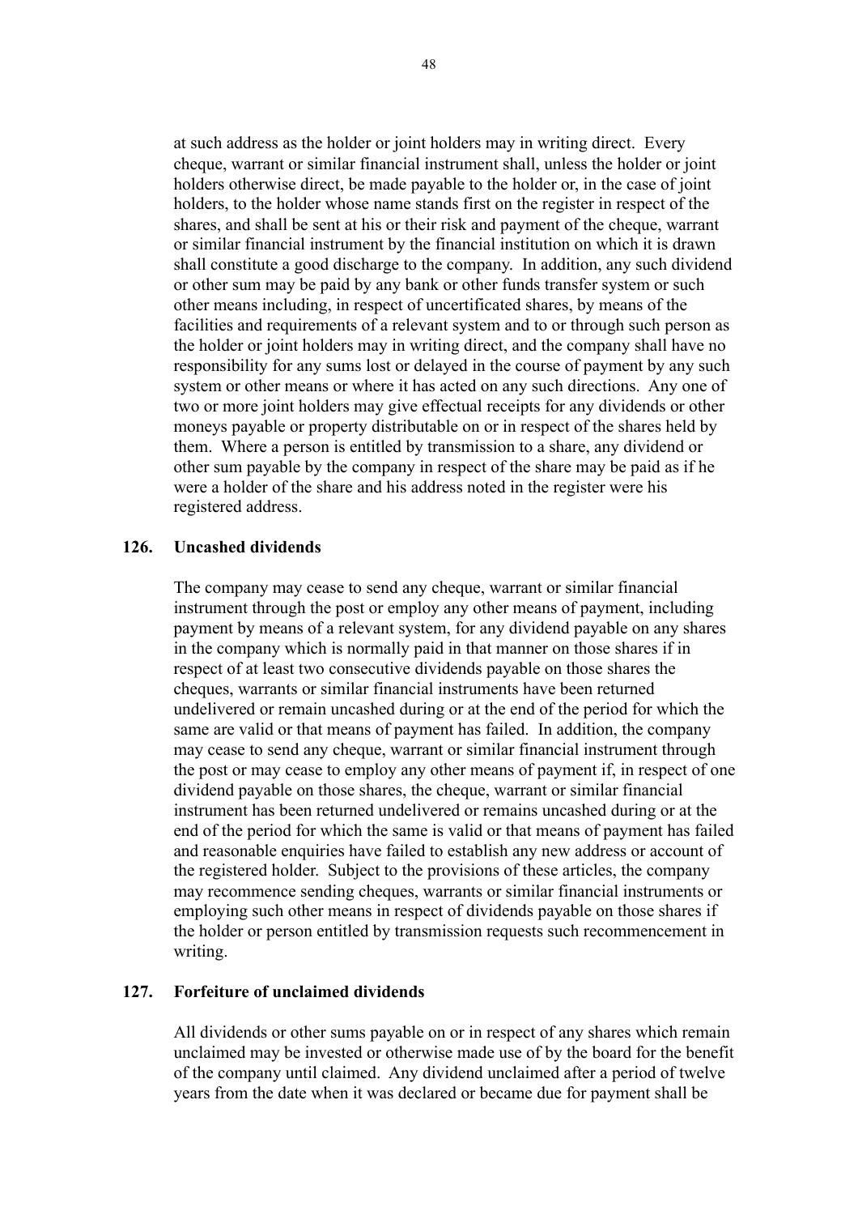at such address as the holder or joint holders may in writing direct. Every cheque, warrant or similar financial instrument shall, unless the holder or joint holders otherwise direct, be made payable to the holder or, in the case of joint holders, to the holder whose name stands first on the register in respect of the shares, and shall be sent at his or their risk and payment of the cheque, warrant or similar financial instrument by the financial institution on which it is drawn shall constitute a good discharge to the company. In addition, any such dividend or other sum may be paid by any bank or other funds transfer system or such other means including, in respect of uncertificated shares, by means of the facilities and requirements of a relevant system and to or through such person as the holder or joint holders may in writing direct, and the company shall have no responsibility for any sums lost or delayed in the course of payment by any such system or other means or where it has acted on any such directions. Any one of two or more joint holders may give effectual receipts for any dividends or other moneys payable or property distributable on or in respect of the shares held by them. Where a person is entitled by transmission to a share, any dividend or other sum payable by the company in respect of the share may be paid as if he were a holder of the share and his address noted in the register were his registered address.

**126. Uncashed dividends**

The company may cease to send any cheque, warrant or similar financial instrument through the post or employ any other means of payment, including payment by means of a relevant system, for any dividend payable on any shares in the company which is normally paid in that manner on those shares if in respect of at least two consecutive dividends payable on those shares the cheques, warrants or similar financial instruments have been returned undelivered or remain uncashed during or at the end of the period for which the same are valid or that means of payment has failed. In addition, the company may cease to send any cheque, warrant or similar financial instrument through the post or may cease to employ any other means of payment if, in respect of one dividend payable on those shares, the cheque, warrant or similar financial instrument has been returned undelivered or remains uncashed during or at the end of the period for which the same is valid or that means of payment has failed and reasonable enquiries have failed to establish any new address or account of the registered holder. Subject to the provisions of these articles, the company may recommence sending cheques, warrants or similar financial instruments or employing such other means in respect of dividends payable on those shares if the holder or person entitled by transmission requests such recommencement in writing.

**127. Forfeiture of unclaimed dividends**

All dividends or other sums payable on or in respect of any shares which remain unclaimed may be invested or otherwise made use of by the board for the benefit of the company until claimed. Any dividend unclaimed after a period of twelve years from the date when it was declared or became due for payment shall be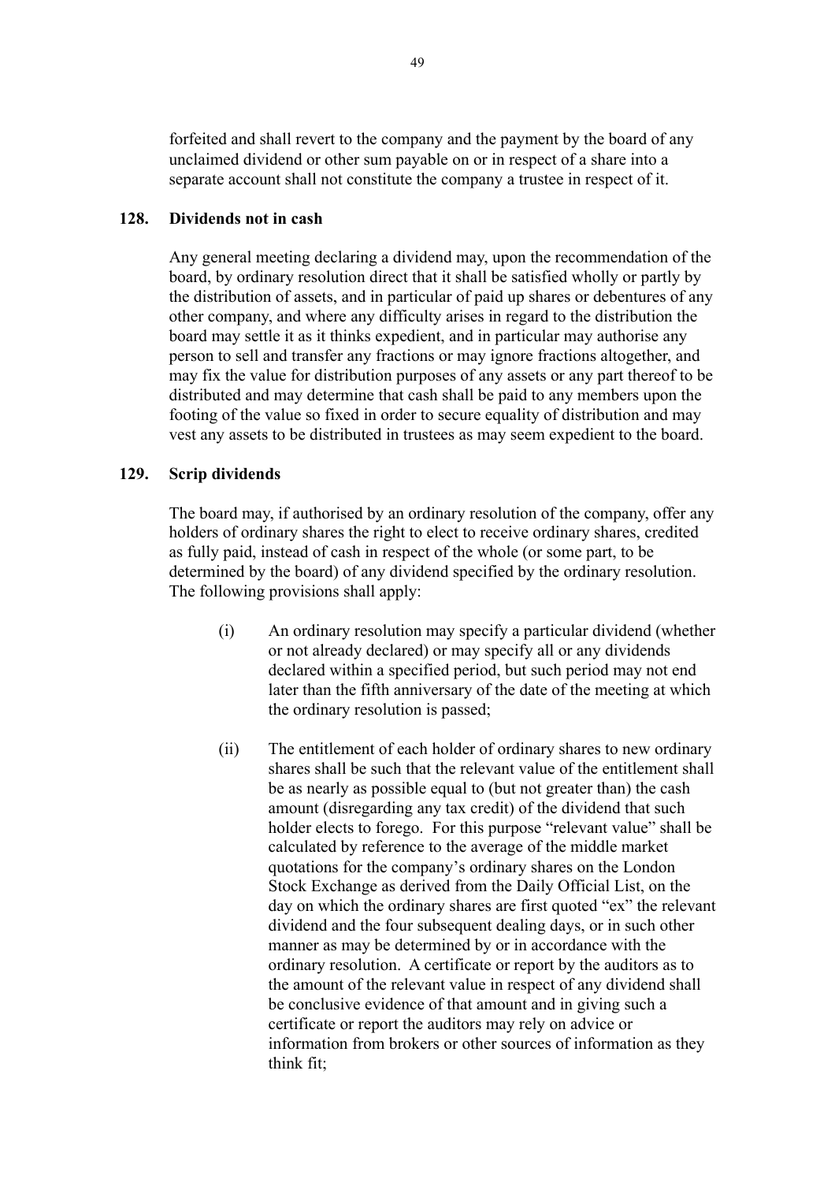forfeited and shall revert to the company and the payment by the board of any unclaimed dividend or other sum payable on or in respect of a share into a separate account shall not constitute the company a trustee in respect of it.

### 128. Dividends not in cash

Any general meeting declaring a dividend may, upon the recommendation of the board, by ordinary resolution direct that it shall be satisfied wholly or partly by the distribution of assets, and in particular of paid up shares or debentures of any other company, and where any difficulty arises in regard to the distribution the board may settle it as it thinks expedient, and in particular may authorise any person to sell and transfer any fractions or may ignore fractions altogether, and may fix the value for distribution purposes of any assets or any part thereof to be distributed and may determine that cash shall be paid to any members upon the footing of the value so fixed in order to secure equality of distribution and may vest any assets to be distributed in trustees as may seem expedient to the board.

### 129. Scrip dividends

The board may, if authorised by an ordinary resolution of the company, offer any holders of ordinary shares the right to elect to receive ordinary shares, credited as fully paid, instead of cash in respect of the whole (or some part, to be determined by the board) of any dividend specified by the ordinary resolution. The following provisions shall apply:

(i) An ordinary resolution may specify a particular dividend (whether or not already declared) or may specify all or any dividends declared within a specified period, but such period may not end later than the fifth anniversary of the date of the meeting at which the ordinary resolution is passed;

(ii) The entitlement of each holder of ordinary shares to new ordinary shares shall be such that the relevant value of the entitlement shall be as nearly as possible equal to (but not greater than) the cash amount (disregarding any tax credit) of the dividend that such holder elects to forego. For this purpose "relevant value" shall be calculated by reference to the average of the middle market quotations for the company's ordinary shares on the London Stock Exchange as derived from the Daily Official List, on the day on which the ordinary shares are first quoted "ex" the relevant dividend and the four subsequent dealing days, or in such other manner as may be determined by or in accordance with the ordinary resolution. A certificate or report by the auditors as to the amount of the relevant value in respect of any dividend shall be conclusive evidence of that amount and in giving such a certificate or report the auditors may rely on advice or information from brokers or other sources of information as they think fit;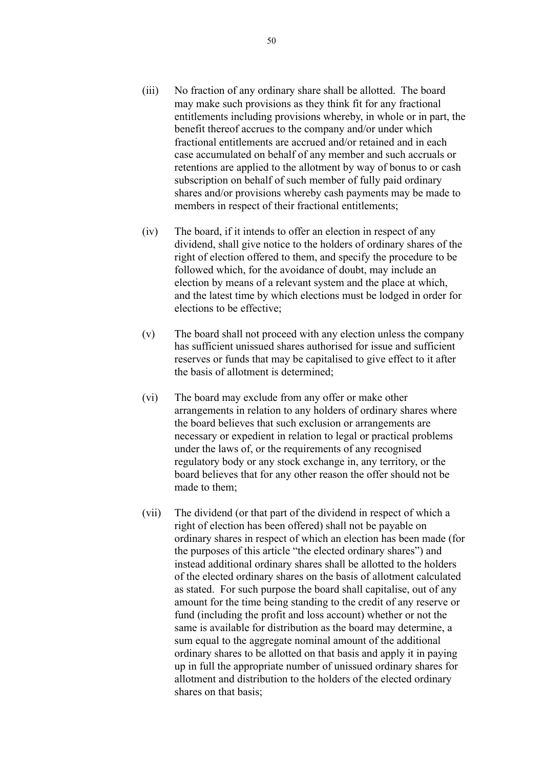(iii) No fraction of any ordinary share shall be allotted. The board may make such provisions as they think fit for any fractional entitlements including provisions whereby, in whole or in part, the benefit thereof accrues to the company and/or under which fractional entitlements are accrued and/or retained and in each case accumulated on behalf of any member and such accruals or retentions are applied to the allotment by way of bonus to or cash subscription on behalf of such member of fully paid ordinary shares and/or provisions whereby cash payments may be made to members in respect of their fractional entitlements;

(iv) The board, if it intends to offer an election in respect of any dividend, shall give notice to the holders of ordinary shares of the right of election offered to them, and specify the procedure to be followed which, for the avoidance of doubt, may include an election by means of a relevant system and the place at which, and the latest time by which elections must be lodged in order for elections to be effective;

(v) The board shall not proceed with any election unless the company has sufficient unissued shares authorised for issue and sufficient reserves or funds that may be capitalised to give effect to it after the basis of allotment is determined;

(vi) The board may exclude from any offer or make other arrangements in relation to any holders of ordinary shares where the board believes that such exclusion or arrangements are necessary or expedient in relation to legal or practical problems under the laws of, or the requirements of any recognised regulatory body or any stock exchange in, any territory, or the board believes that for any other reason the offer should not be made to them;

(vii) The dividend (or that part of the dividend in respect of which a right of election has been offered) shall not be payable on ordinary shares in respect of which an election has been made (for the purposes of this article "the elected ordinary shares") and instead additional ordinary shares shall be allotted to the holders of the elected ordinary shares on the basis of allotment calculated as stated. For such purpose the board shall capitalise, out of any amount for the time being standing to the credit of any reserve or fund (including the profit and loss account) whether or not the same is available for distribution as the board may determine, a sum equal to the aggregate nominal amount of the additional ordinary shares to be allotted on that basis and apply it in paying up in full the appropriate number of unissued ordinary shares for allotment and distribution to the holders of the elected ordinary shares on that basis;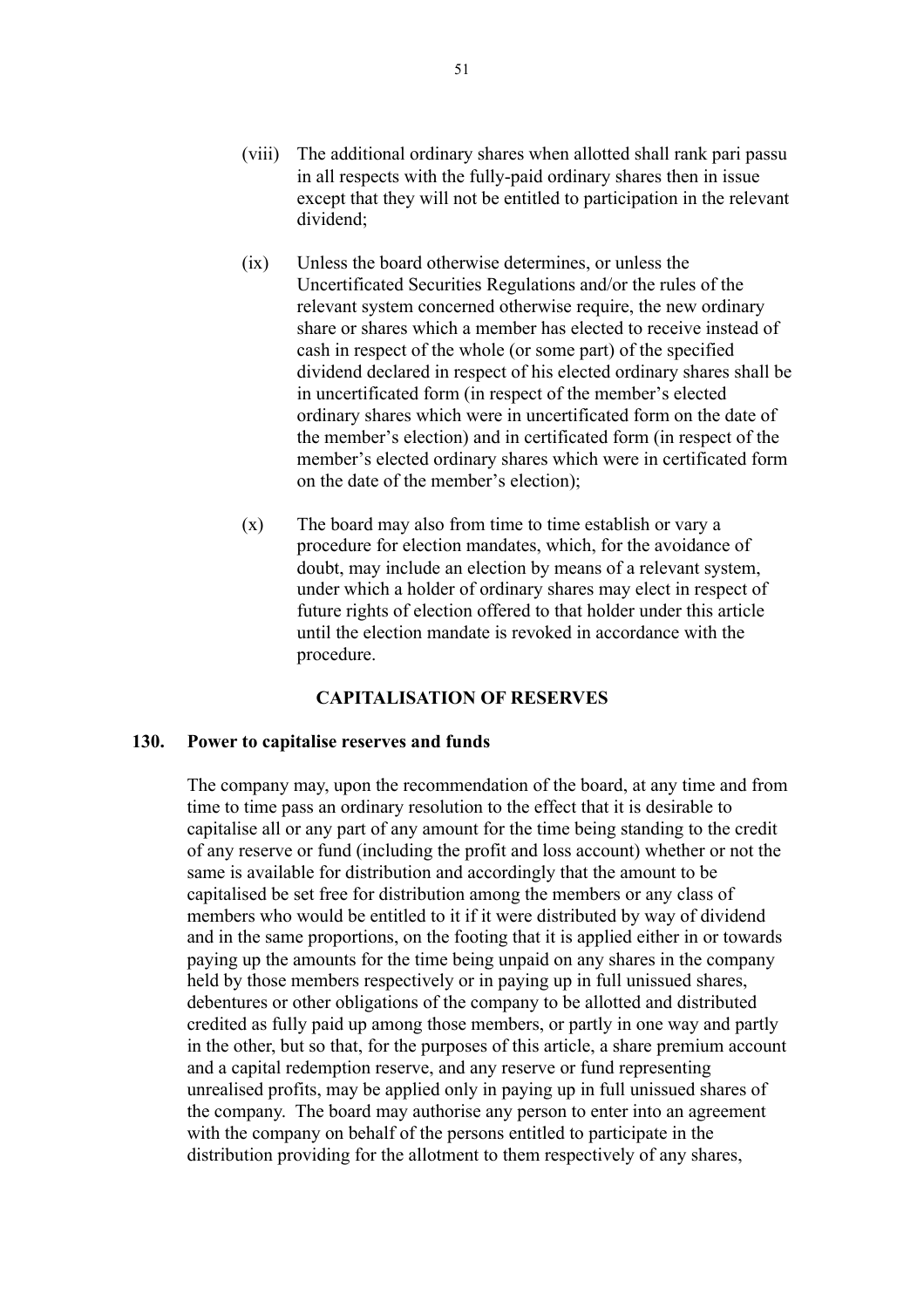(viii) The additional ordinary shares when allotted shall rank pari passu in all respects with the fully-paid ordinary shares then in issue except that they will not be entitled to participation in the relevant dividend;

(ix) Unless the board otherwise determines, or unless the Uncertificated Securities Regulations and/or the rules of the relevant system concerned otherwise require, the new ordinary share or shares which a member has elected to receive instead of cash in respect of the whole (or some part) of the specified dividend declared in respect of his elected ordinary shares shall be in uncertificated form (in respect of the member's elected ordinary shares which were in uncertificated form on the date of the member's election) and in certificated form (in respect of the member's elected ordinary shares which were in certificated form on the date of the member's election);

(x) The board may also from time to time establish or vary a procedure for election mandates, which, for the avoidance of doubt, may include an election by means of a relevant system, under which a holder of ordinary shares may elect in respect of future rights of election offered to that holder under this article until the election mandate is revoked in accordance with the procedure.

## CAPITALISATION OF RESERVES

### 130. Power to capitalise reserves and funds

The company may, upon the recommendation of the board, at any time and from time to time pass an ordinary resolution to the effect that it is desirable to capitalise all or any part of any amount for the time being standing to the credit of any reserve or fund (including the profit and loss account) whether or not the same is available for distribution and accordingly that the amount to be capitalised be set free for distribution among the members or any class of members who would be entitled to it if it were distributed by way of dividend and in the same proportions, on the footing that it is applied either in or towards paying up the amounts for the time being unpaid on any shares in the company held by those members respectively or in paying up in full unissued shares, debentures or other obligations of the company to be allotted and distributed credited as fully paid up among those members, or partly in one way and partly in the other, but so that, for the purposes of this article, a share premium account and a capital redemption reserve, and any reserve or fund representing unrealised profits, may be applied only in paying up in full unissued shares of the company. The board may authorise any person to enter into an agreement with the company on behalf of the persons entitled to participate in the distribution providing for the allotment to them respectively of any shares,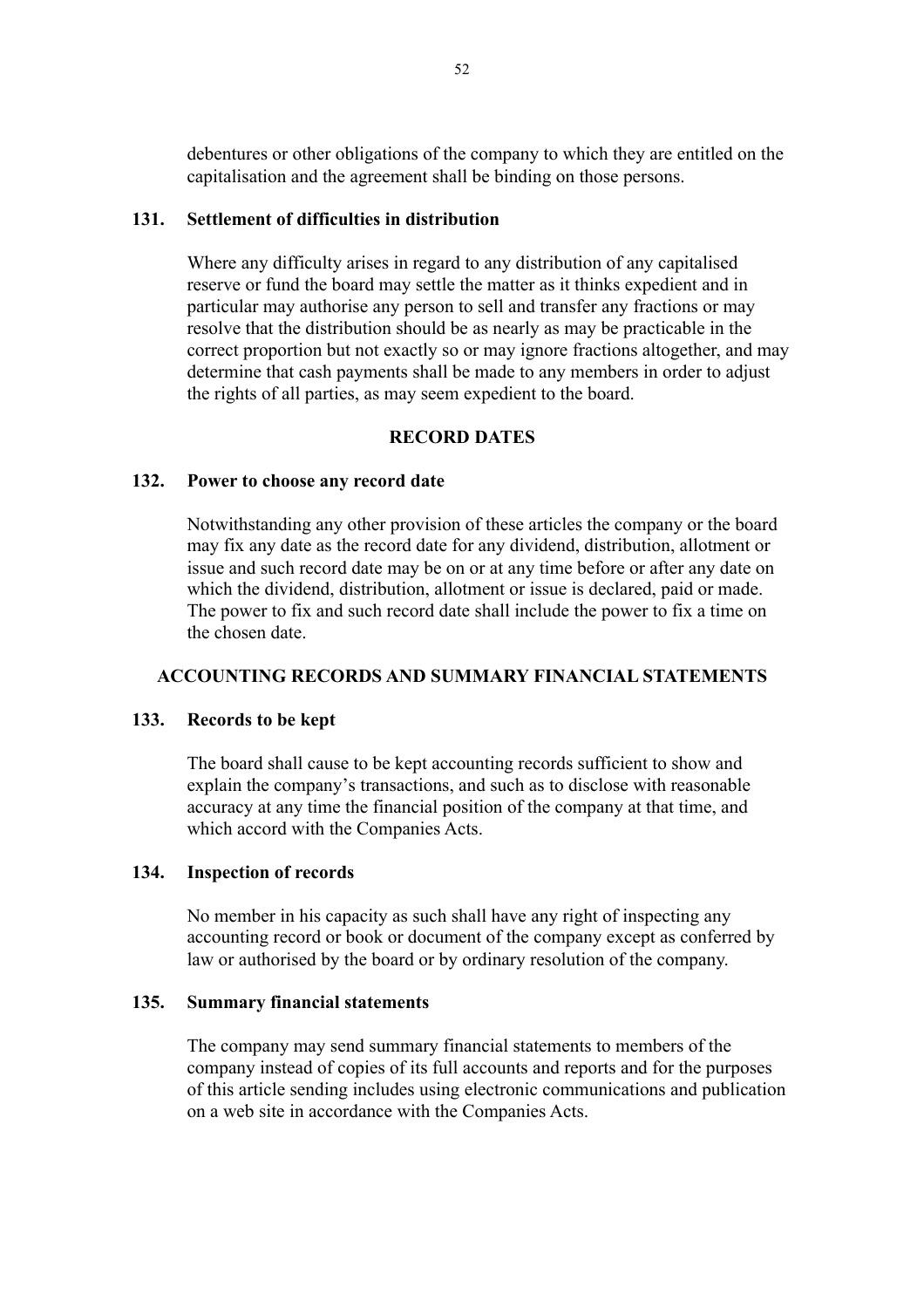debentures or other obligations of the company to which they are entitled on the capitalisation and the agreement shall be binding on those persons.

### 131. Settlement of difficulties in distribution

Where any difficulty arises in regard to any distribution of any capitalised reserve or fund the board may settle the matter as it thinks expedient and in particular may authorise any person to sell and transfer any fractions or may resolve that the distribution should be as nearly as may be practicable in the correct proportion but not exactly so or may ignore fractions altogether, and may determine that cash payments shall be made to any members in order to adjust the rights of all parties, as may seem expedient to the board.

## RECORD DATES

### 132. Power to choose any record date

Notwithstanding any other provision of these articles the company or the board may fix any date as the record date for any dividend, distribution, allotment or issue and such record date may be on or at any time before or after any date on which the dividend, distribution, allotment or issue is declared, paid or made. The power to fix and such record date shall include the power to fix a time on the chosen date.

## ACCOUNTING RECORDS AND SUMMARY FINANCIAL STATEMENTS

### 133. Records to be kept

The board shall cause to be kept accounting records sufficient to show and explain the company's transactions, and such as to disclose with reasonable accuracy at any time the financial position of the company at that time, and which accord with the Companies Acts.

### 134. Inspection of records

No member in his capacity as such shall have any right of inspecting any accounting record or book or document of the company except as conferred by law or authorised by the board or by ordinary resolution of the company.

### 135. Summary financial statements

The company may send summary financial statements to members of the company instead of copies of its full accounts and reports and for the purposes of this article sending includes using electronic communications and publication on a web site in accordance with the Companies Acts.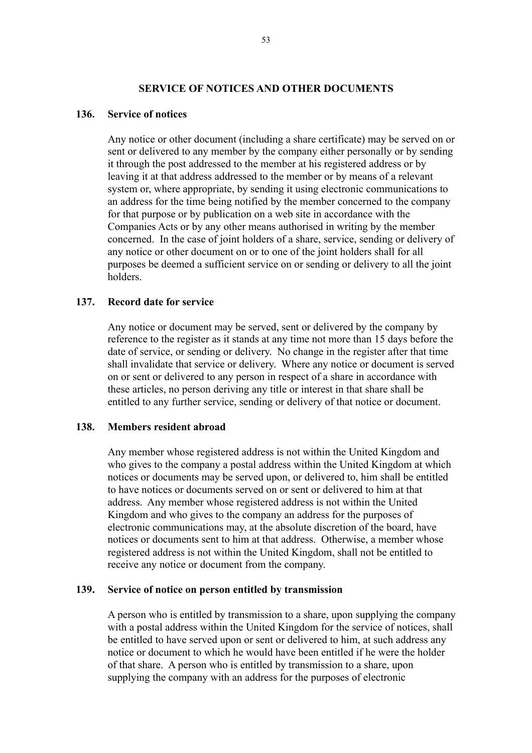## SERVICE OF NOTICES AND OTHER DOCUMENTS

### 136. Service of notices

Any notice or other document (including a share certificate) may be served on or sent or delivered to any member by the company either personally or by sending it through the post addressed to the member at his registered address or by leaving it at that address addressed to the member or by means of a relevant system or, where appropriate, by sending it using electronic communications to an address for the time being notified by the member concerned to the company for that purpose or by publication on a web site in accordance with the Companies Acts or by any other means authorised in writing by the member concerned. In the case of joint holders of a share, service, sending or delivery of any notice or other document on or to one of the joint holders shall for all purposes be deemed a sufficient service on or sending or delivery to all the joint holders.

### 137. Record date for service

Any notice or document may be served, sent or delivered by the company by reference to the register as it stands at any time not more than 15 days before the date of service, or sending or delivery. No change in the register after that time shall invalidate that service or delivery. Where any notice or document is served on or sent or delivered to any person in respect of a share in accordance with these articles, no person deriving any title or interest in that share shall be entitled to any further service, sending or delivery of that notice or document.

### 138. Members resident abroad

Any member whose registered address is not within the United Kingdom and who gives to the company a postal address within the United Kingdom at which notices or documents may be served upon, or delivered to, him shall be entitled to have notices or documents served on or sent or delivered to him at that address. Any member whose registered address is not within the United Kingdom and who gives to the company an address for the purposes of electronic communications may, at the absolute discretion of the board, have notices or documents sent to him at that address. Otherwise, a member whose registered address is not within the United Kingdom, shall not be entitled to receive any notice or document from the company.

### 139. Service of notice on person entitled by transmission

A person who is entitled by transmission to a share, upon supplying the company with a postal address within the United Kingdom for the service of notices, shall be entitled to have served upon or sent or delivered to him, at such address any notice or document to which he would have been entitled if he were the holder of that share. A person who is entitled by transmission to a share, upon supplying the company with an address for the purposes of electronic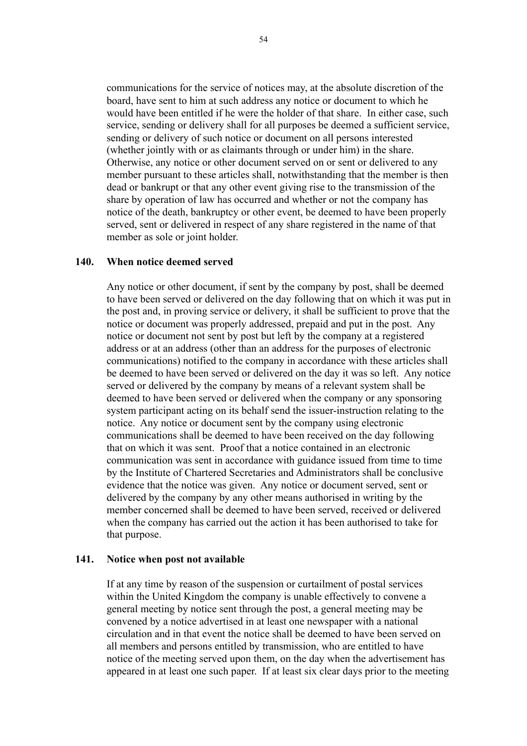communications for the service of notices may, at the absolute discretion of the board, have sent to him at such address any notice or document to which he would have been entitled if he were the holder of that share. In either case, such service, sending or delivery shall for all purposes be deemed a sufficient service, sending or delivery of such notice or document on all persons interested (whether jointly with or as claimants through or under him) in the share. Otherwise, any notice or other document served on or sent or delivered to any member pursuant to these articles shall, notwithstanding that the member is then dead or bankrupt or that any other event giving rise to the transmission of the share by operation of law has occurred and whether or not the company has notice of the death, bankruptcy or other event, be deemed to have been properly served, sent or delivered in respect of any share registered in the name of that member as sole or joint holder.

## 140. When notice deemed served

Any notice or other document, if sent by the company by post, shall be deemed to have been served or delivered on the day following that on which it was put in the post and, in proving service or delivery, it shall be sufficient to prove that the notice or document was properly addressed, prepaid and put in the post. Any notice or document not sent by post but left by the company at a registered address or at an address (other than an address for the purposes of electronic communications) notified to the company in accordance with these articles shall be deemed to have been served or delivered on the day it was so left. Any notice served or delivered by the company by means of a relevant system shall be deemed to have been served or delivered when the company or any sponsoring system participant acting on its behalf send the issuer-instruction relating to the notice. Any notice or document sent by the company using electronic communications shall be deemed to have been received on the day following that on which it was sent. Proof that a notice contained in an electronic communication was sent in accordance with guidance issued from time to time by the Institute of Chartered Secretaries and Administrators shall be conclusive evidence that the notice was given. Any notice or document served, sent or delivered by the company by any other means authorised in writing by the member concerned shall be deemed to have been served, received or delivered when the company has carried out the action it has been authorised to take for that purpose.

## 141. Notice when post not available

If at any time by reason of the suspension or curtailment of postal services within the United Kingdom the company is unable effectively to convene a general meeting by notice sent through the post, a general meeting may be convened by a notice advertised in at least one newspaper with a national circulation and in that event the notice shall be deemed to have been served on all members and persons entitled by transmission, who are entitled to have notice of the meeting served upon them, on the day when the advertisement has appeared in at least one such paper. If at least six clear days prior to the meeting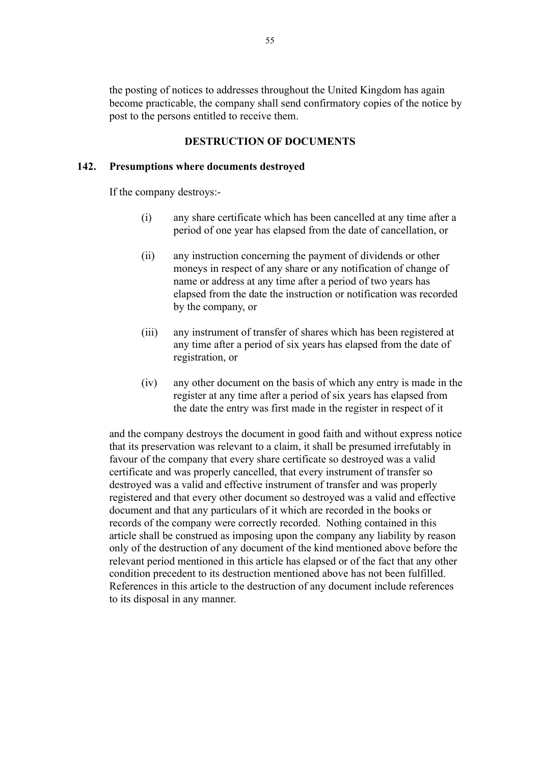the posting of notices to addresses throughout the United Kingdom has again become practicable, the company shall send confirmatory copies of the notice by post to the persons entitled to receive them.

## DESTRUCTION OF DOCUMENTS

### 142. Presumptions where documents destroyed

If the company destroys:-

(i) any share certificate which has been cancelled at any time after a period of one year has elapsed from the date of cancellation, or

(ii) any instruction concerning the payment of dividends or other moneys in respect of any share or any notification of change of name or address at any time after a period of two years has elapsed from the date the instruction or notification was recorded by the company, or

(iii) any instrument of transfer of shares which has been registered at any time after a period of six years has elapsed from the date of registration, or

(iv) any other document on the basis of which any entry is made in the register at any time after a period of six years has elapsed from the date the entry was first made in the register in respect of it

and the company destroys the document in good faith and without express notice that its preservation was relevant to a claim, it shall be presumed irrefutably in favour of the company that every share certificate so destroyed was a valid certificate and was properly cancelled, that every instrument of transfer so destroyed was a valid and effective instrument of transfer and was properly registered and that every other document so destroyed was a valid and effective document and that any particulars of it which are recorded in the books or records of the company were correctly recorded. Nothing contained in this article shall be construed as imposing upon the company any liability by reason only of the destruction of any document of the kind mentioned above before the relevant period mentioned in this article has elapsed or of the fact that any other condition precedent to its destruction mentioned above has not been fulfilled. References in this article to the destruction of any document include references to its disposal in any manner.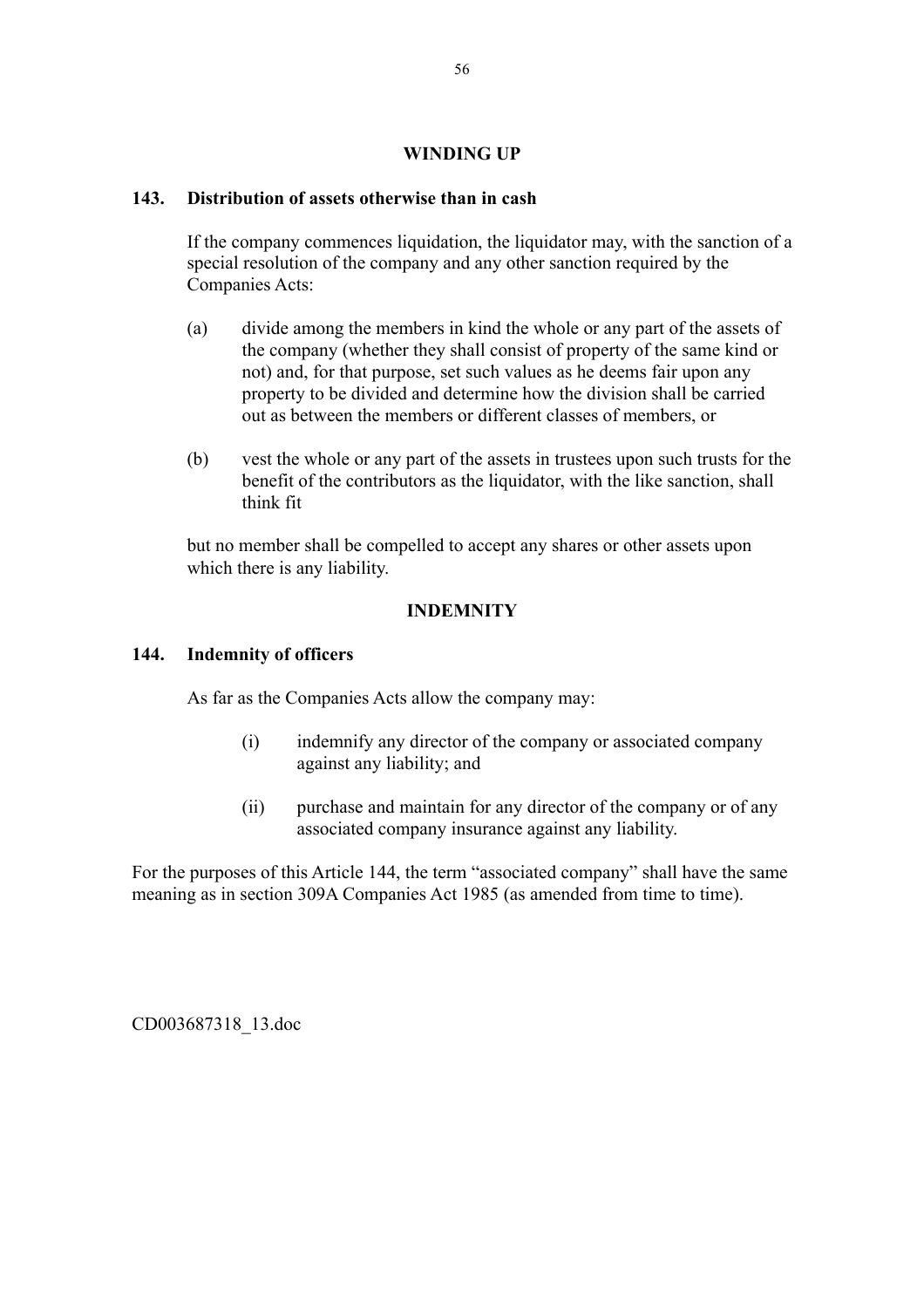## WINDING UP

### 143. Distribution of assets otherwise than in cash

If the company commences liquidation, the liquidator may, with the sanction of a special resolution of the company and any other sanction required by the Companies Acts:

(a) divide among the members in kind the whole or any part of the assets of the company (whether they shall consist of property of the same kind or not) and, for that purpose, set such values as he deems fair upon any property to be divided and determine how the division shall be carried out as between the members or different classes of members, or

(b) vest the whole or any part of the assets in trustees upon such trusts for the benefit of the contributors as the liquidator, with the like sanction, shall think fit

but no member shall be compelled to accept any shares or other assets upon which there is any liability.

## INDEMNITY

### 144. Indemnity of officers

As far as the Companies Acts allow the company may:

(i) indemnify any director of the company or associated company against any liability; and

(ii) purchase and maintain for any director of the company or of any associated company insurance against any liability.

For the purposes of this Article 144, the term "associated company" shall have the same meaning as in section 309A Companies Act 1985 (as amended from time to time).

CD003687318_13.doc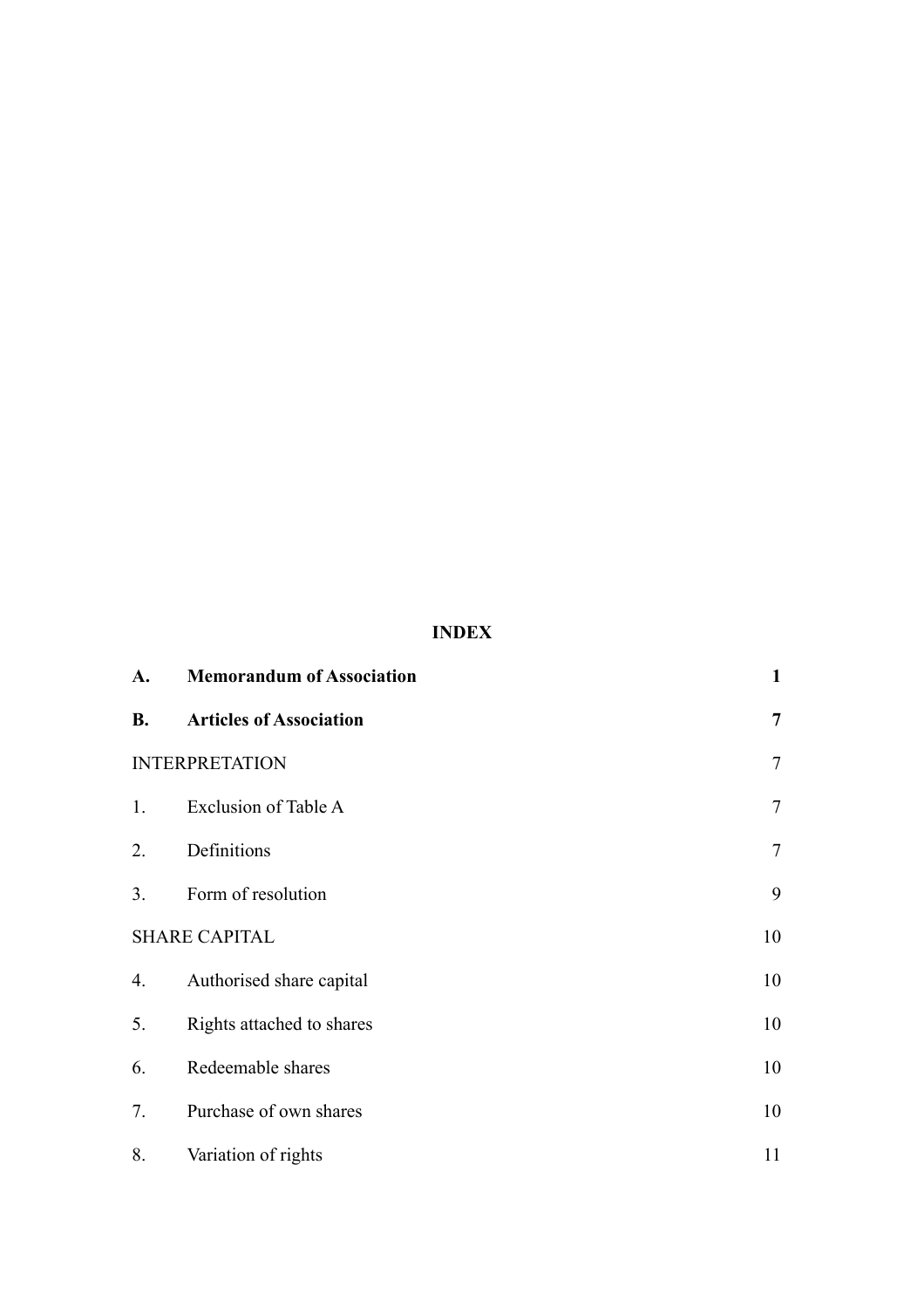# INDEX

| | | |
|---|---|---|
| **A.** | **Memorandum of Association** | **1** |
| **B.** | **Articles of Association** | **7** |
| INTERPRETATION | | 7 |
| 1. | Exclusion of Table A | 7 |
| 2. | Definitions | 7 |
| 3. | Form of resolution | 9 |
| SHARE CAPITAL | | 10 |
| 4. | Authorised share capital | 10 |
| 5. | Rights attached to shares | 10 |
| 6. | Redeemable shares | 10 |
| 7. | Purchase of own shares | 10 |
| 8. | Variation of rights | 11 |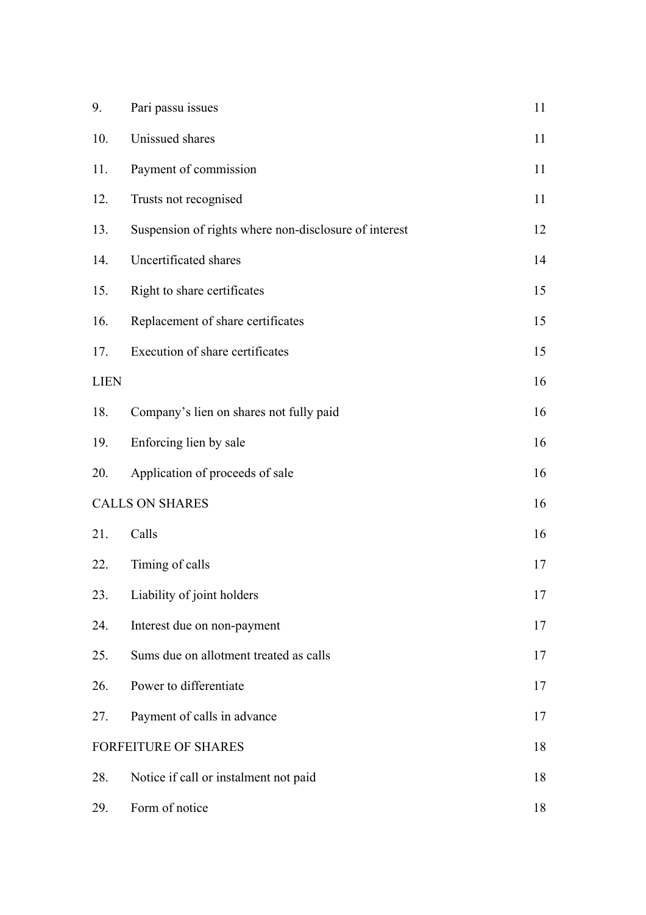| | | |
|---|---|---|
| 9. | Pari passu issues | 11 |
| 10. | Unissued shares | 11 |
| 11. | Payment of commission | 11 |
| 12. | Trusts not recognised | 11 |
| 13. | Suspension of rights where non-disclosure of interest | 12 |
| 14. | Uncertificated shares | 14 |
| 15. | Right to share certificates | 15 |
| 16. | Replacement of share certificates | 15 |
| 17. | Execution of share certificates | 15 |
| LIEN | | 16 |
| 18. | Company's lien on shares not fully paid | 16 |
| 19. | Enforcing lien by sale | 16 |
| 20. | Application of proceeds of sale | 16 |
| CALLS ON SHARES | | 16 |
| 21. | Calls | 16 |
| 22. | Timing of calls | 17 |
| 23. | Liability of joint holders | 17 |
| 24. | Interest due on non-payment | 17 |
| 25. | Sums due on allotment treated as calls | 17 |
| 26. | Power to differentiate | 17 |
| 27. | Payment of calls in advance | 17 |
| FORFEITURE OF SHARES | | 18 |
| 28. | Notice if call or instalment not paid | 18 |
| 29. | Form of notice | 18 |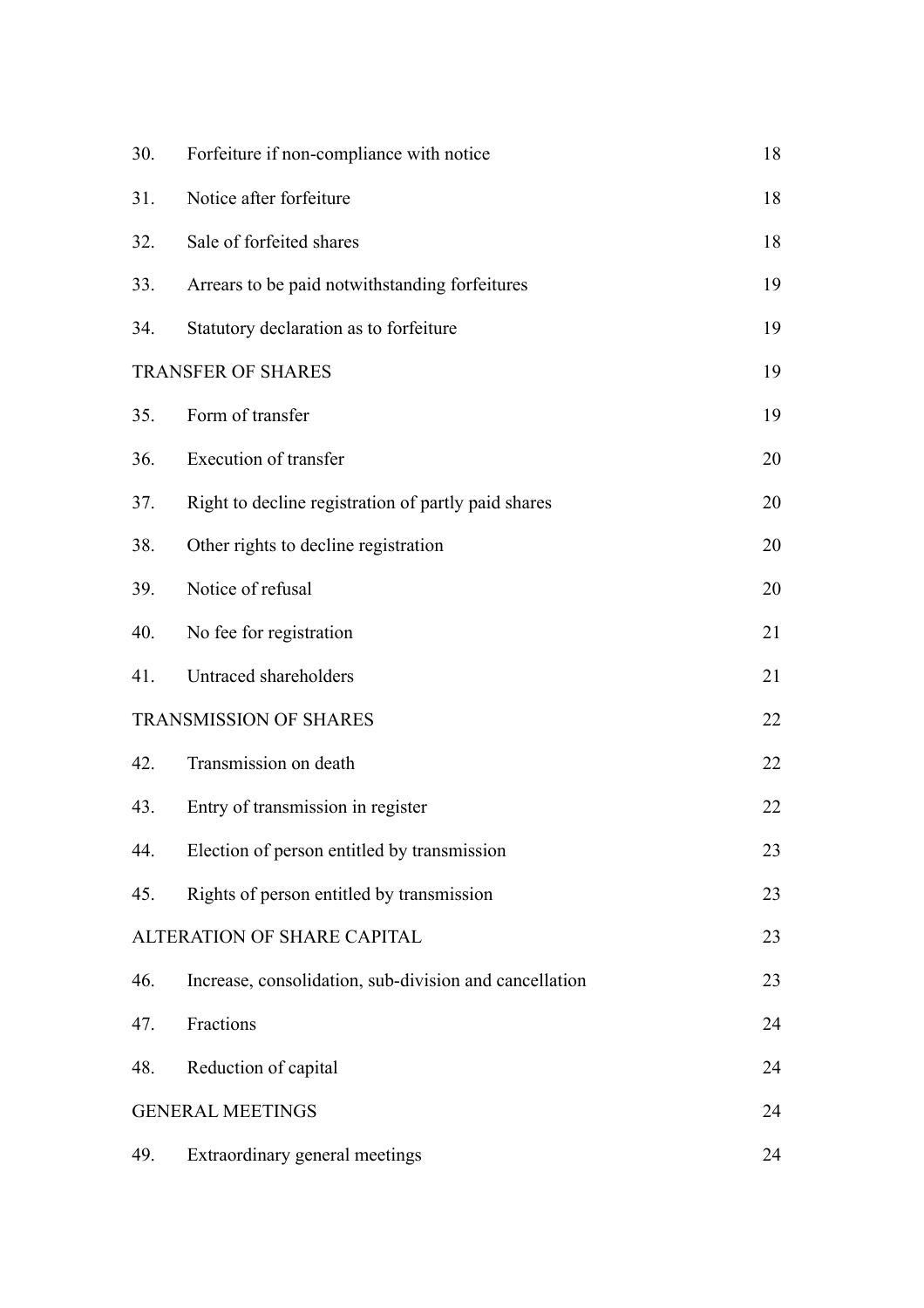| | | |
|---|---|---|
| 30. | Forfeiture if non-compliance with notice | 18 |
| 31. | Notice after forfeiture | 18 |
| 32. | Sale of forfeited shares | 18 |
| 33. | Arrears to be paid notwithstanding forfeitures | 19 |
| 34. | Statutory declaration as to forfeiture | 19 |
| TRANSFER OF SHARES | | 19 |
| 35. | Form of transfer | 19 |
| 36. | Execution of transfer | 20 |
| 37. | Right to decline registration of partly paid shares | 20 |
| 38. | Other rights to decline registration | 20 |
| 39. | Notice of refusal | 20 |
| 40. | No fee for registration | 21 |
| 41. | Untraced shareholders | 21 |
| TRANSMISSION OF SHARES | | 22 |
| 42. | Transmission on death | 22 |
| 43. | Entry of transmission in register | 22 |
| 44. | Election of person entitled by transmission | 23 |
| 45. | Rights of person entitled by transmission | 23 |
| ALTERATION OF SHARE CAPITAL | | 23 |
| 46. | Increase, consolidation, sub-division and cancellation | 23 |
| 47. | Fractions | 24 |
| 48. | Reduction of capital | 24 |
| GENERAL MEETINGS | | 24 |
| 49. | Extraordinary general meetings | 24 |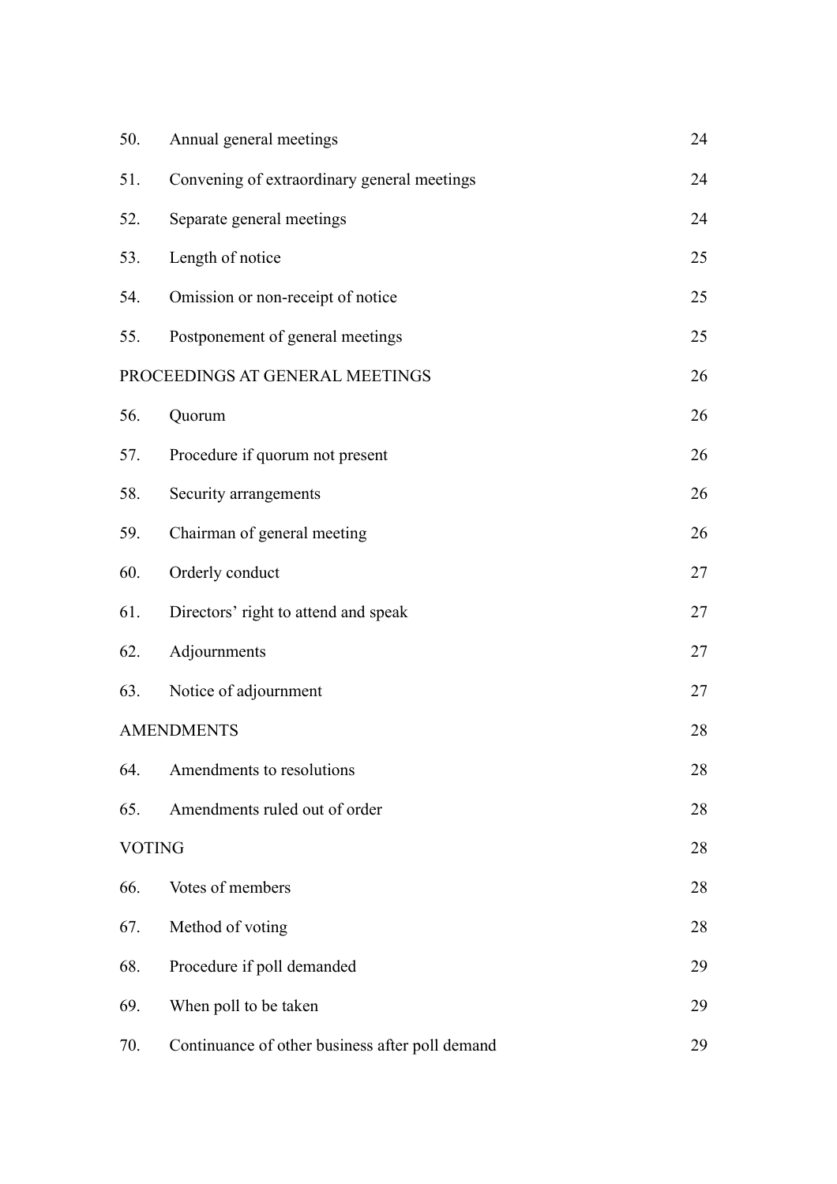| | | |
|---|---|---|
| 50. | Annual general meetings | 24 |
| 51. | Convening of extraordinary general meetings | 24 |
| 52. | Separate general meetings | 24 |
| 53. | Length of notice | 25 |
| 54. | Omission or non-receipt of notice | 25 |
| 55. | Postponement of general meetings | 25 |
| PROCEEDINGS AT GENERAL MEETINGS | | 26 |
| 56. | Quorum | 26 |
| 57. | Procedure if quorum not present | 26 |
| 58. | Security arrangements | 26 |
| 59. | Chairman of general meeting | 26 |
| 60. | Orderly conduct | 27 |
| 61. | Directors' right to attend and speak | 27 |
| 62. | Adjournments | 27 |
| 63. | Notice of adjournment | 27 |
| AMENDMENTS | | 28 |
| 64. | Amendments to resolutions | 28 |
| 65. | Amendments ruled out of order | 28 |
| VOTING | | 28 |
| 66. | Votes of members | 28 |
| 67. | Method of voting | 28 |
| 68. | Procedure if poll demanded | 29 |
| 69. | When poll to be taken | 29 |
| 70. | Continuance of other business after poll demand | 29 |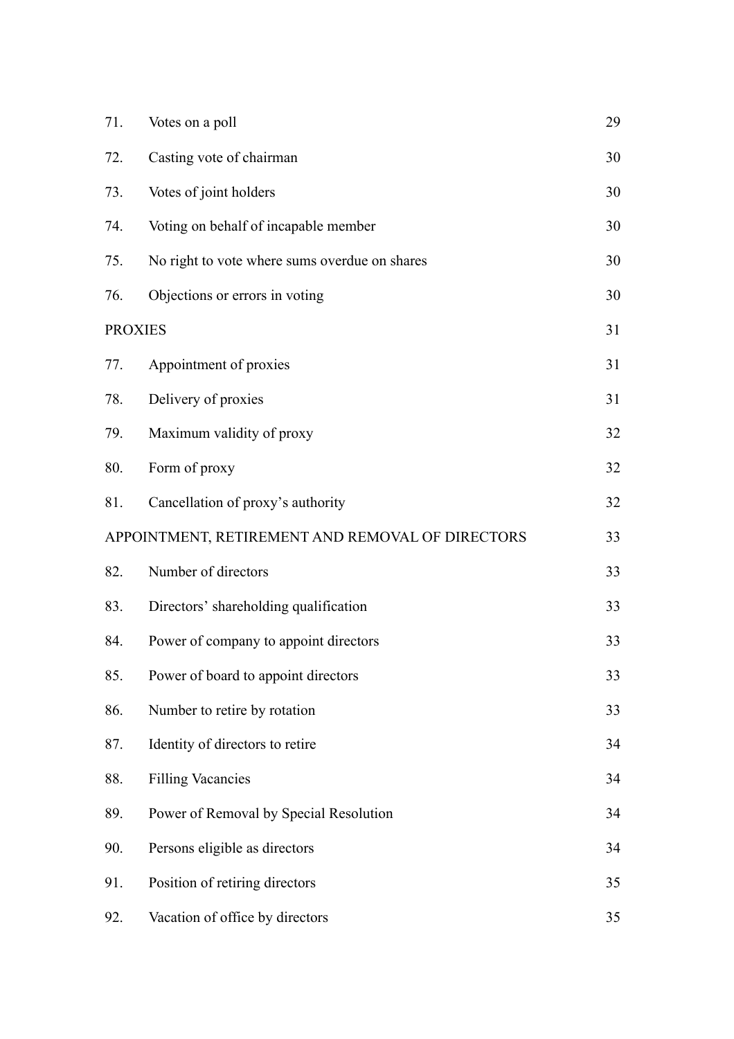| | | |
|---|---|---|
| 71. | Votes on a poll | 29 |
| 72. | Casting vote of chairman | 30 |
| 73. | Votes of joint holders | 30 |
| 74. | Voting on behalf of incapable member | 30 |
| 75. | No right to vote where sums overdue on shares | 30 |
| 76. | Objections or errors in voting | 30 |
| PROXIES | | 31 |
| 77. | Appointment of proxies | 31 |
| 78. | Delivery of proxies | 31 |
| 79. | Maximum validity of proxy | 32 |
| 80. | Form of proxy | 32 |
| 81. | Cancellation of proxy's authority | 32 |
| APPOINTMENT, RETIREMENT AND REMOVAL OF DIRECTORS | | 33 |
| 82. | Number of directors | 33 |
| 83. | Directors' shareholding qualification | 33 |
| 84. | Power of company to appoint directors | 33 |
| 85. | Power of board to appoint directors | 33 |
| 86. | Number to retire by rotation | 33 |
| 87. | Identity of directors to retire | 34 |
| 88. | Filling Vacancies | 34 |
| 89. | Power of Removal by Special Resolution | 34 |
| 90. | Persons eligible as directors | 34 |
| 91. | Position of retiring directors | 35 |
| 92. | Vacation of office by directors | 35 |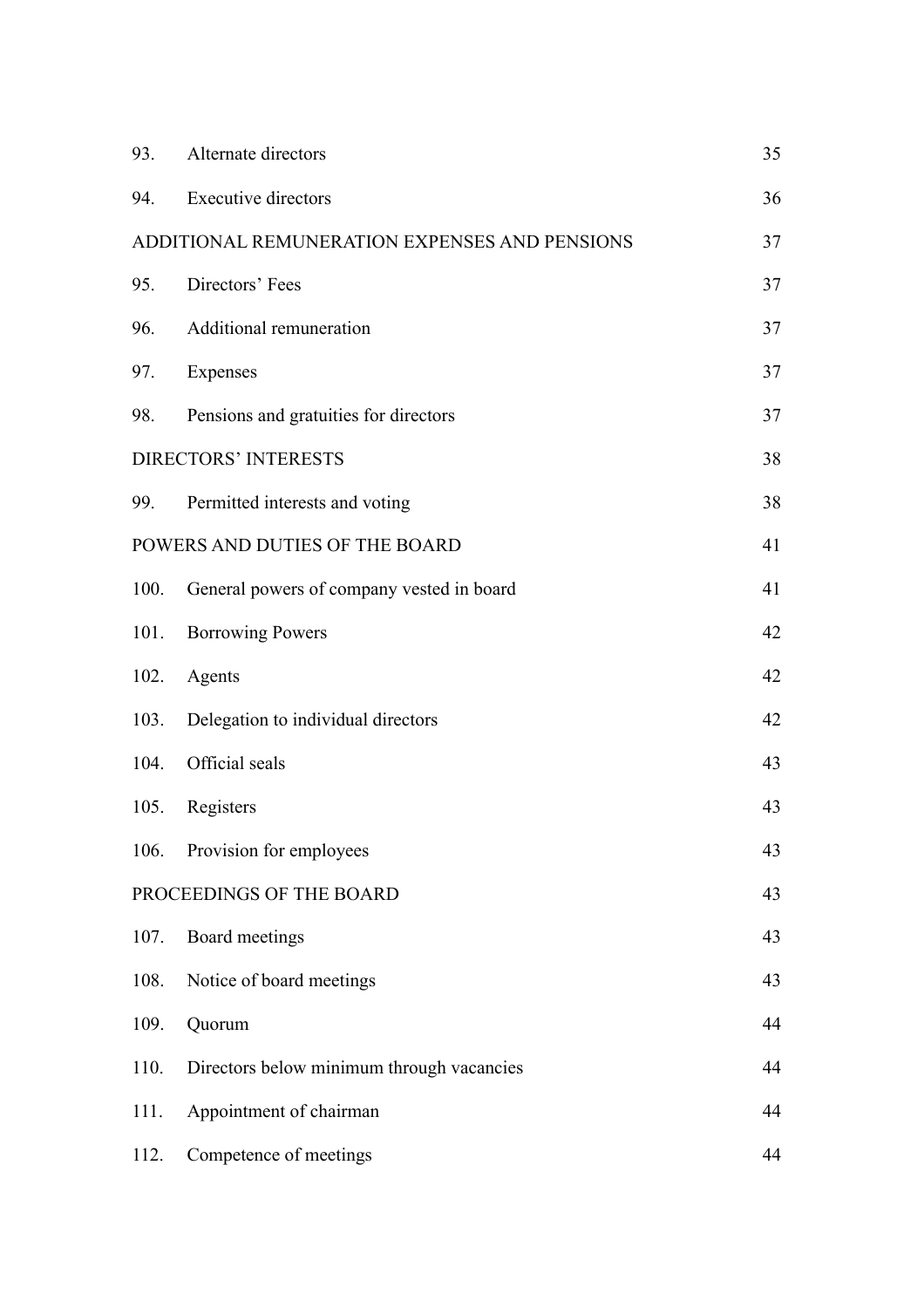| | | |
|---|---|---|
| 93. | Alternate directors | 35 |
| 94. | Executive directors | 36 |
| ADDITIONAL REMUNERATION EXPENSES AND PENSIONS | | 37 |
| 95. | Directors’ Fees | 37 |
| 96. | Additional remuneration | 37 |
| 97. | Expenses | 37 |
| 98. | Pensions and gratuities for directors | 37 |
| DIRECTORS’ INTERESTS | | 38 |
| 99. | Permitted interests and voting | 38 |
| POWERS AND DUTIES OF THE BOARD | | 41 |
| 100. | General powers of company vested in board | 41 |
| 101. | Borrowing Powers | 42 |
| 102. | Agents | 42 |
| 103. | Delegation to individual directors | 42 |
| 104. | Official seals | 43 |
| 105. | Registers | 43 |
| 106. | Provision for employees | 43 |
| PROCEEDINGS OF THE BOARD | | 43 |
| 107. | Board meetings | 43 |
| 108. | Notice of board meetings | 43 |
| 109. | Quorum | 44 |
| 110. | Directors below minimum through vacancies | 44 |
| 111. | Appointment of chairman | 44 |
| 112. | Competence of meetings | 44 |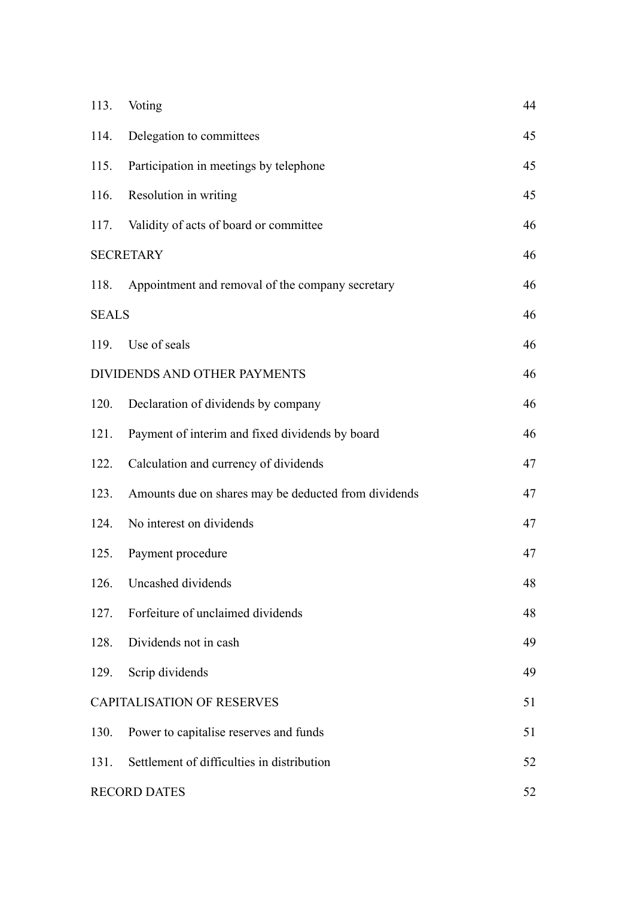| | | |
|---|---|---|
| 113. | Voting | 44 |
| 114. | Delegation to committees | 45 |
| 115. | Participation in meetings by telephone | 45 |
| 116. | Resolution in writing | 45 |
| 117. | Validity of acts of board or committee | 46 |
| SECRETARY | | 46 |
| 118. | Appointment and removal of the company secretary | 46 |
| SEALS | | 46 |
| 119. | Use of seals | 46 |
| DIVIDENDS AND OTHER PAYMENTS | | 46 |
| 120. | Declaration of dividends by company | 46 |
| 121. | Payment of interim and fixed dividends by board | 46 |
| 122. | Calculation and currency of dividends | 47 |
| 123. | Amounts due on shares may be deducted from dividends | 47 |
| 124. | No interest on dividends | 47 |
| 125. | Payment procedure | 47 |
| 126. | Uncashed dividends | 48 |
| 127. | Forfeiture of unclaimed dividends | 48 |
| 128. | Dividends not in cash | 49 |
| 129. | Scrip dividends | 49 |
| CAPITALISATION OF RESERVES | | 51 |
| 130. | Power to capitalise reserves and funds | 51 |
| 131. | Settlement of difficulties in distribution | 52 |
| RECORD DATES | | 52 |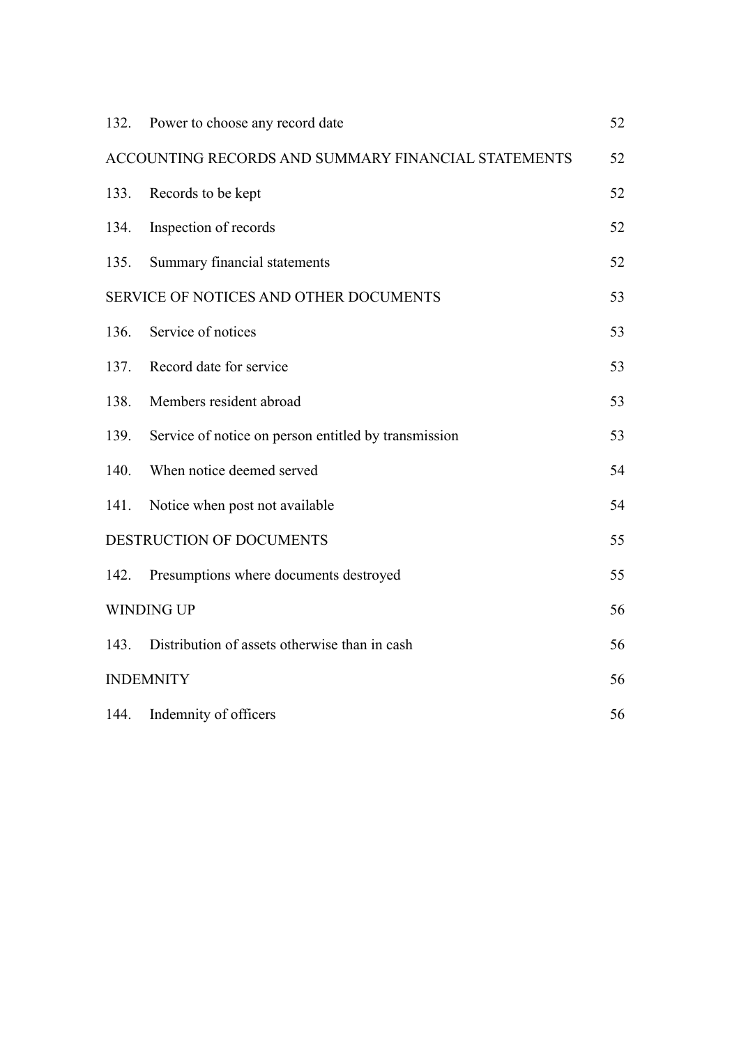| | | |
|---|---|---|
| 132. | Power to choose any record date | 52 |
| ACCOUNTING RECORDS AND SUMMARY FINANCIAL STATEMENTS | | 52 |
| 133. | Records to be kept | 52 |
| 134. | Inspection of records | 52 |
| 135. | Summary financial statements | 52 |
| SERVICE OF NOTICES AND OTHER DOCUMENTS | | 53 |
| 136. | Service of notices | 53 |
| 137. | Record date for service | 53 |
| 138. | Members resident abroad | 53 |
| 139. | Service of notice on person entitled by transmission | 53 |
| 140. | When notice deemed served | 54 |
| 141. | Notice when post not available | 54 |
| DESTRUCTION OF DOCUMENTS | | 55 |
| 142. | Presumptions where documents destroyed | 55 |
| WINDING UP | | 56 |
| 143. | Distribution of assets otherwise than in cash | 56 |
| INDEMNITY | | 56 |
| 144. | Indemnity of officers | 56 |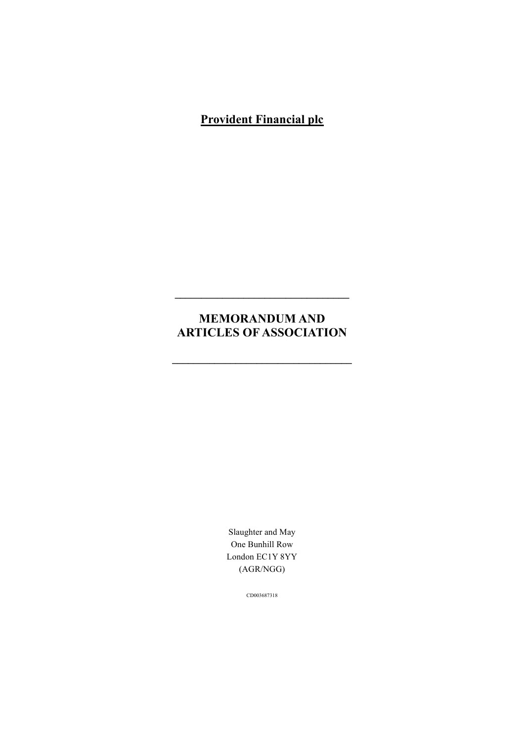# Provident Financial plc

---

## MEMORANDUM AND ARTICLES OF ASSOCIATION

---

Slaughter and May
One Bunhill Row
London EC1Y 8YY
(AGR/NGG)

CD003687318